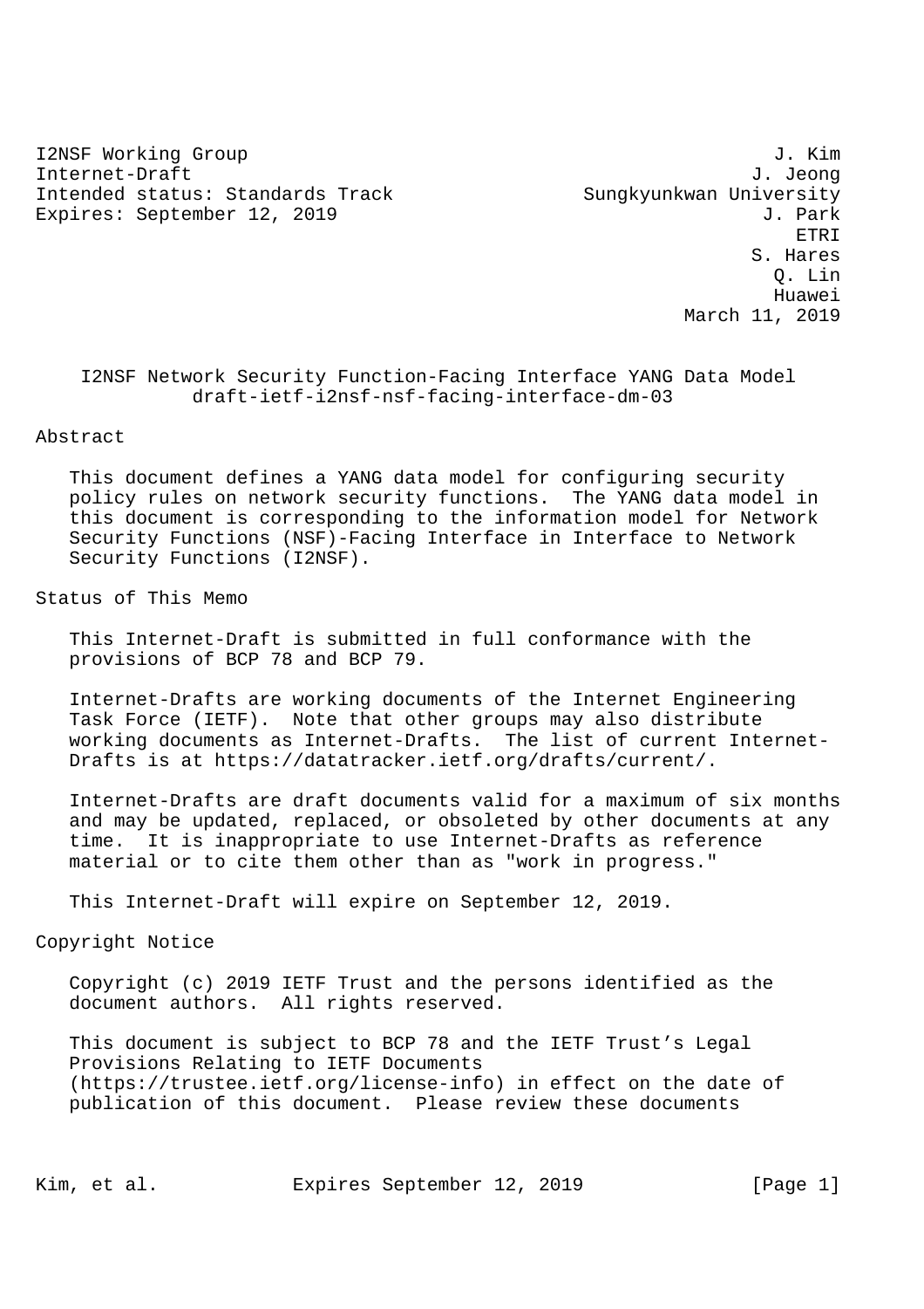I2NSF Working Group J. Kim
Internet-Draft J. Jeong
Intended status: Standards Track Sungkyunkwan University
Expires: September 12, 2019 J. Park
ETRI
S. Hares
Q. Lin
Huawei
March 11, 2019

# I2NSF Network Security Function-Facing Interface YANG Data Model
draft-ietf-i2nsf-nsf-facing-interface-dm-03

## Abstract

This document defines a YANG data model for configuring security policy rules on network security functions. The YANG data model in this document is corresponding to the information model for Network Security Functions (NSF)-Facing Interface in Interface to Network Security Functions (I2NSF).

## Status of This Memo

This Internet-Draft is submitted in full conformance with the provisions of BCP 78 and BCP 79.

Internet-Drafts are working documents of the Internet Engineering Task Force (IETF). Note that other groups may also distribute working documents as Internet-Drafts. The list of current Internet-Drafts is at https://datatracker.ietf.org/drafts/current/.

Internet-Drafts are draft documents valid for a maximum of six months and may be updated, replaced, or obsoleted by other documents at any time. It is inappropriate to use Internet-Drafts as reference material or to cite them other than as "work in progress."

This Internet-Draft will expire on September 12, 2019.

## Copyright Notice

Copyright (c) 2019 IETF Trust and the persons identified as the document authors. All rights reserved.

This document is subject to BCP 78 and the IETF Trust's Legal Provisions Relating to IETF Documents (https://trustee.ietf.org/license-info) in effect on the date of publication of this document. Please review these documents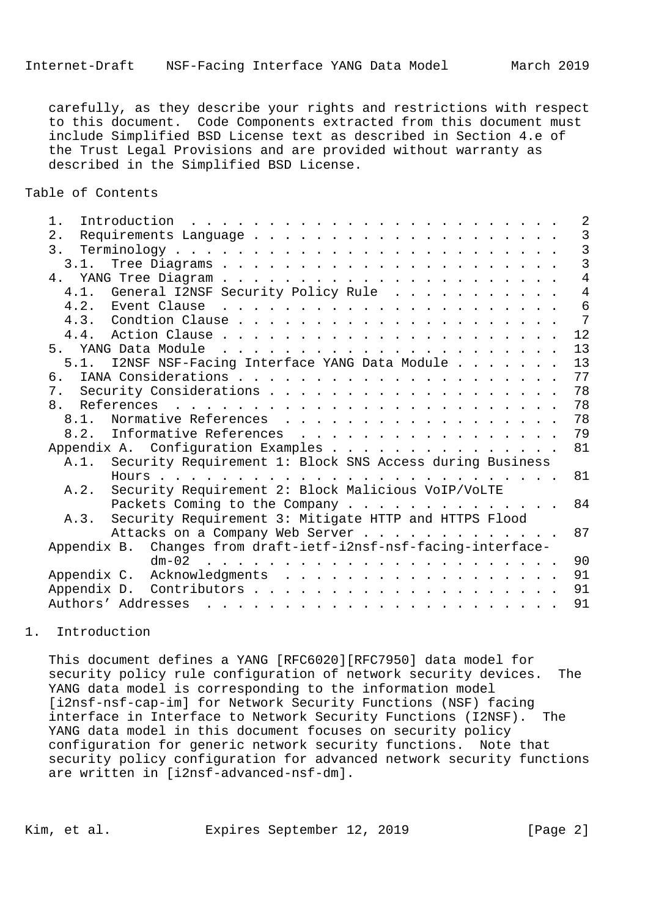carefully, as they describe your rights and restrictions with respect to this document. Code Components extracted from this document must include Simplified BSD License text as described in Section 4.e of the Trust Legal Provisions and are provided without warranty as described in the Simplified BSD License.

## Table of Contents

```
   1.  Introduction  . . . . . . . . . . . . . . . . . . . . . . . .   2
   2.  Requirements Language . . . . . . . . . . . . . . . . . . . .   3
   3.  Terminology . . . . . . . . . . . . . . . . . . . . . . . . .   3
     3.1.  Tree Diagrams . . . . . . . . . . . . . . . . . . . . . .   3
   4.  YANG Tree Diagram . . . . . . . . . . . . . . . . . . . . . .   4
     4.1.  General I2NSF Security Policy Rule  . . . . . . . . . . .   4
     4.2.  Event Clause  . . . . . . . . . . . . . . . . . . . . . .   6
     4.3.  Condtion Clause . . . . . . . . . . . . . . . . . . . . .   7
     4.4.  Action Clause . . . . . . . . . . . . . . . . . . . . . .  12
   5.  YANG Data Module  . . . . . . . . . . . . . . . . . . . . . .  13
     5.1.  I2NSF NSF-Facing Interface YANG Data Module . . . . . . .  13
   6.  IANA Considerations . . . . . . . . . . . . . . . . . . . . .  77
   7.  Security Considerations . . . . . . . . . . . . . . . . . . .  78
   8.  References  . . . . . . . . . . . . . . . . . . . . . . . . .  78
     8.1.  Normative References  . . . . . . . . . . . . . . . . . .  78
     8.2.  Informative References  . . . . . . . . . . . . . . . . .  79
   Appendix A.  Configuration Examples . . . . . . . . . . . . . . .  81
     A.1.  Security Requirement 1: Block SNS Access during Business
           Hours . . . . . . . . . . . . . . . . . . . . . . . . . .  81
     A.2.  Security Requirement 2: Block Malicious VoIP/VoLTE
           Packets Coming to the Company . . . . . . . . . . . . . .  84
     A.3.  Security Requirement 3: Mitigate HTTP and HTTPS Flood
           Attacks on a Company Web Server . . . . . . . . . . . . .  87
   Appendix B.  Changes from draft-ietf-i2nsf-nsf-facing-interface-
                dm-02  . . . . . . . . . . . . . . . . . . . . . . .  90
   Appendix C.  Acknowledgments  . . . . . . . . . . . . . . . . . .  91
   Appendix D.  Contributors . . . . . . . . . . . . . . . . . . . .  91
   Authors' Addresses  . . . . . . . . . . . . . . . . . . . . . . .  91
```

## 1. Introduction

This document defines a YANG [RFC6020][RFC7950] data model for security policy rule configuration of network security devices. The YANG data model is corresponding to the information model [i2nsf-nsf-cap-im] for Network Security Functions (NSF) facing interface in Interface to Network Security Functions (I2NSF). The YANG data model in this document focuses on security policy configuration for generic network security functions. Note that security policy configuration for advanced network security functions are written in [i2nsf-advanced-nsf-dm].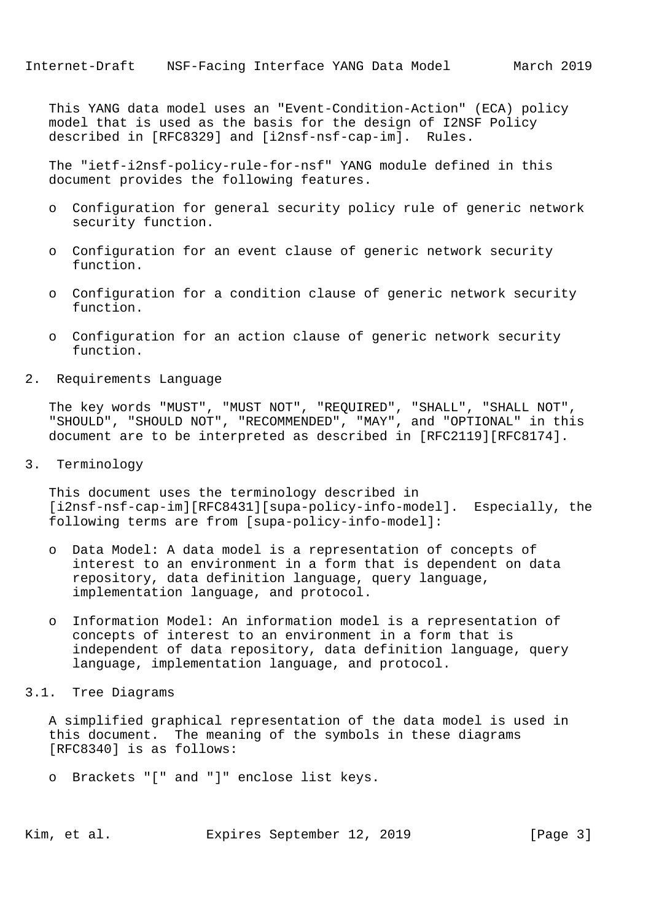This YANG data model uses an "Event-Condition-Action" (ECA) policy model that is used as the basis for the design of I2NSF Policy described in [RFC8329] and [i2nsf-nsf-cap-im]. Rules.

The "ietf-i2nsf-policy-rule-for-nsf" YANG module defined in this document provides the following features.

- Configuration for general security policy rule of generic network security function.
- Configuration for an event clause of generic network security function.
- Configuration for a condition clause of generic network security function.
- Configuration for an action clause of generic network security function.

## 2. Requirements Language

The key words "MUST", "MUST NOT", "REQUIRED", "SHALL", "SHALL NOT", "SHOULD", "SHOULD NOT", "RECOMMENDED", "MAY", and "OPTIONAL" in this document are to be interpreted as described in [RFC2119][RFC8174].

## 3. Terminology

This document uses the terminology described in [i2nsf-nsf-cap-im][RFC8431][supa-policy-info-model]. Especially, the following terms are from [supa-policy-info-model]:

- Data Model: A data model is a representation of concepts of interest to an environment in a form that is dependent on data repository, data definition language, query language, implementation language, and protocol.
- Information Model: An information model is a representation of concepts of interest to an environment in a form that is independent of data repository, data definition language, query language, implementation language, and protocol.

### 3.1. Tree Diagrams

A simplified graphical representation of the data model is used in this document. The meaning of the symbols in these diagrams [RFC8340] is as follows:

- Brackets "[" and "]" enclose list keys.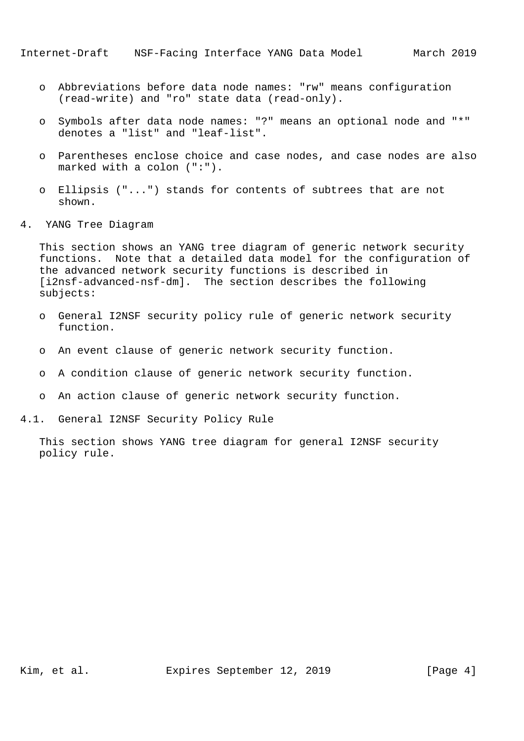- Abbreviations before data node names: "rw" means configuration (read-write) and "ro" state data (read-only).

- Symbols after data node names: "?" means an optional node and "*" denotes a "list" and "leaf-list".

- Parentheses enclose choice and case nodes, and case nodes are also marked with a colon (":").

- Ellipsis ("...") stands for contents of subtrees that are not shown.

## 4. YANG Tree Diagram

This section shows an YANG tree diagram of generic network security functions. Note that a detailed data model for the configuration of the advanced network security functions is described in [i2nsf-advanced-nsf-dm]. The section describes the following subjects:

- General I2NSF security policy rule of generic network security function.

- An event clause of generic network security function.

- A condition clause of generic network security function.

- An action clause of generic network security function.

### 4.1. General I2NSF Security Policy Rule

This section shows YANG tree diagram for general I2NSF security policy rule.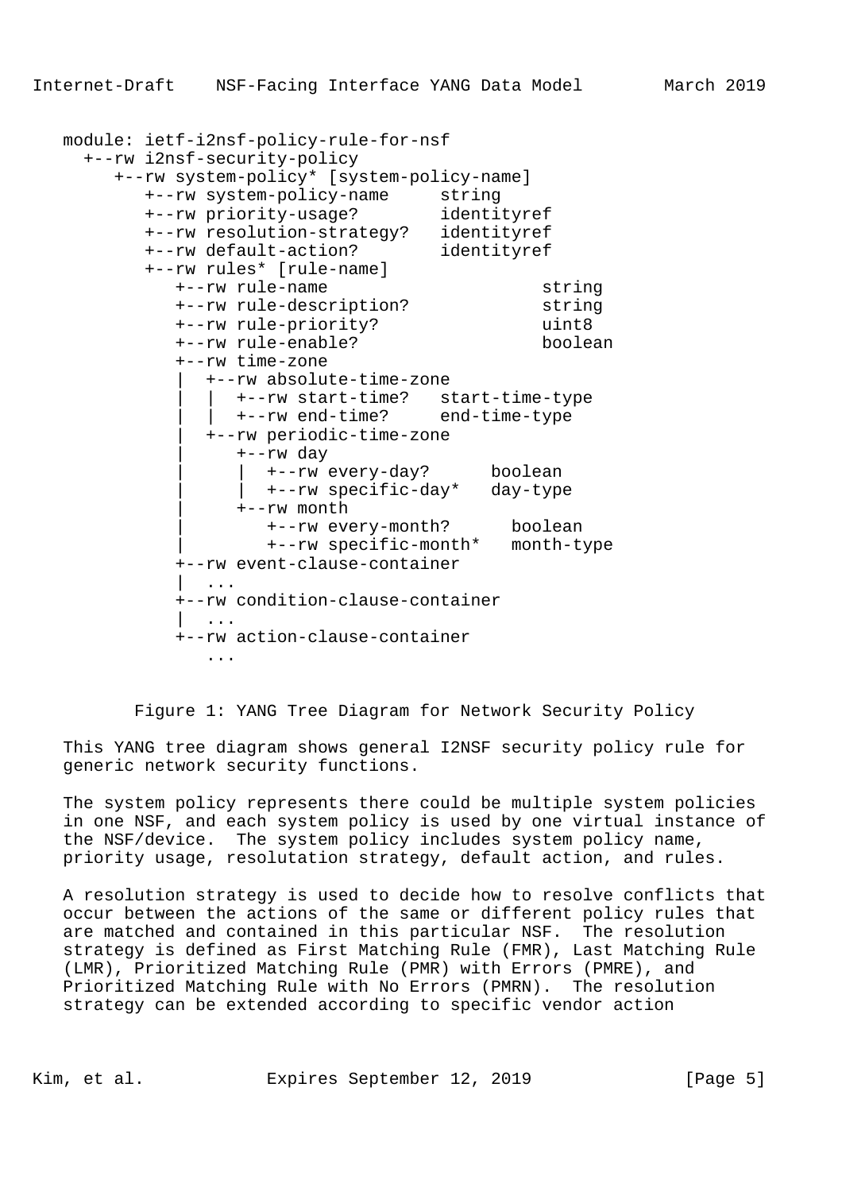```
module: ietf-i2nsf-policy-rule-for-nsf
  +--rw i2nsf-security-policy
     +--rw system-policy* [system-policy-name]
        +--rw system-policy-name     string
        +--rw priority-usage?        identityref
        +--rw resolution-strategy?   identityref
        +--rw default-action?        identityref
        +--rw rules* [rule-name]
           +--rw rule-name                     string
           +--rw rule-description?             string
           +--rw rule-priority?                uint8
           +--rw rule-enable?                  boolean
           +--rw time-zone
           |  +--rw absolute-time-zone
           |  |  +--rw start-time?   start-time-type
           |  |  +--rw end-time?     end-time-type
           |  +--rw periodic-time-zone
           |     +--rw day
           |     |  +--rw every-day?      boolean
           |     |  +--rw specific-day*   day-type
           |     +--rw month
           |        +--rw every-month?      boolean
           |        +--rw specific-month*   month-type
           +--rw event-clause-container
           |  ...
           +--rw condition-clause-container
           |  ...
           +--rw action-clause-container
              ...
```

Figure 1: YANG Tree Diagram for Network Security Policy

This YANG tree diagram shows general I2NSF security policy rule for generic network security functions.

The system policy represents there could be multiple system policies in one NSF, and each system policy is used by one virtual instance of the NSF/device. The system policy includes system policy name, priority usage, resolutation strategy, default action, and rules.

A resolution strategy is used to decide how to resolve conflicts that occur between the actions of the same or different policy rules that are matched and contained in this particular NSF. The resolution strategy is defined as First Matching Rule (FMR), Last Matching Rule (LMR), Prioritized Matching Rule (PMR) with Errors (PMRE), and Prioritized Matching Rule with No Errors (PMRN). The resolution strategy can be extended according to specific vendor action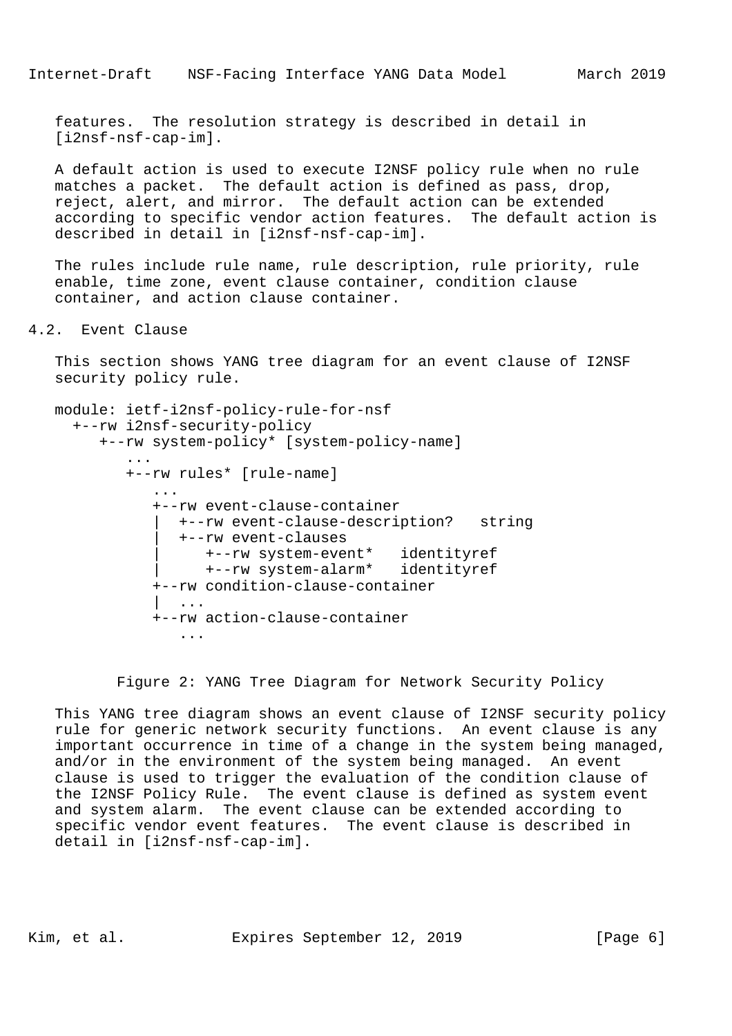features. The resolution strategy is described in detail in [i2nsf-nsf-cap-im].

A default action is used to execute I2NSF policy rule when no rule matches a packet. The default action is defined as pass, drop, reject, alert, and mirror. The default action can be extended according to specific vendor action features. The default action is described in detail in [i2nsf-nsf-cap-im].

The rules include rule name, rule description, rule priority, rule enable, time zone, event clause container, condition clause container, and action clause container.

## 4.2. Event Clause

This section shows YANG tree diagram for an event clause of I2NSF security policy rule.

```
module: ietf-i2nsf-policy-rule-for-nsf
  +--rw i2nsf-security-policy
     +--rw system-policy* [system-policy-name]
        ...
        +--rw rules* [rule-name]
           ...
           +--rw event-clause-container
           |  +--rw event-clause-description?   string
           |  +--rw event-clauses
           |     +--rw system-event*   identityref
           |     +--rw system-alarm*   identityref
           +--rw condition-clause-container
           |  ...
           +--rw action-clause-container
              ...
```

Figure 2: YANG Tree Diagram for Network Security Policy

This YANG tree diagram shows an event clause of I2NSF security policy rule for generic network security functions. An event clause is any important occurrence in time of a change in the system being managed, and/or in the environment of the system being managed. An event clause is used to trigger the evaluation of the condition clause of the I2NSF Policy Rule. The event clause is defined as system event and system alarm. The event clause can be extended according to specific vendor event features. The event clause is described in detail in [i2nsf-nsf-cap-im].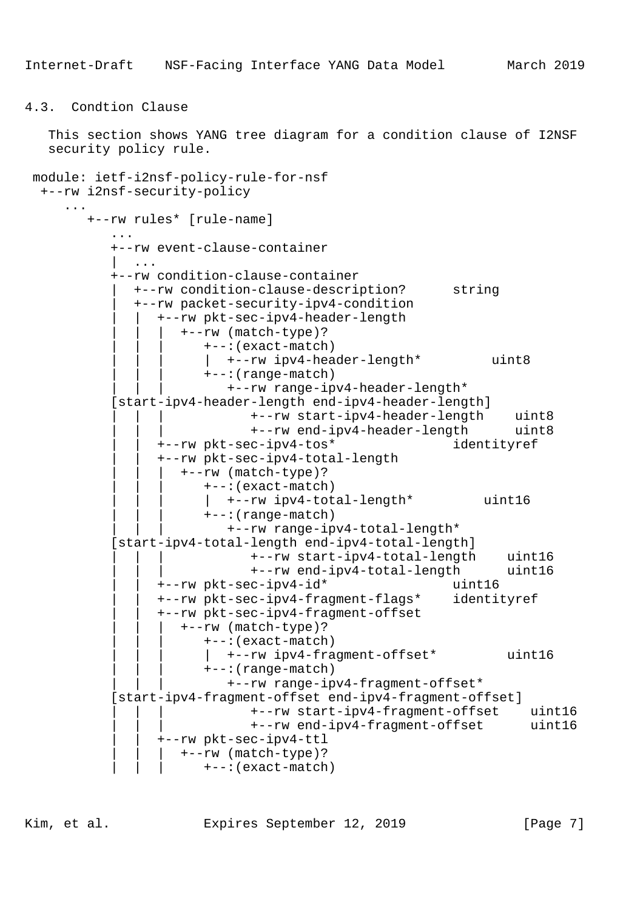## 4.3. Condtion Clause

This section shows YANG tree diagram for a condition clause of I2NSF security policy rule.

```
 module: ietf-i2nsf-policy-rule-for-nsf
  +--rw i2nsf-security-policy
     ...
        +--rw rules* [rule-name]
           ...
           +--rw event-clause-container
           |  ...
           +--rw condition-clause-container
           |  +--rw condition-clause-description?      string
           |  +--rw packet-security-ipv4-condition
           |  |  +--rw pkt-sec-ipv4-header-length
           |  |  |  +--rw (match-type)?
           |  |  |     +--:(exact-match)
           |  |  |     |  +--rw ipv4-header-length*         uint8
           |  |  |     +--:(range-match)
           |  |  |        +--rw range-ipv4-header-length*
           [start-ipv4-header-length end-ipv4-header-length]
           |  |  |           +--rw start-ipv4-header-length    uint8
           |  |  |           +--rw end-ipv4-header-length      uint8
           |  |  +--rw pkt-sec-ipv4-tos*              identityref
           |  |  +--rw pkt-sec-ipv4-total-length
           |  |  |  +--rw (match-type)?
           |  |  |     +--:(exact-match)
           |  |  |     |  +--rw ipv4-total-length*         uint16
           |  |  |     +--:(range-match)
           |  |  |        +--rw range-ipv4-total-length*
           [start-ipv4-total-length end-ipv4-total-length]
           |  |  |           +--rw start-ipv4-total-length    uint16
           |  |  |           +--rw end-ipv4-total-length      uint16
           |  |  +--rw pkt-sec-ipv4-id*               uint16
           |  |  +--rw pkt-sec-ipv4-fragment-flags*    identityref
           |  |  +--rw pkt-sec-ipv4-fragment-offset
           |  |  |  +--rw (match-type)?
           |  |  |     +--:(exact-match)
           |  |  |     |  +--rw ipv4-fragment-offset*         uint16
           |  |  |     +--:(range-match)
           |  |  |        +--rw range-ipv4-fragment-offset*
           [start-ipv4-fragment-offset end-ipv4-fragment-offset]
           |  |  |           +--rw start-ipv4-fragment-offset    uint16
           |  |  |           +--rw end-ipv4-fragment-offset      uint16
           |  |  +--rw pkt-sec-ipv4-ttl
           |  |  |  +--rw (match-type)?
           |  |  |     +--:(exact-match)
```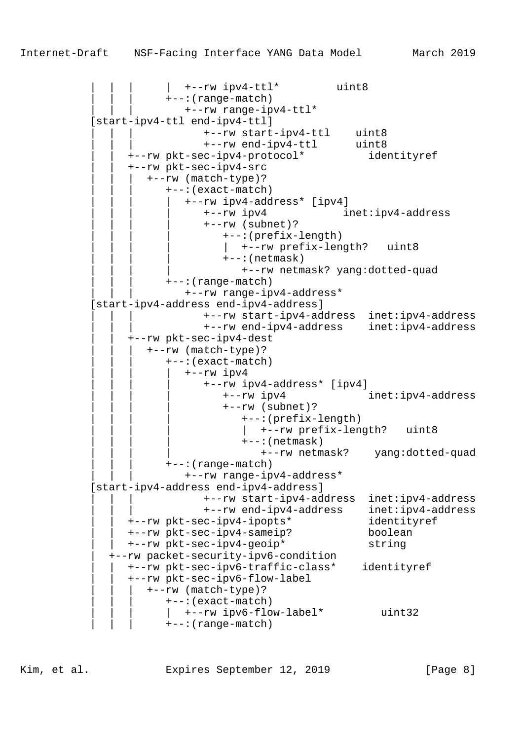```
         |  |  |     |  +--rw ipv4-ttl*         uint8
         |  |  |     +--:(range-match)
         |  |  |        +--rw range-ipv4-ttl*
        [start-ipv4-ttl end-ipv4-ttl]
         |  |  |           +--rw start-ipv4-ttl    uint8
         |  |  |           +--rw end-ipv4-ttl      uint8
         |  |  +--rw pkt-sec-ipv4-protocol*          identityref
         |  |  +--rw pkt-sec-ipv4-src
         |  |  |  +--rw (match-type)?
         |  |  |     +--:(exact-match)
         |  |  |     |  +--rw ipv4-address* [ipv4]
         |  |  |     |     +--rw ipv4            inet:ipv4-address
         |  |  |     |     +--rw (subnet)?
         |  |  |     |        +--:(prefix-length)
         |  |  |     |        |  +--rw prefix-length?   uint8
         |  |  |     |        +--:(netmask)
         |  |  |     |           +--rw netmask? yang:dotted-quad
         |  |  |     +--:(range-match)
         |  |  |        +--rw range-ipv4-address*
        [start-ipv4-address end-ipv4-address]
         |  |  |           +--rw start-ipv4-address  inet:ipv4-address
         |  |  |           +--rw end-ipv4-address    inet:ipv4-address
         |  |  +--rw pkt-sec-ipv4-dest
         |  |  |  +--rw (match-type)?
         |  |  |     +--:(exact-match)
         |  |  |     |  +--rw ipv4
         |  |  |     |     +--rw ipv4-address* [ipv4]
         |  |  |     |        +--rw ipv4             inet:ipv4-address
         |  |  |     |        +--rw (subnet)?
         |  |  |     |           +--:(prefix-length)
         |  |  |     |           |  +--rw prefix-length?   uint8
         |  |  |     |           +--:(netmask)
         |  |  |     |              +--rw netmask?    yang:dotted-quad
         |  |  |     +--:(range-match)
         |  |  |        +--rw range-ipv4-address*
        [start-ipv4-address end-ipv4-address]
         |  |  |           +--rw start-ipv4-address  inet:ipv4-address
         |  |  |           +--rw end-ipv4-address    inet:ipv4-address
         |  |  +--rw pkt-sec-ipv4-ipopts*            identityref
         |  |  +--rw pkt-sec-ipv4-sameip?            boolean
         |  |  +--rw pkt-sec-ipv4-geoip*             string
         |  +--rw packet-security-ipv6-condition
         |  |  +--rw pkt-sec-ipv6-traffic-class*    identityref
         |  |  +--rw pkt-sec-ipv6-flow-label
         |  |  |  +--rw (match-type)?
         |  |  |     +--:(exact-match)
         |  |  |     |  +--rw ipv6-flow-label*         uint32
         |  |  |     +--:(range-match)
```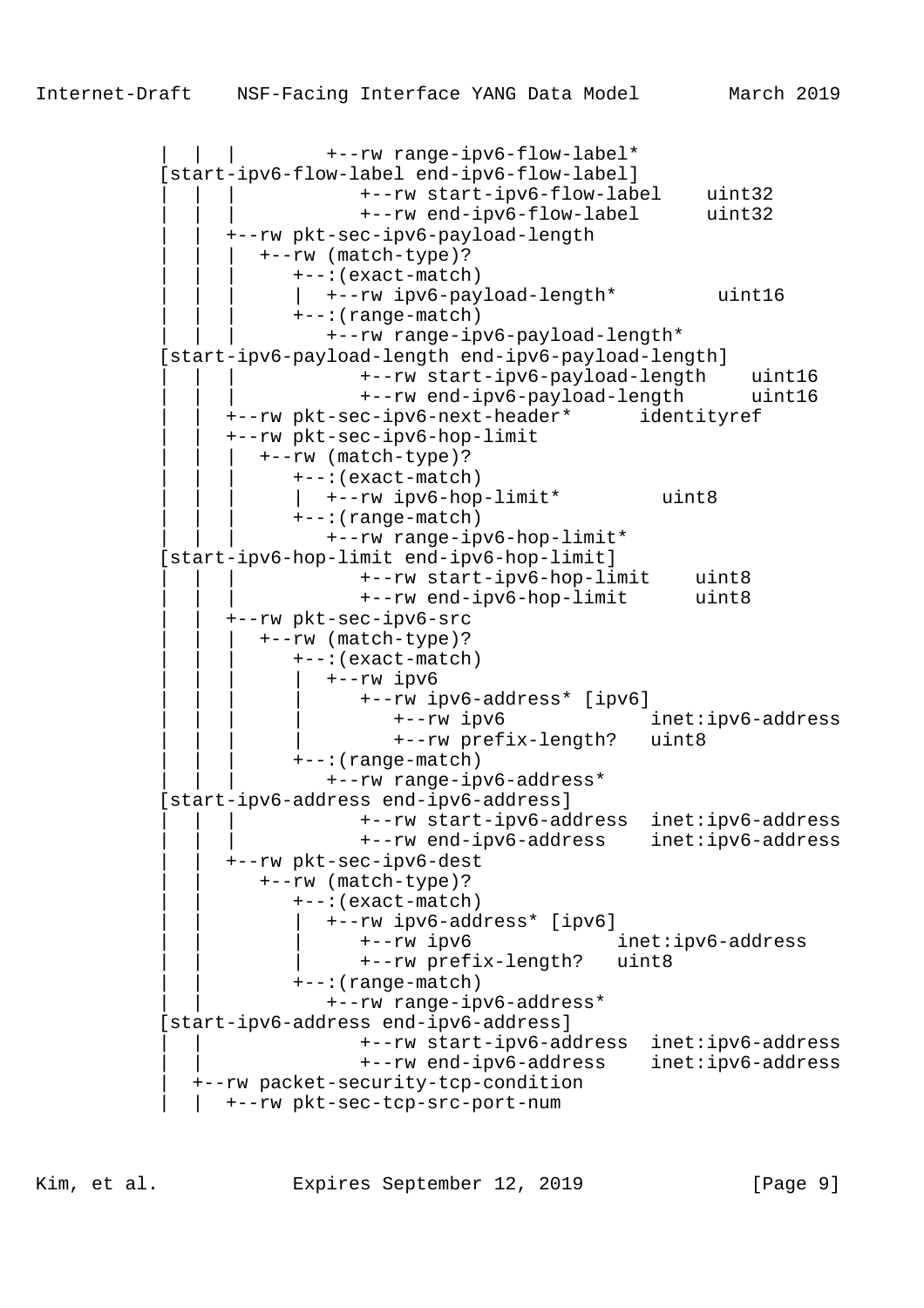```
          |  |  |        +--rw range-ipv6-flow-label*
          [start-ipv6-flow-label end-ipv6-flow-label]
          |  |  |           +--rw start-ipv6-flow-label    uint32
          |  |  |           +--rw end-ipv6-flow-label      uint32
          |  |  +--rw pkt-sec-ipv6-payload-length
          |  |  |  +--rw (match-type)?
          |  |  |     +--:(exact-match)
          |  |  |     |  +--rw ipv6-payload-length*         uint16
          |  |  |     +--:(range-match)
          |  |  |        +--rw range-ipv6-payload-length*
          [start-ipv6-payload-length end-ipv6-payload-length]
          |  |  |           +--rw start-ipv6-payload-length    uint16
          |  |  |           +--rw end-ipv6-payload-length      uint16
          |  |  +--rw pkt-sec-ipv6-next-header*      identityref
          |  |  +--rw pkt-sec-ipv6-hop-limit
          |  |  |  +--rw (match-type)?
          |  |  |     +--:(exact-match)
          |  |  |     |  +--rw ipv6-hop-limit*         uint8
          |  |  |     +--:(range-match)
          |  |  |        +--rw range-ipv6-hop-limit*
          [start-ipv6-hop-limit end-ipv6-hop-limit]
          |  |  |           +--rw start-ipv6-hop-limit    uint8
          |  |  |           +--rw end-ipv6-hop-limit      uint8
          |  |  +--rw pkt-sec-ipv6-src
          |  |  |  +--rw (match-type)?
          |  |  |     +--:(exact-match)
          |  |  |     |  +--rw ipv6
          |  |  |     |     +--rw ipv6-address* [ipv6]
          |  |  |     |        +--rw ipv6             inet:ipv6-address
          |  |  |     |        +--rw prefix-length?   uint8
          |  |  |     +--:(range-match)
          |  |  |        +--rw range-ipv6-address*
          [start-ipv6-address end-ipv6-address]
          |  |  |           +--rw start-ipv6-address  inet:ipv6-address
          |  |  |           +--rw end-ipv6-address    inet:ipv6-address
          |  |  +--rw pkt-sec-ipv6-dest
          |  |     +--rw (match-type)?
          |  |        +--:(exact-match)
          |  |        |  +--rw ipv6-address* [ipv6]
          |  |        |     +--rw ipv6             inet:ipv6-address
          |  |        |     +--rw prefix-length?   uint8
          |  |        +--:(range-match)
          |  |           +--rw range-ipv6-address*
          [start-ipv6-address end-ipv6-address]
          |  |              +--rw start-ipv6-address  inet:ipv6-address
          |  |              +--rw end-ipv6-address    inet:ipv6-address
          |  +--rw packet-security-tcp-condition
          |  |  +--rw pkt-sec-tcp-src-port-num
```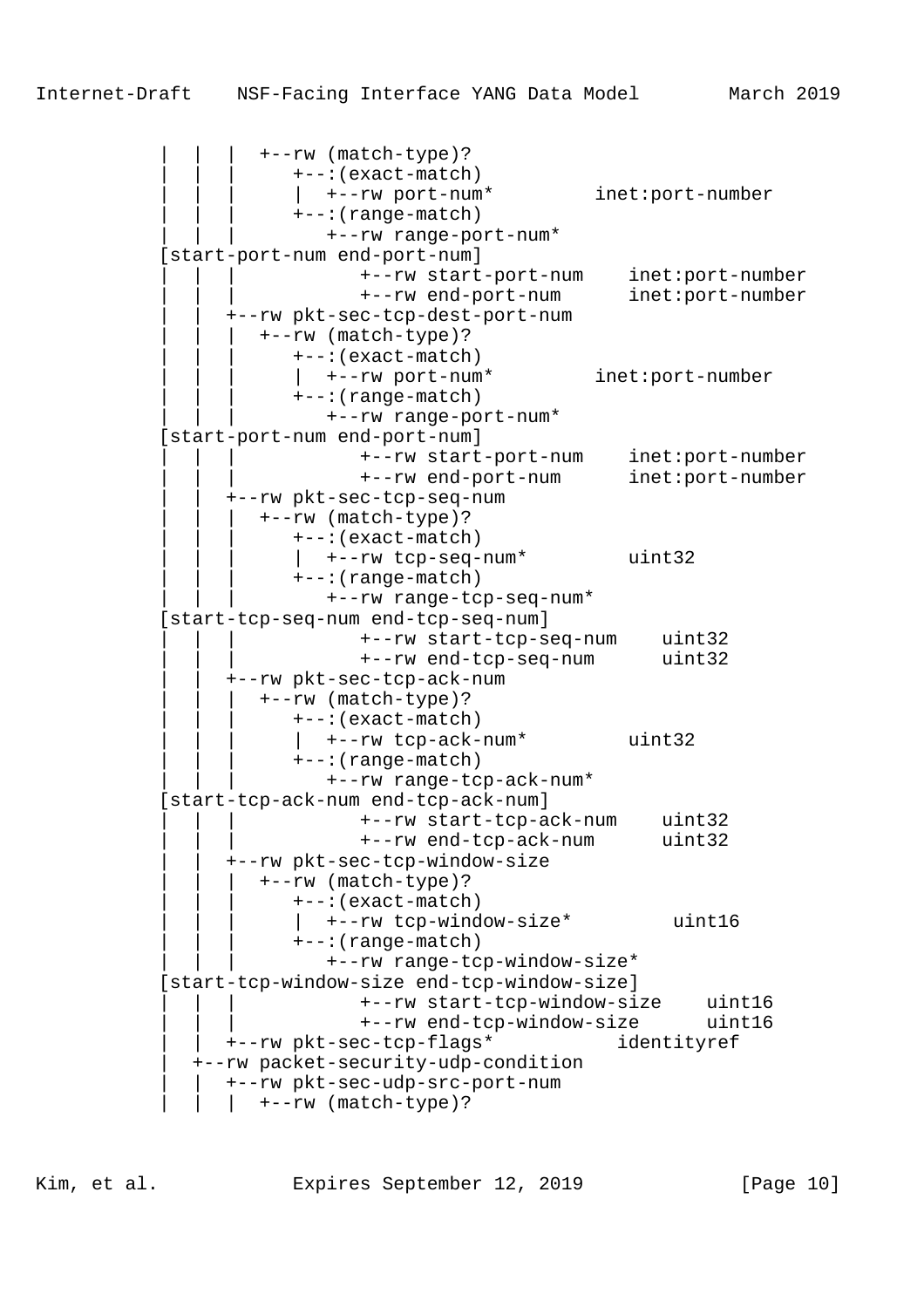```
         |  |  |  +--rw (match-type)?
         |  |  |     +--:(exact-match)
         |  |  |     |  +--rw port-num*         inet:port-number
         |  |  |     +--:(range-match)
         |  |  |        +--rw range-port-num*
         [start-port-num end-port-num]
         |  |  |           +--rw start-port-num    inet:port-number
         |  |  |           +--rw end-port-num      inet:port-number
         |  |  +--rw pkt-sec-tcp-dest-port-num
         |  |  |  +--rw (match-type)?
         |  |  |     +--:(exact-match)
         |  |  |     |  +--rw port-num*         inet:port-number
         |  |  |     +--:(range-match)
         |  |  |        +--rw range-port-num*
         [start-port-num end-port-num]
         |  |  |           +--rw start-port-num    inet:port-number
         |  |  |           +--rw end-port-num      inet:port-number
         |  |  +--rw pkt-sec-tcp-seq-num
         |  |  |  +--rw (match-type)?
         |  |  |     +--:(exact-match)
         |  |  |     |  +--rw tcp-seq-num*         uint32
         |  |  |     +--:(range-match)
         |  |  |        +--rw range-tcp-seq-num*
         [start-tcp-seq-num end-tcp-seq-num]
         |  |  |           +--rw start-tcp-seq-num    uint32
         |  |  |           +--rw end-tcp-seq-num      uint32
         |  |  +--rw pkt-sec-tcp-ack-num
         |  |  |  +--rw (match-type)?
         |  |  |     +--:(exact-match)
         |  |  |     |  +--rw tcp-ack-num*         uint32
         |  |  |     +--:(range-match)
         |  |  |        +--rw range-tcp-ack-num*
         [start-tcp-ack-num end-tcp-ack-num]
         |  |  |           +--rw start-tcp-ack-num    uint32
         |  |  |           +--rw end-tcp-ack-num      uint32
         |  |  +--rw pkt-sec-tcp-window-size
         |  |  |  +--rw (match-type)?
         |  |  |     +--:(exact-match)
         |  |  |     |  +--rw tcp-window-size*         uint16
         |  |  |     +--:(range-match)
         |  |  |        +--rw range-tcp-window-size*
         [start-tcp-window-size end-tcp-window-size]
         |  |  |           +--rw start-tcp-window-size    uint16
         |  |  |           +--rw end-tcp-window-size      uint16
         |  |  +--rw pkt-sec-tcp-flags*          identityref
         |  +--rw packet-security-udp-condition
         |  |  +--rw pkt-sec-udp-src-port-num
         |  |  |  +--rw (match-type)?
```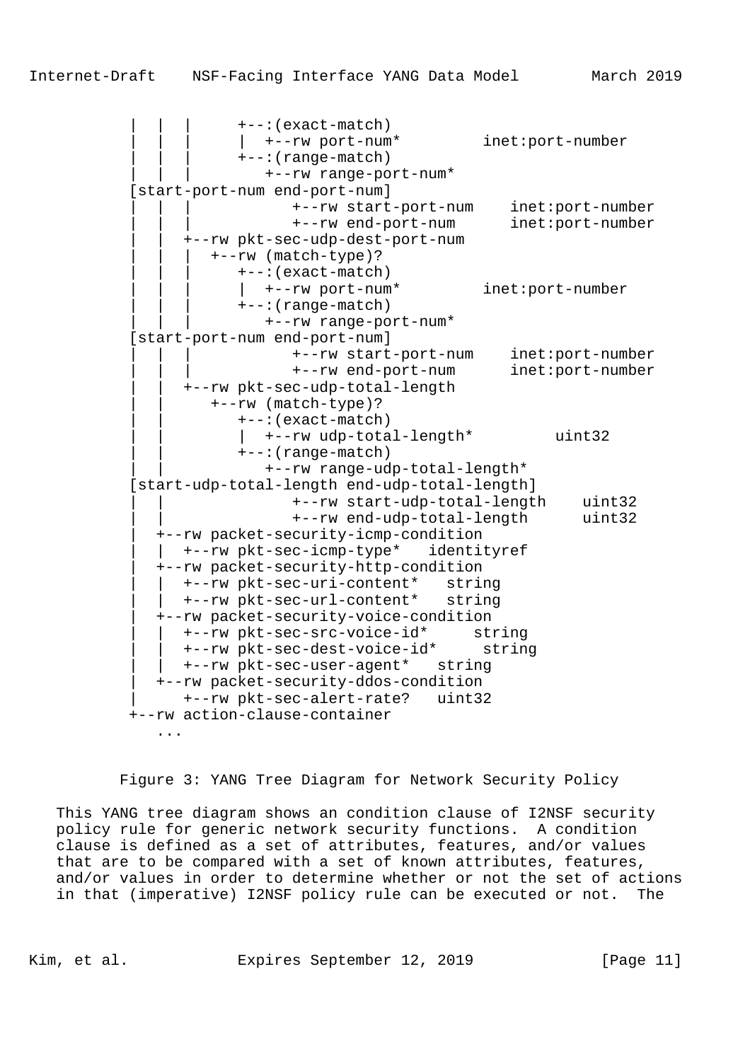```
         |  |  |     +--:(exact-match)
         |  |  |     |  +--rw port-num*         inet:port-number
         |  |  |     +--:(range-match)
         |  |  |        +--rw range-port-num*
        [start-port-num end-port-num]
         |  |  |           +--rw start-port-num    inet:port-number
         |  |  |           +--rw end-port-num      inet:port-number
         |  |  +--rw pkt-sec-udp-dest-port-num
         |  |  |  +--rw (match-type)?
         |  |  |     +--:(exact-match)
         |  |  |     |  +--rw port-num*         inet:port-number
         |  |  |     +--:(range-match)
         |  |  |        +--rw range-port-num*
        [start-port-num end-port-num]
         |  |  |           +--rw start-port-num    inet:port-number
         |  |  |           +--rw end-port-num      inet:port-number
         |  |  +--rw pkt-sec-udp-total-length
         |  |     +--rw (match-type)?
         |  |        +--:(exact-match)
         |  |        |  +--rw udp-total-length*         uint32
         |  |        +--:(range-match)
         |  |           +--rw range-udp-total-length*
        [start-udp-total-length end-udp-total-length]
         |  |              +--rw start-udp-total-length    uint32
         |  |              +--rw end-udp-total-length      uint32
         |  +--rw packet-security-icmp-condition
         |  |  +--rw pkt-sec-icmp-type*   identityref
         |  +--rw packet-security-http-condition
         |  |  +--rw pkt-sec-uri-content*   string
         |  |  +--rw pkt-sec-url-content*   string
         |  +--rw packet-security-voice-condition
         |  |  +--rw pkt-sec-src-voice-id*     string
         |  |  +--rw pkt-sec-dest-voice-id*     string
         |  |  +--rw pkt-sec-user-agent*   string
         |  +--rw packet-security-ddos-condition
         |     +--rw pkt-sec-alert-rate?   uint32
         +--rw action-clause-container
            ...
```

Figure 3: YANG Tree Diagram for Network Security Policy

This YANG tree diagram shows an condition clause of I2NSF security policy rule for generic network security functions. A condition clause is defined as a set of attributes, features, and/or values that are to be compared with a set of known attributes, features, and/or values in order to determine whether or not the set of actions in that (imperative) I2NSF policy rule can be executed or not. The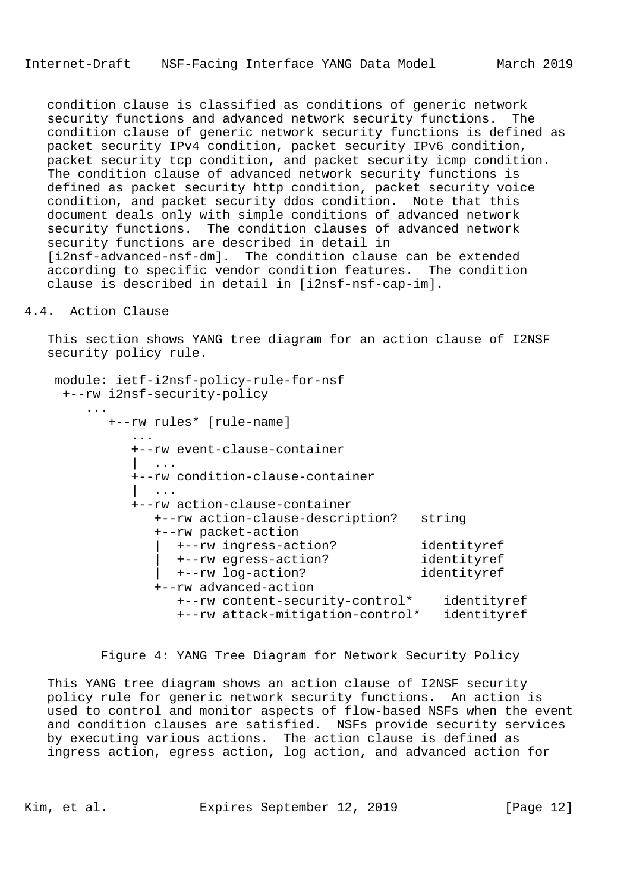condition clause is classified as conditions of generic network security functions and advanced network security functions. The condition clause of generic network security functions is defined as packet security IPv4 condition, packet security IPv6 condition, packet security tcp condition, and packet security icmp condition. The condition clause of advanced network security functions is defined as packet security http condition, packet security voice condition, and packet security ddos condition. Note that this document deals only with simple conditions of advanced network security functions. The condition clauses of advanced network security functions are described in detail in [i2nsf-advanced-nsf-dm]. The condition clause can be extended according to specific vendor condition features. The condition clause is described in detail in [i2nsf-nsf-cap-im].

## 4.4. Action Clause

This section shows YANG tree diagram for an action clause of I2NSF security policy rule.

```
 module: ietf-i2nsf-policy-rule-for-nsf
  +--rw i2nsf-security-policy
     ...
        +--rw rules* [rule-name]
           ...
           +--rw event-clause-container
           |  ...
           +--rw condition-clause-container
           |  ...
           +--rw action-clause-container
              +--rw action-clause-description?   string
              +--rw packet-action
              |  +--rw ingress-action?           identityref
              |  +--rw egress-action?            identityref
              |  +--rw log-action?               identityref
              +--rw advanced-action
                 +--rw content-security-control*    identityref
                 +--rw attack-mitigation-control*   identityref
```

Figure 4: YANG Tree Diagram for Network Security Policy

This YANG tree diagram shows an action clause of I2NSF security policy rule for generic network security functions. An action is used to control and monitor aspects of flow-based NSFs when the event and condition clauses are satisfied. NSFs provide security services by executing various actions. The action clause is defined as ingress action, egress action, log action, and advanced action for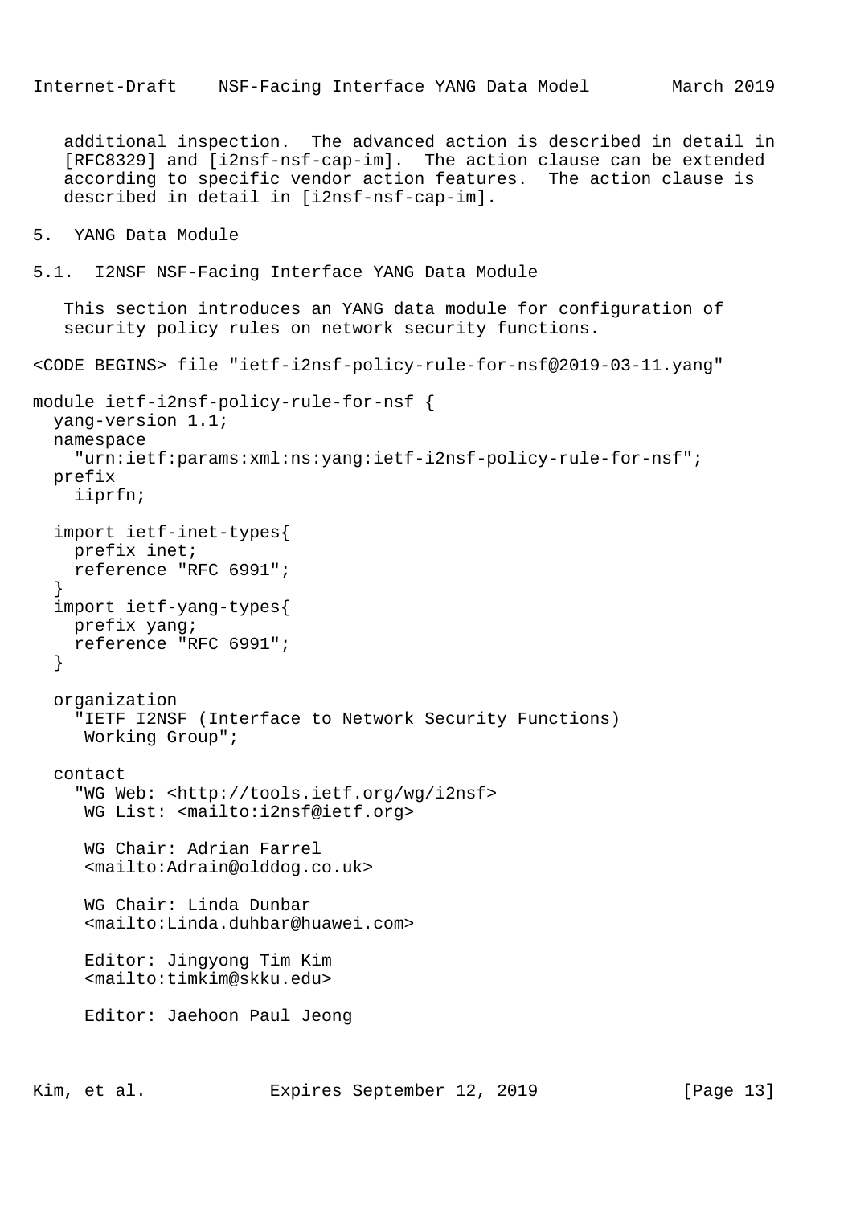additional inspection. The advanced action is described in detail in [RFC8329] and [i2nsf-nsf-cap-im]. The action clause can be extended according to specific vendor action features. The action clause is described in detail in [i2nsf-nsf-cap-im].

# 5. YANG Data Module

## 5.1. I2NSF NSF-Facing Interface YANG Data Module

This section introduces an YANG data module for configuration of security policy rules on network security functions.

```
<CODE BEGINS> file "ietf-i2nsf-policy-rule-for-nsf@2019-03-11.yang"

module ietf-i2nsf-policy-rule-for-nsf {
  yang-version 1.1;
  namespace
    "urn:ietf:params:xml:ns:yang:ietf-i2nsf-policy-rule-for-nsf";
  prefix
    iiprfn;

  import ietf-inet-types{
    prefix inet;
    reference "RFC 6991";
  }
  import ietf-yang-types{
    prefix yang;
    reference "RFC 6991";
  }

  organization
    "IETF I2NSF (Interface to Network Security Functions)
     Working Group";

  contact
    "WG Web: <http://tools.ietf.org/wg/i2nsf>
     WG List: <mailto:i2nsf@ietf.org>

     WG Chair: Adrian Farrel
     <mailto:Adrain@olddog.co.uk>

     WG Chair: Linda Dunbar
     <mailto:Linda.duhbar@huawei.com>

     Editor: Jingyong Tim Kim
     <mailto:timkim@skku.edu>

     Editor: Jaehoon Paul Jeong
```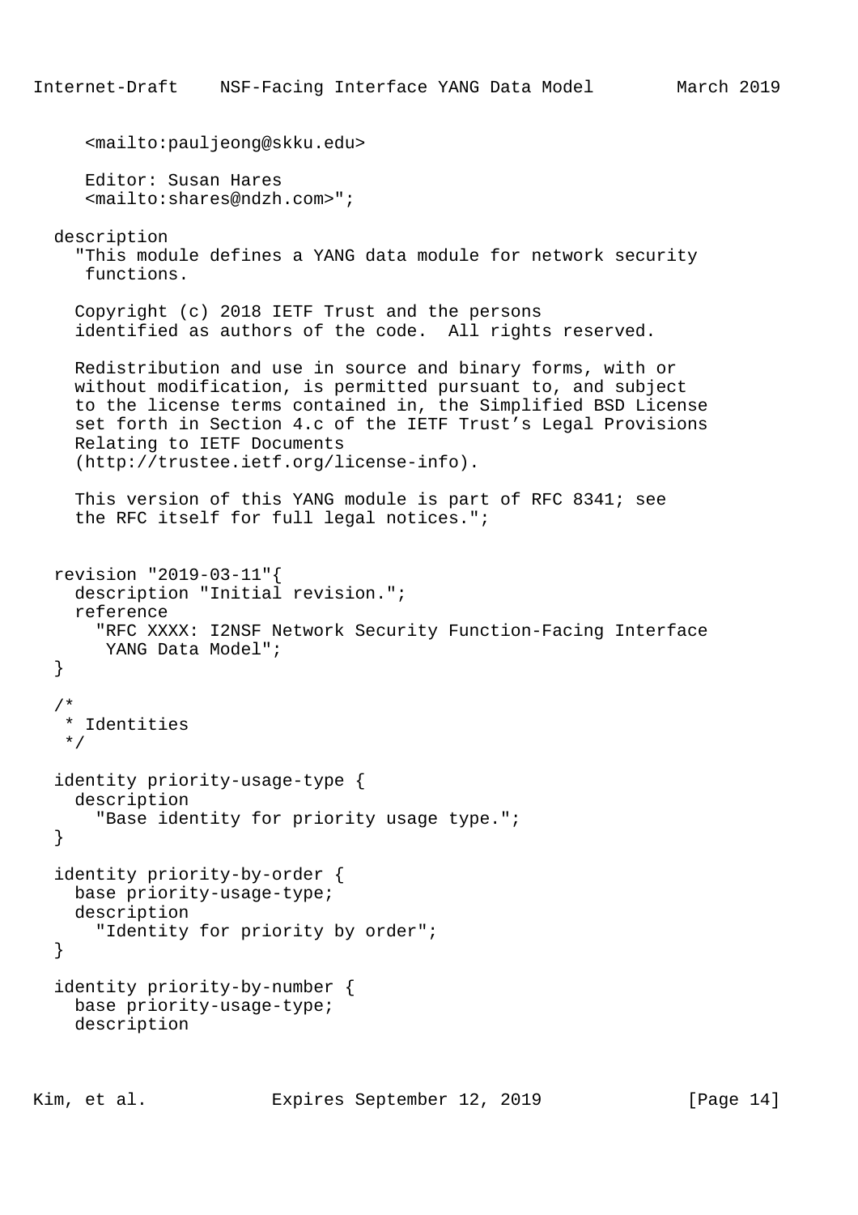```
     <mailto:pauljeong@skku.edu>

     Editor: Susan Hares
     <mailto:shares@ndzh.com>";

  description
    "This module defines a YANG data module for network security
     functions.

    Copyright (c) 2018 IETF Trust and the persons
    identified as authors of the code.  All rights reserved.

    Redistribution and use in source and binary forms, with or
    without modification, is permitted pursuant to, and subject
    to the license terms contained in, the Simplified BSD License
    set forth in Section 4.c of the IETF Trust's Legal Provisions
    Relating to IETF Documents
    (http://trustee.ietf.org/license-info).

    This version of this YANG module is part of RFC 8341; see
    the RFC itself for full legal notices.";


  revision "2019-03-11"{
    description "Initial revision.";
    reference
      "RFC XXXX: I2NSF Network Security Function-Facing Interface
       YANG Data Model";
  }

  /*
   * Identities
   */

  identity priority-usage-type {
    description
      "Base identity for priority usage type.";
  }

  identity priority-by-order {
    base priority-usage-type;
    description
      "Identity for priority by order";
  }

  identity priority-by-number {
    base priority-usage-type;
    description
```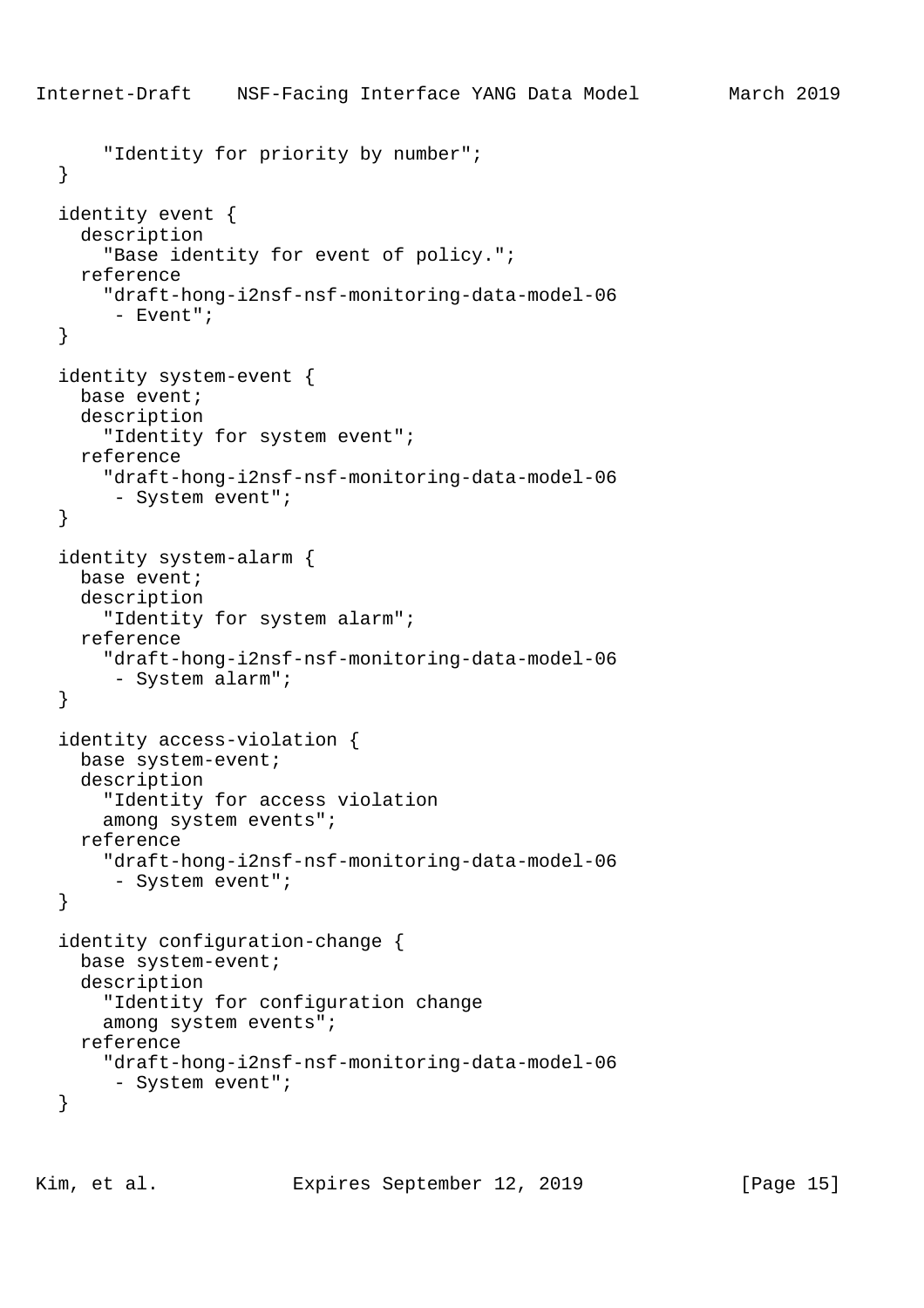```
      "Identity for priority by number";
  }

  identity event {
    description
      "Base identity for event of policy.";
    reference
      "draft-hong-i2nsf-nsf-monitoring-data-model-06
       - Event";
  }

  identity system-event {
    base event;
    description
      "Identity for system event";
    reference
      "draft-hong-i2nsf-nsf-monitoring-data-model-06
       - System event";
  }

  identity system-alarm {
    base event;
    description
      "Identity for system alarm";
    reference
      "draft-hong-i2nsf-nsf-monitoring-data-model-06
       - System alarm";
  }

  identity access-violation {
    base system-event;
    description
      "Identity for access violation
      among system events";
    reference
      "draft-hong-i2nsf-nsf-monitoring-data-model-06
       - System event";
  }

  identity configuration-change {
    base system-event;
    description
      "Identity for configuration change
      among system events";
    reference
      "draft-hong-i2nsf-nsf-monitoring-data-model-06
       - System event";
  }
```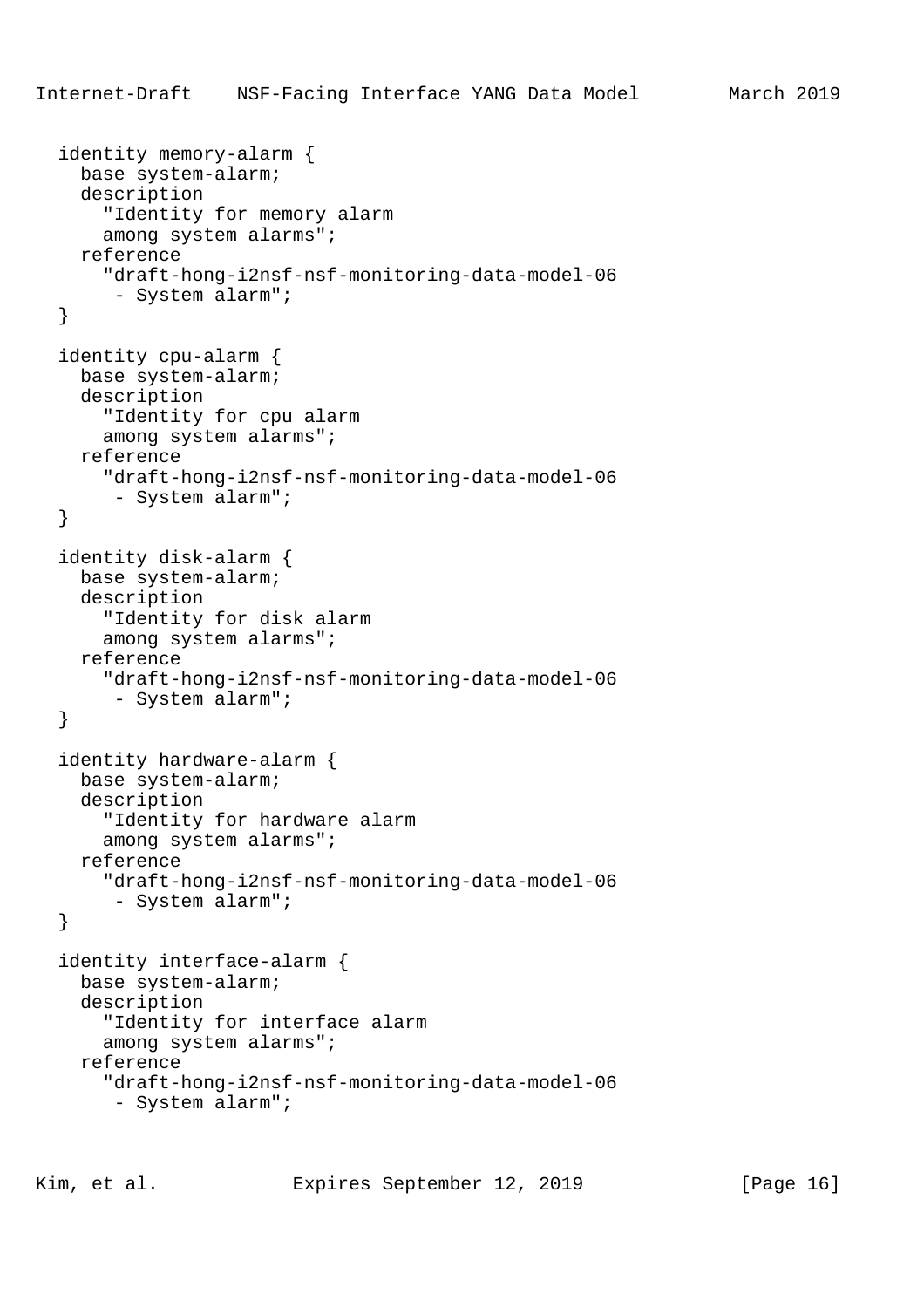```
  identity memory-alarm {
    base system-alarm;
    description
      "Identity for memory alarm
      among system alarms";
    reference
      "draft-hong-i2nsf-nsf-monitoring-data-model-06
       - System alarm";
  }

  identity cpu-alarm {
    base system-alarm;
    description
      "Identity for cpu alarm
      among system alarms";
    reference
      "draft-hong-i2nsf-nsf-monitoring-data-model-06
       - System alarm";
  }

  identity disk-alarm {
    base system-alarm;
    description
      "Identity for disk alarm
      among system alarms";
    reference
      "draft-hong-i2nsf-nsf-monitoring-data-model-06
       - System alarm";
  }

  identity hardware-alarm {
    base system-alarm;
    description
      "Identity for hardware alarm
      among system alarms";
    reference
      "draft-hong-i2nsf-nsf-monitoring-data-model-06
       - System alarm";
  }

  identity interface-alarm {
    base system-alarm;
    description
      "Identity for interface alarm
      among system alarms";
    reference
      "draft-hong-i2nsf-nsf-monitoring-data-model-06
       - System alarm";
```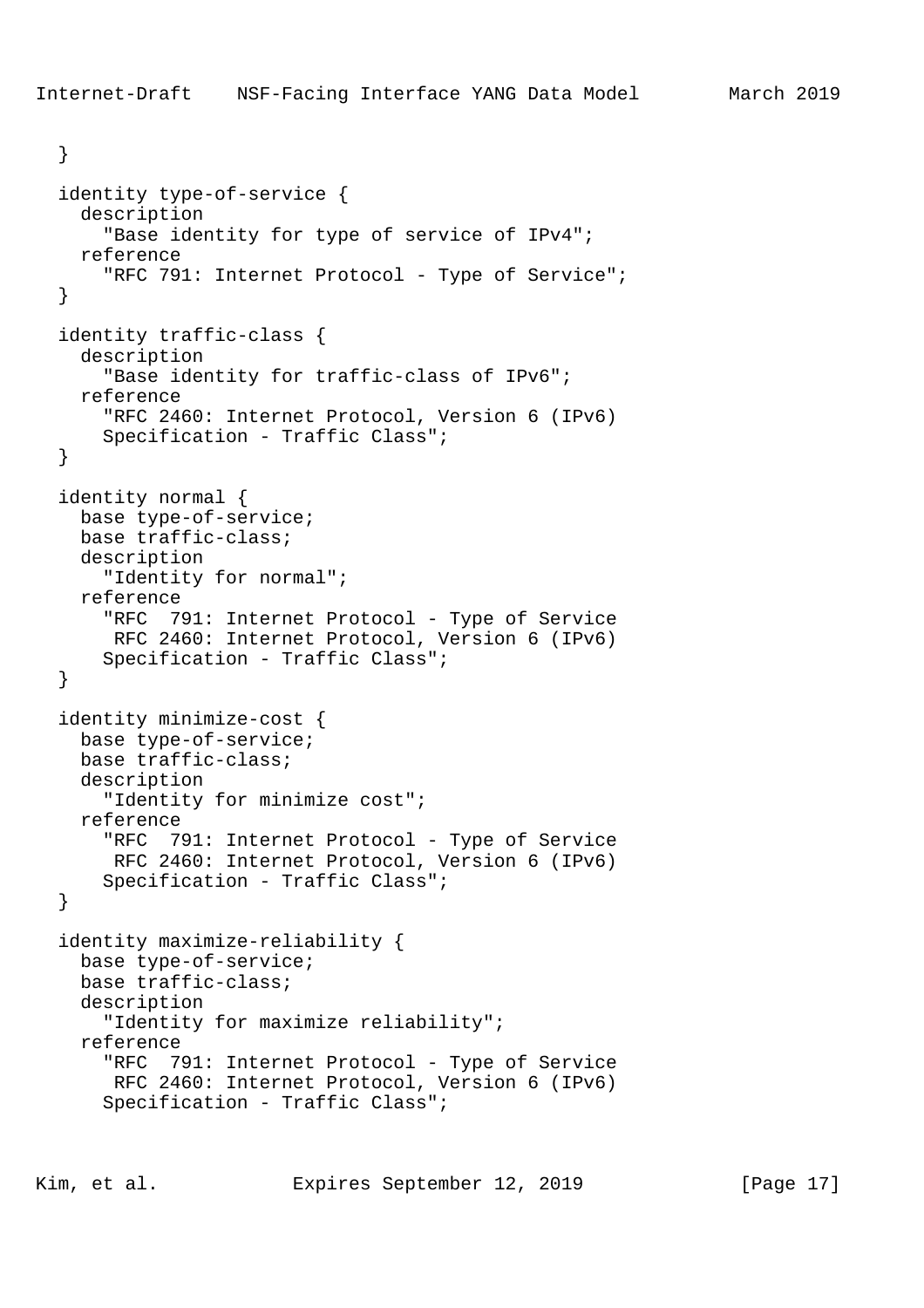```
  }

  identity type-of-service {
    description
      "Base identity for type of service of IPv4";
    reference
      "RFC 791: Internet Protocol - Type of Service";
  }

  identity traffic-class {
    description
      "Base identity for traffic-class of IPv6";
    reference
      "RFC 2460: Internet Protocol, Version 6 (IPv6)
      Specification - Traffic Class";
  }

  identity normal {
    base type-of-service;
    base traffic-class;
    description
      "Identity for normal";
    reference
      "RFC  791: Internet Protocol - Type of Service
       RFC 2460: Internet Protocol, Version 6 (IPv6)
      Specification - Traffic Class";
  }

  identity minimize-cost {
    base type-of-service;
    base traffic-class;
    description
      "Identity for minimize cost";
    reference
      "RFC  791: Internet Protocol - Type of Service
       RFC 2460: Internet Protocol, Version 6 (IPv6)
      Specification - Traffic Class";
  }

  identity maximize-reliability {
    base type-of-service;
    base traffic-class;
    description
      "Identity for maximize reliability";
    reference
      "RFC  791: Internet Protocol - Type of Service
       RFC 2460: Internet Protocol, Version 6 (IPv6)
      Specification - Traffic Class";
```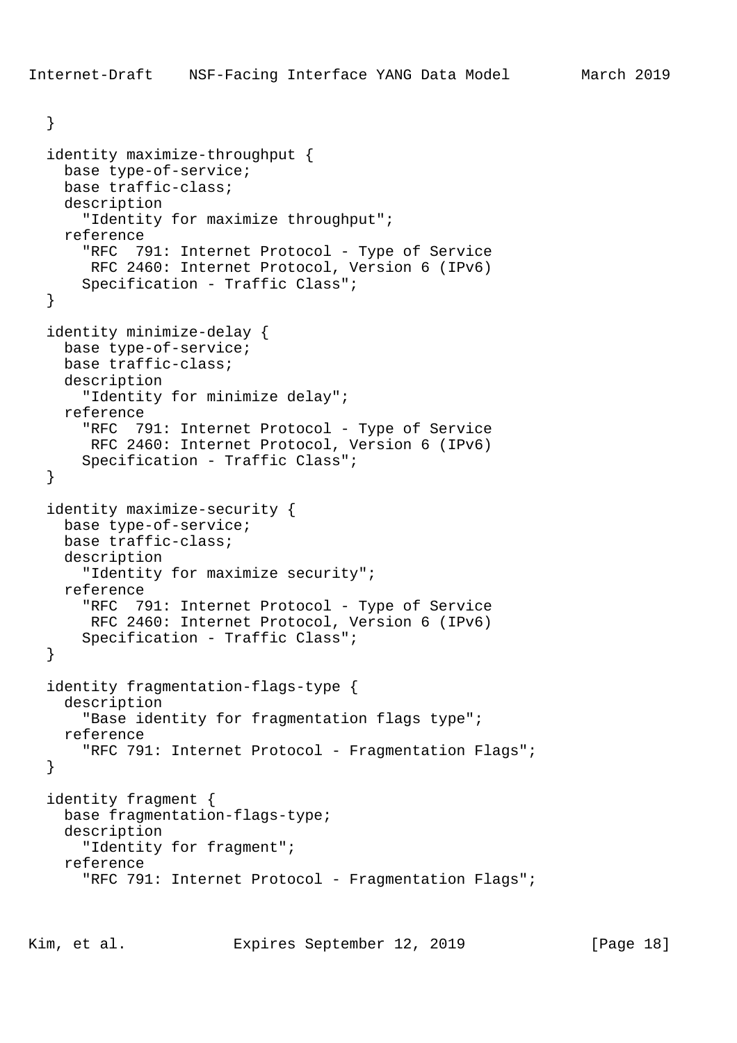```
  }

  identity maximize-throughput {
    base type-of-service;
    base traffic-class;
    description
      "Identity for maximize throughput";
    reference
      "RFC  791: Internet Protocol - Type of Service
       RFC 2460: Internet Protocol, Version 6 (IPv6)
      Specification - Traffic Class";
  }

  identity minimize-delay {
    base type-of-service;
    base traffic-class;
    description
      "Identity for minimize delay";
    reference
      "RFC  791: Internet Protocol - Type of Service
       RFC 2460: Internet Protocol, Version 6 (IPv6)
      Specification - Traffic Class";
  }

  identity maximize-security {
    base type-of-service;
    base traffic-class;
    description
      "Identity for maximize security";
    reference
      "RFC  791: Internet Protocol - Type of Service
       RFC 2460: Internet Protocol, Version 6 (IPv6)
      Specification - Traffic Class";
  }

  identity fragmentation-flags-type {
    description
      "Base identity for fragmentation flags type";
    reference
      "RFC 791: Internet Protocol - Fragmentation Flags";
  }

  identity fragment {
    base fragmentation-flags-type;
    description
      "Identity for fragment";
    reference
      "RFC 791: Internet Protocol - Fragmentation Flags";
```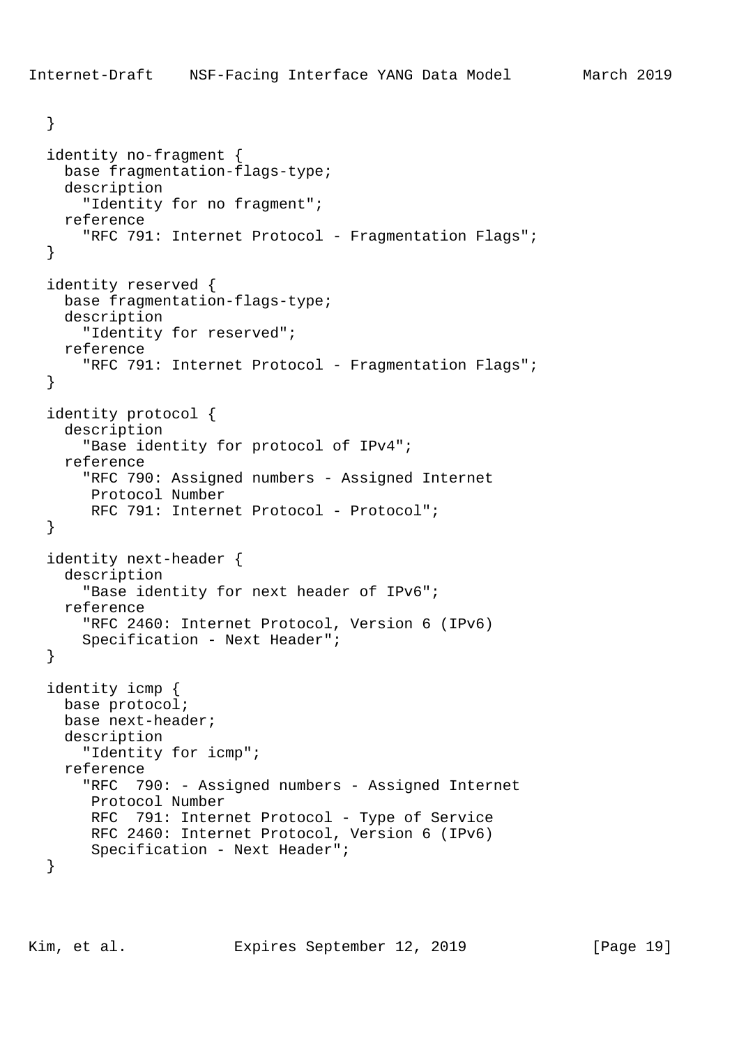```
  }

  identity no-fragment {
    base fragmentation-flags-type;
    description
      "Identity for no fragment";
    reference
      "RFC 791: Internet Protocol - Fragmentation Flags";
  }

  identity reserved {
    base fragmentation-flags-type;
    description
      "Identity for reserved";
    reference
      "RFC 791: Internet Protocol - Fragmentation Flags";
  }

  identity protocol {
    description
      "Base identity for protocol of IPv4";
    reference
      "RFC 790: Assigned numbers - Assigned Internet
       Protocol Number
       RFC 791: Internet Protocol - Protocol";
  }

  identity next-header {
    description
      "Base identity for next header of IPv6";
    reference
      "RFC 2460: Internet Protocol, Version 6 (IPv6)
      Specification - Next Header";
  }

  identity icmp {
    base protocol;
    base next-header;
    description
      "Identity for icmp";
    reference
      "RFC  790: - Assigned numbers - Assigned Internet
       Protocol Number
       RFC  791: Internet Protocol - Type of Service
       RFC 2460: Internet Protocol, Version 6 (IPv6)
       Specification - Next Header";
  }
```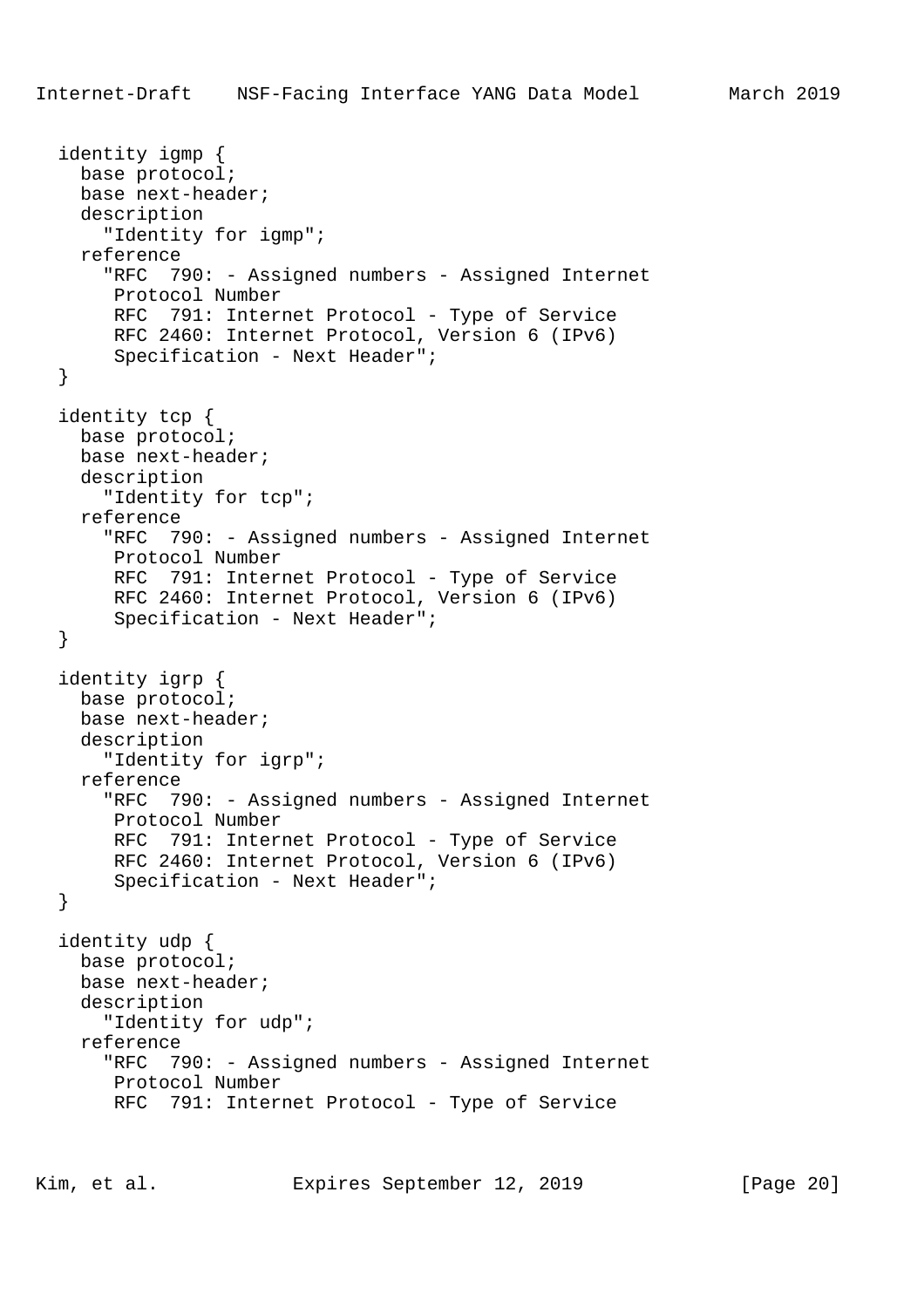```
  identity igmp {
    base protocol;
    base next-header;
    description
      "Identity for igmp";
    reference
      "RFC  790: - Assigned numbers - Assigned Internet
       Protocol Number
       RFC  791: Internet Protocol - Type of Service
       RFC 2460: Internet Protocol, Version 6 (IPv6)
       Specification - Next Header";
  }

  identity tcp {
    base protocol;
    base next-header;
    description
      "Identity for tcp";
    reference
      "RFC  790: - Assigned numbers - Assigned Internet
       Protocol Number
       RFC  791: Internet Protocol - Type of Service
       RFC 2460: Internet Protocol, Version 6 (IPv6)
       Specification - Next Header";
  }

  identity igrp {
    base protocol;
    base next-header;
    description
      "Identity for igrp";
    reference
      "RFC  790: - Assigned numbers - Assigned Internet
       Protocol Number
       RFC  791: Internet Protocol - Type of Service
       RFC 2460: Internet Protocol, Version 6 (IPv6)
       Specification - Next Header";
  }

  identity udp {
    base protocol;
    base next-header;
    description
      "Identity for udp";
    reference
      "RFC  790: - Assigned numbers - Assigned Internet
       Protocol Number
       RFC  791: Internet Protocol - Type of Service
```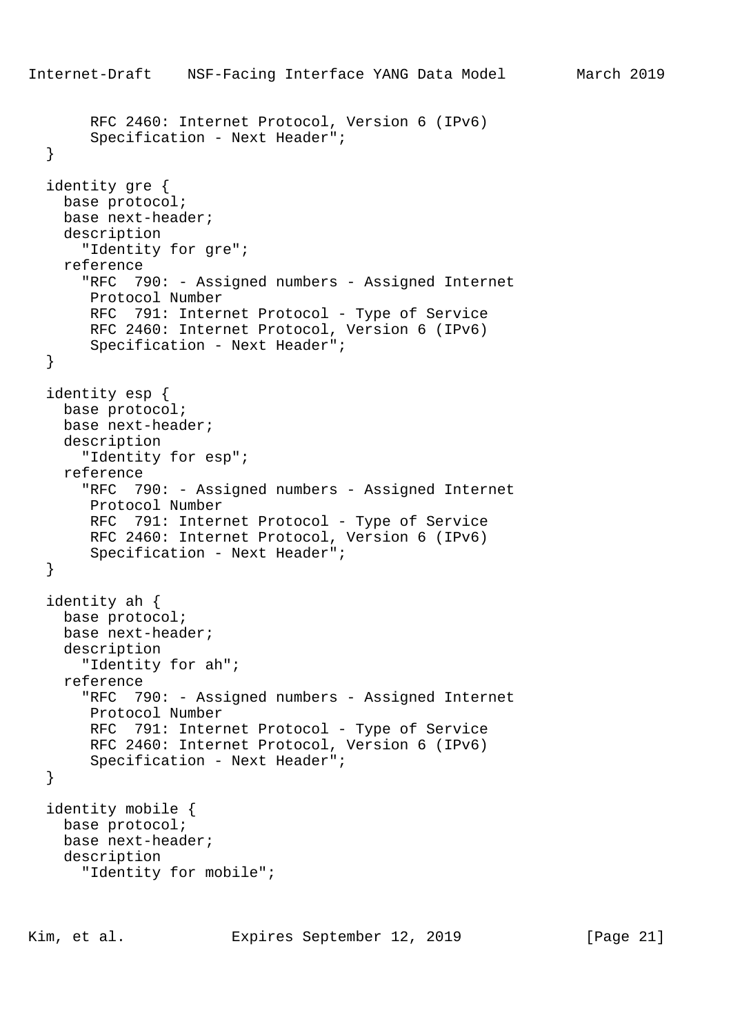```
       RFC 2460: Internet Protocol, Version 6 (IPv6)
       Specification - Next Header";
  }

  identity gre {
    base protocol;
    base next-header;
    description
      "Identity for gre";
    reference
      "RFC  790: - Assigned numbers - Assigned Internet
       Protocol Number
       RFC  791: Internet Protocol - Type of Service
       RFC 2460: Internet Protocol, Version 6 (IPv6)
       Specification - Next Header";
  }

  identity esp {
    base protocol;
    base next-header;
    description
      "Identity for esp";
    reference
      "RFC  790: - Assigned numbers - Assigned Internet
       Protocol Number
       RFC  791: Internet Protocol - Type of Service
       RFC 2460: Internet Protocol, Version 6 (IPv6)
       Specification - Next Header";
  }

  identity ah {
    base protocol;
    base next-header;
    description
      "Identity for ah";
    reference
      "RFC  790: - Assigned numbers - Assigned Internet
       Protocol Number
       RFC  791: Internet Protocol - Type of Service
       RFC 2460: Internet Protocol, Version 6 (IPv6)
       Specification - Next Header";
  }

  identity mobile {
    base protocol;
    base next-header;
    description
      "Identity for mobile";
```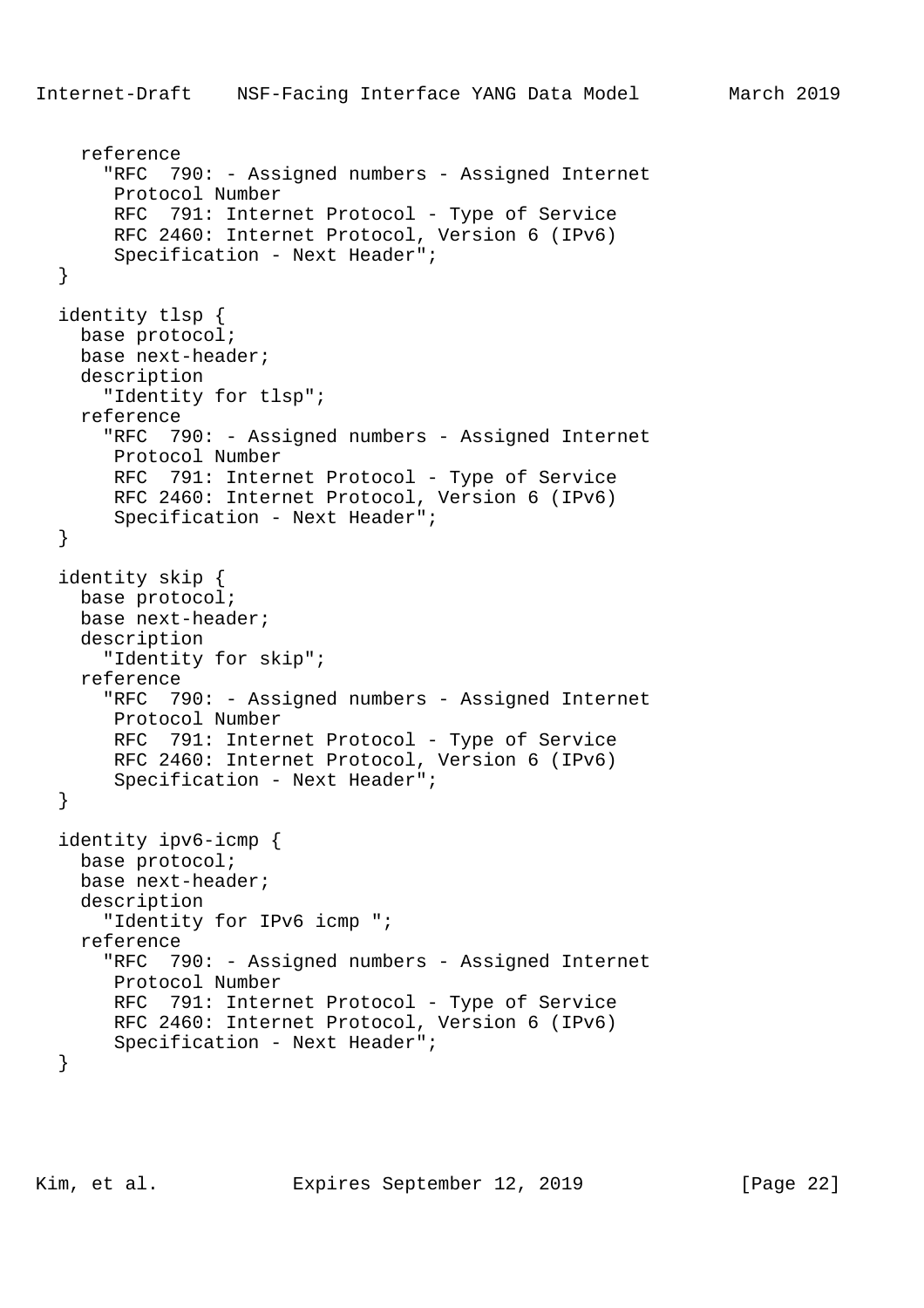```
    reference
      "RFC  790: - Assigned numbers - Assigned Internet
       Protocol Number
       RFC  791: Internet Protocol - Type of Service
       RFC 2460: Internet Protocol, Version 6 (IPv6)
       Specification - Next Header";
  }

  identity tlsp {
    base protocol;
    base next-header;
    description
      "Identity for tlsp";
    reference
      "RFC  790: - Assigned numbers - Assigned Internet
       Protocol Number
       RFC  791: Internet Protocol - Type of Service
       RFC 2460: Internet Protocol, Version 6 (IPv6)
       Specification - Next Header";
  }

  identity skip {
    base protocol;
    base next-header;
    description
      "Identity for skip";
    reference
      "RFC  790: - Assigned numbers - Assigned Internet
       Protocol Number
       RFC  791: Internet Protocol - Type of Service
       RFC 2460: Internet Protocol, Version 6 (IPv6)
       Specification - Next Header";
  }

  identity ipv6-icmp {
    base protocol;
    base next-header;
    description
      "Identity for IPv6 icmp ";
    reference
      "RFC  790: - Assigned numbers - Assigned Internet
       Protocol Number
       RFC  791: Internet Protocol - Type of Service
       RFC 2460: Internet Protocol, Version 6 (IPv6)
       Specification - Next Header";
  }
```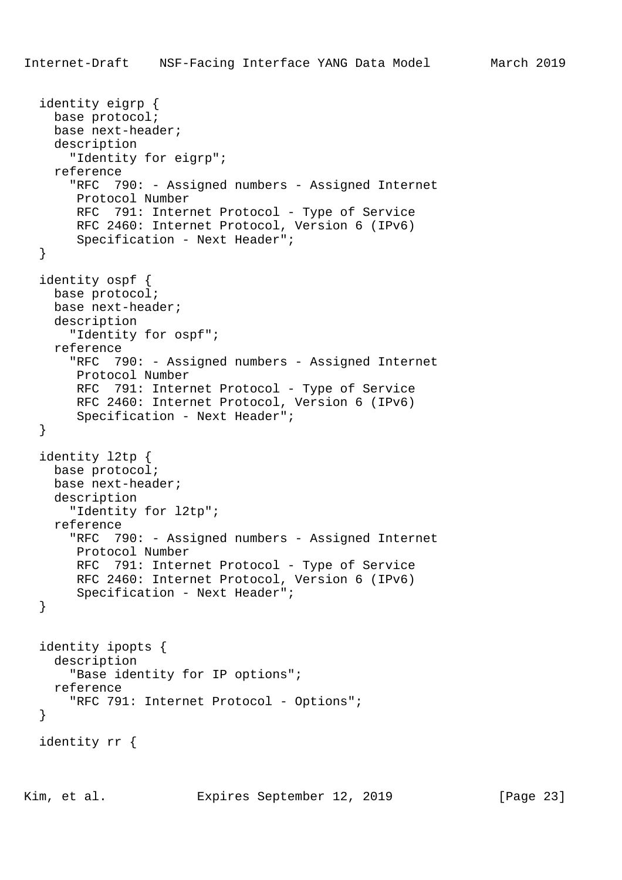```
  identity eigrp {
    base protocol;
    base next-header;
    description
      "Identity for eigrp";
    reference
      "RFC  790: - Assigned numbers - Assigned Internet
       Protocol Number
       RFC  791: Internet Protocol - Type of Service
       RFC 2460: Internet Protocol, Version 6 (IPv6)
       Specification - Next Header";
  }

  identity ospf {
    base protocol;
    base next-header;
    description
      "Identity for ospf";
    reference
      "RFC  790: - Assigned numbers - Assigned Internet
       Protocol Number
       RFC  791: Internet Protocol - Type of Service
       RFC 2460: Internet Protocol, Version 6 (IPv6)
       Specification - Next Header";
  }

  identity l2tp {
    base protocol;
    base next-header;
    description
      "Identity for l2tp";
    reference
      "RFC  790: - Assigned numbers - Assigned Internet
       Protocol Number
       RFC  791: Internet Protocol - Type of Service
       RFC 2460: Internet Protocol, Version 6 (IPv6)
       Specification - Next Header";
  }


  identity ipopts {
    description
      "Base identity for IP options";
    reference
      "RFC 791: Internet Protocol - Options";
  }

  identity rr {
```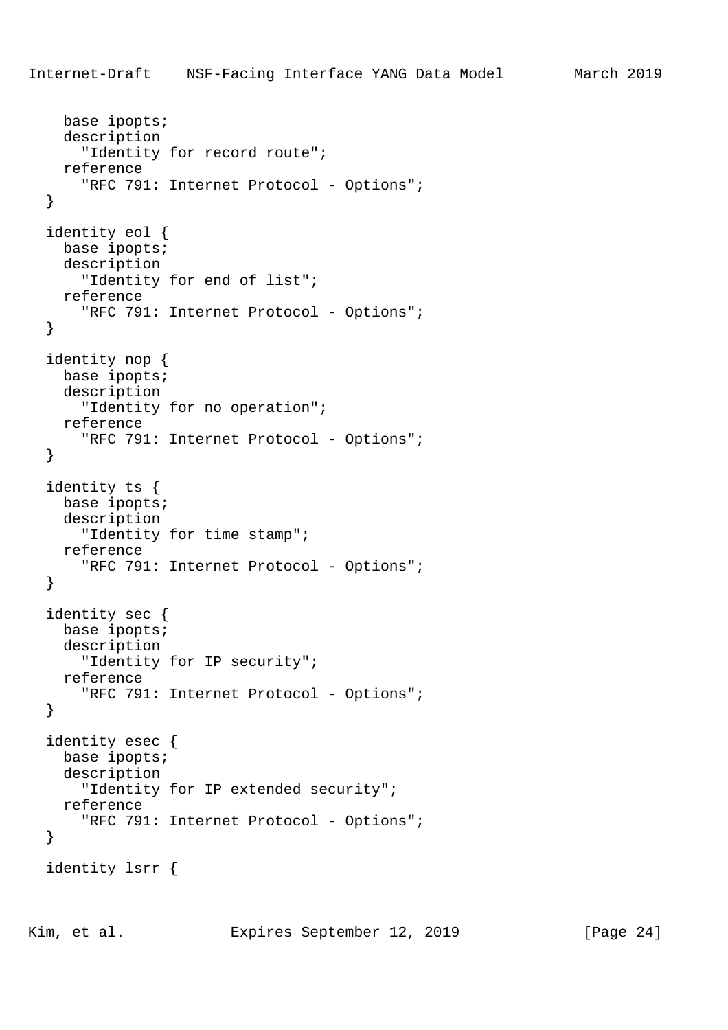```
    base ipopts;
    description
      "Identity for record route";
    reference
      "RFC 791: Internet Protocol - Options";
  }

  identity eol {
    base ipopts;
    description
      "Identity for end of list";
    reference
      "RFC 791: Internet Protocol - Options";
  }

  identity nop {
    base ipopts;
    description
      "Identity for no operation";
    reference
      "RFC 791: Internet Protocol - Options";
  }

  identity ts {
    base ipopts;
    description
      "Identity for time stamp";
    reference
      "RFC 791: Internet Protocol - Options";
  }

  identity sec {
    base ipopts;
    description
      "Identity for IP security";
    reference
      "RFC 791: Internet Protocol - Options";
  }

  identity esec {
    base ipopts;
    description
      "Identity for IP extended security";
    reference
      "RFC 791: Internet Protocol - Options";
  }

  identity lsrr {
```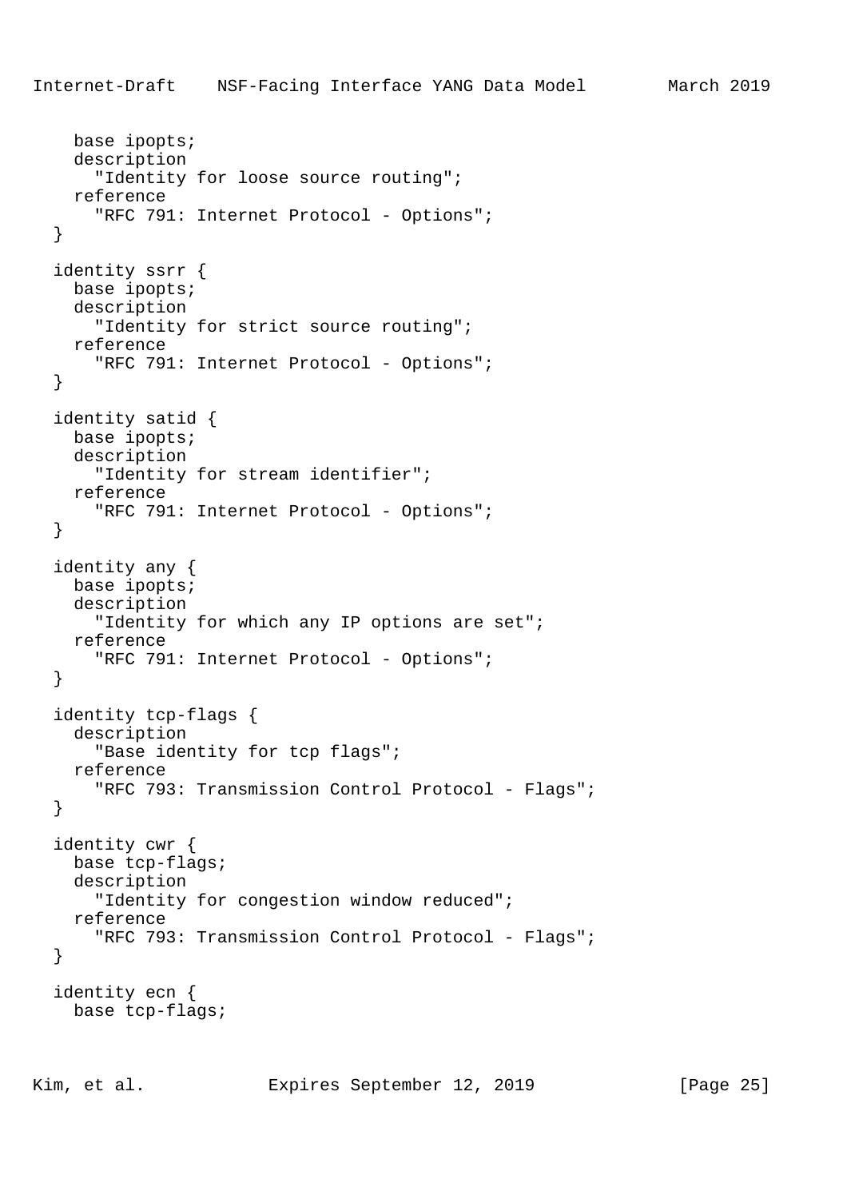```
    base ipopts;
    description
      "Identity for loose source routing";
    reference
      "RFC 791: Internet Protocol - Options";
  }

  identity ssrr {
    base ipopts;
    description
      "Identity for strict source routing";
    reference
      "RFC 791: Internet Protocol - Options";
  }

  identity satid {
    base ipopts;
    description
      "Identity for stream identifier";
    reference
      "RFC 791: Internet Protocol - Options";
  }

  identity any {
    base ipopts;
    description
      "Identity for which any IP options are set";
    reference
      "RFC 791: Internet Protocol - Options";
  }

  identity tcp-flags {
    description
      "Base identity for tcp flags";
    reference
      "RFC 793: Transmission Control Protocol - Flags";
  }

  identity cwr {
    base tcp-flags;
    description
      "Identity for congestion window reduced";
    reference
      "RFC 793: Transmission Control Protocol - Flags";
  }

  identity ecn {
    base tcp-flags;
```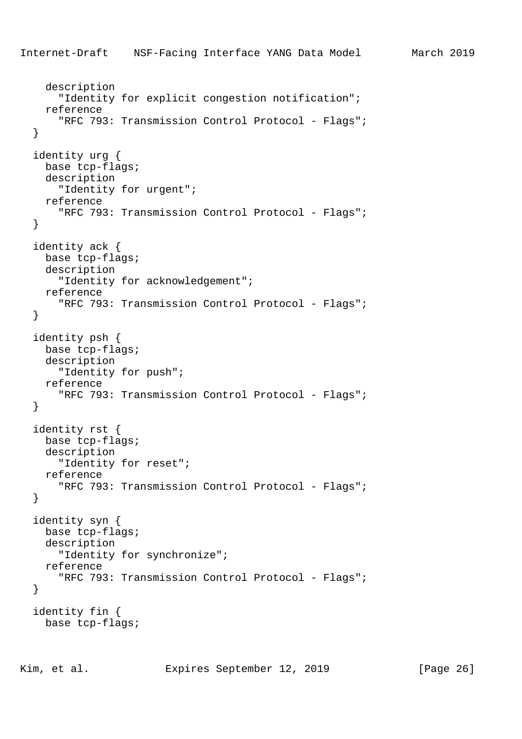```
    description
      "Identity for explicit congestion notification";
    reference
      "RFC 793: Transmission Control Protocol - Flags";
  }

  identity urg {
    base tcp-flags;
    description
      "Identity for urgent";
    reference
      "RFC 793: Transmission Control Protocol - Flags";
  }

  identity ack {
    base tcp-flags;
    description
      "Identity for acknowledgement";
    reference
      "RFC 793: Transmission Control Protocol - Flags";
  }

  identity psh {
    base tcp-flags;
    description
      "Identity for push";
    reference
      "RFC 793: Transmission Control Protocol - Flags";
  }

  identity rst {
    base tcp-flags;
    description
      "Identity for reset";
    reference
      "RFC 793: Transmission Control Protocol - Flags";
  }

  identity syn {
    base tcp-flags;
    description
      "Identity for synchronize";
    reference
      "RFC 793: Transmission Control Protocol - Flags";
  }

  identity fin {
    base tcp-flags;
```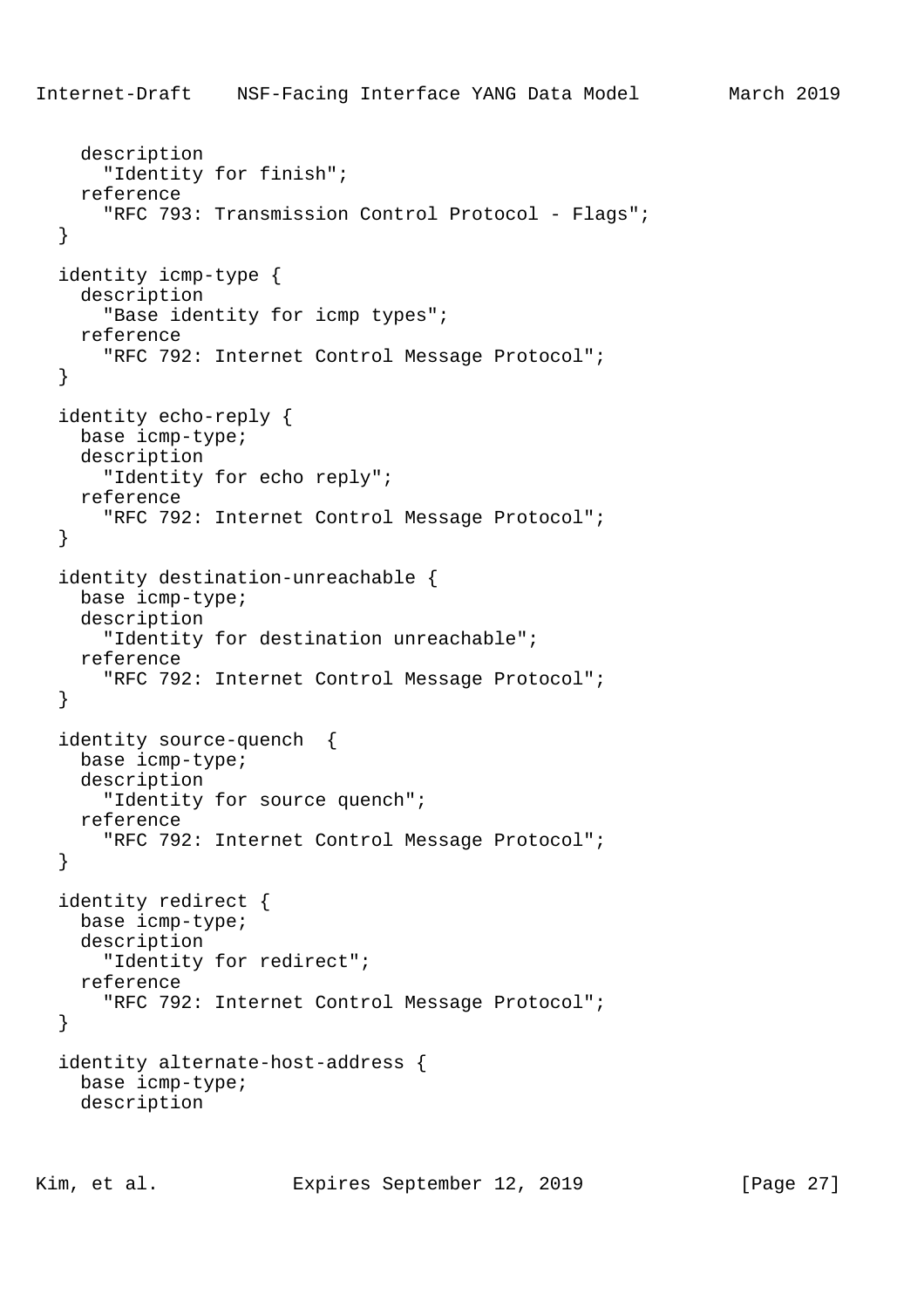```
    description
      "Identity for finish";
    reference
      "RFC 793: Transmission Control Protocol - Flags";
  }

  identity icmp-type {
    description
      "Base identity for icmp types";
    reference
      "RFC 792: Internet Control Message Protocol";
  }

  identity echo-reply {
    base icmp-type;
    description
      "Identity for echo reply";
    reference
      "RFC 792: Internet Control Message Protocol";
  }

  identity destination-unreachable {
    base icmp-type;
    description
      "Identity for destination unreachable";
    reference
      "RFC 792: Internet Control Message Protocol";
  }

  identity source-quench  {
    base icmp-type;
    description
      "Identity for source quench";
    reference
      "RFC 792: Internet Control Message Protocol";
  }

  identity redirect {
    base icmp-type;
    description
      "Identity for redirect";
    reference
      "RFC 792: Internet Control Message Protocol";
  }

  identity alternate-host-address {
    base icmp-type;
    description
```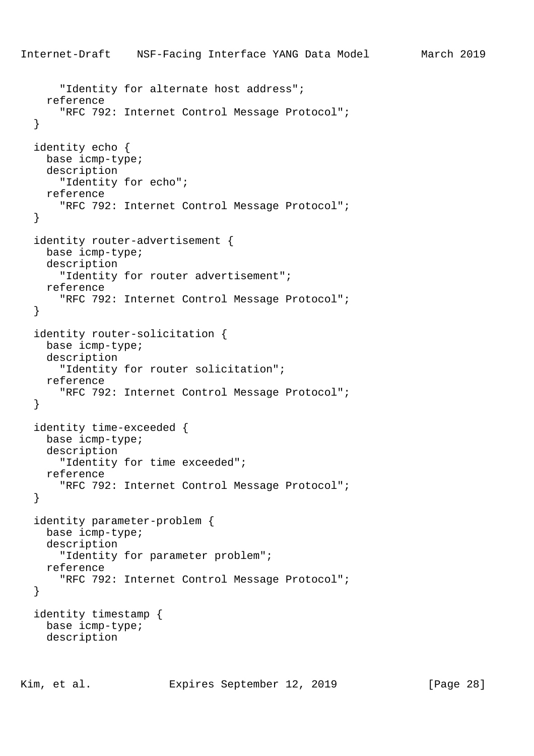```
      "Identity for alternate host address";
    reference
      "RFC 792: Internet Control Message Protocol";
  }

  identity echo {
    base icmp-type;
    description
      "Identity for echo";
    reference
      "RFC 792: Internet Control Message Protocol";
  }

  identity router-advertisement {
    base icmp-type;
    description
      "Identity for router advertisement";
    reference
      "RFC 792: Internet Control Message Protocol";
  }

  identity router-solicitation {
    base icmp-type;
    description
      "Identity for router solicitation";
    reference
      "RFC 792: Internet Control Message Protocol";
  }

  identity time-exceeded {
    base icmp-type;
    description
      "Identity for time exceeded";
    reference
      "RFC 792: Internet Control Message Protocol";
  }

  identity parameter-problem {
    base icmp-type;
    description
      "Identity for parameter problem";
    reference
      "RFC 792: Internet Control Message Protocol";
  }

  identity timestamp {
    base icmp-type;
    description
```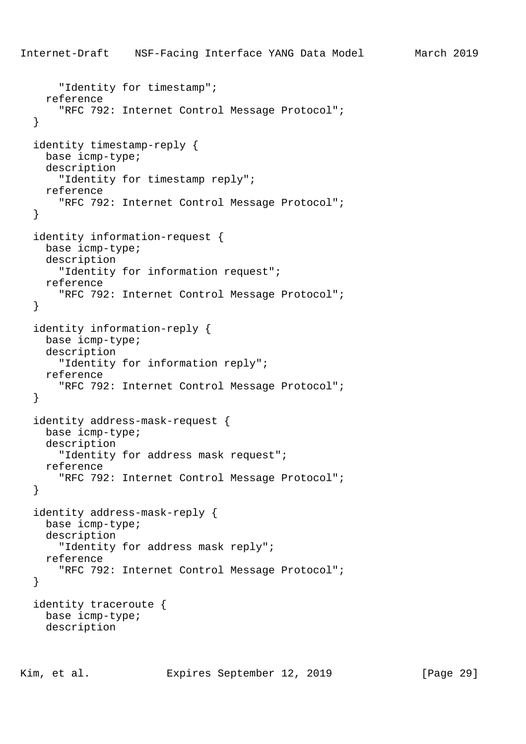```
      "Identity for timestamp";
    reference
      "RFC 792: Internet Control Message Protocol";
  }

  identity timestamp-reply {
    base icmp-type;
    description
      "Identity for timestamp reply";
    reference
      "RFC 792: Internet Control Message Protocol";
  }

  identity information-request {
    base icmp-type;
    description
      "Identity for information request";
    reference
      "RFC 792: Internet Control Message Protocol";
  }

  identity information-reply {
    base icmp-type;
    description
      "Identity for information reply";
    reference
      "RFC 792: Internet Control Message Protocol";
  }

  identity address-mask-request {
    base icmp-type;
    description
      "Identity for address mask request";
    reference
      "RFC 792: Internet Control Message Protocol";
  }

  identity address-mask-reply {
    base icmp-type;
    description
      "Identity for address mask reply";
    reference
      "RFC 792: Internet Control Message Protocol";
  }

  identity traceroute {
    base icmp-type;
    description
```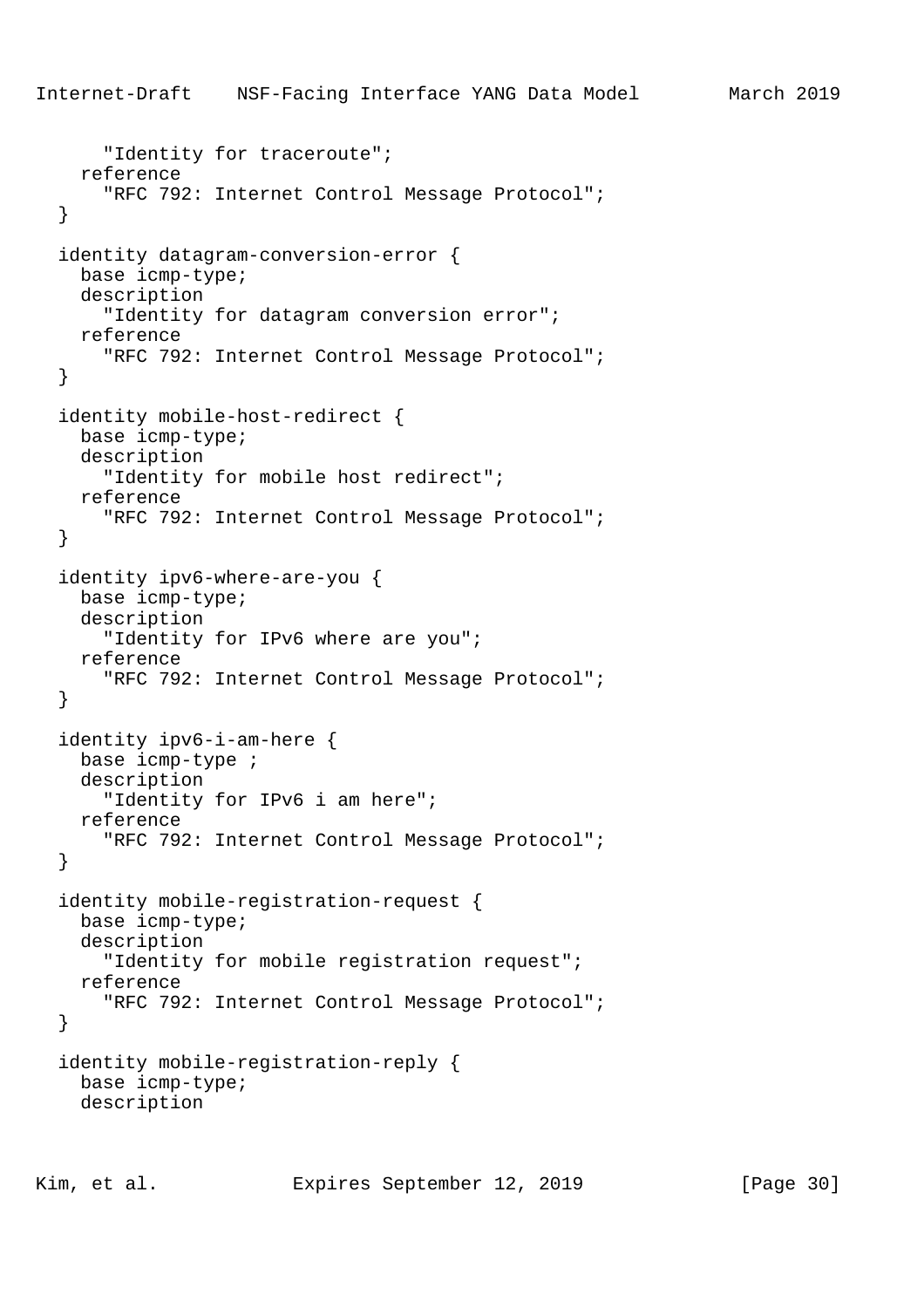```
      "Identity for traceroute";
    reference
      "RFC 792: Internet Control Message Protocol";
  }

  identity datagram-conversion-error {
    base icmp-type;
    description
      "Identity for datagram conversion error";
    reference
      "RFC 792: Internet Control Message Protocol";
  }

  identity mobile-host-redirect {
    base icmp-type;
    description
      "Identity for mobile host redirect";
    reference
      "RFC 792: Internet Control Message Protocol";
  }

  identity ipv6-where-are-you {
    base icmp-type;
    description
      "Identity for IPv6 where are you";
    reference
      "RFC 792: Internet Control Message Protocol";
  }

  identity ipv6-i-am-here {
    base icmp-type ;
    description
      "Identity for IPv6 i am here";
    reference
      "RFC 792: Internet Control Message Protocol";
  }

  identity mobile-registration-request {
    base icmp-type;
    description
      "Identity for mobile registration request";
    reference
      "RFC 792: Internet Control Message Protocol";
  }

  identity mobile-registration-reply {
    base icmp-type;
    description
```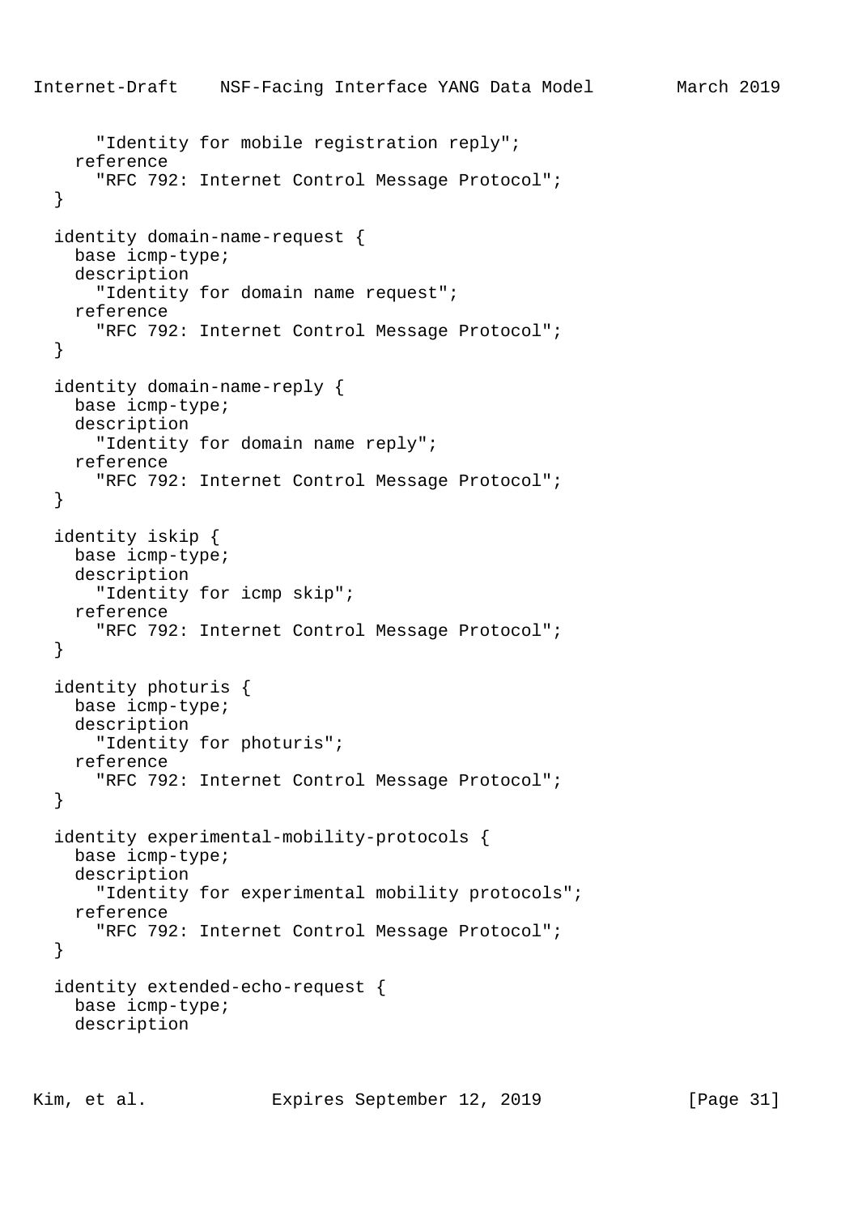```
      "Identity for mobile registration reply";
    reference
      "RFC 792: Internet Control Message Protocol";
  }

  identity domain-name-request {
    base icmp-type;
    description
      "Identity for domain name request";
    reference
      "RFC 792: Internet Control Message Protocol";
  }

  identity domain-name-reply {
    base icmp-type;
    description
      "Identity for domain name reply";
    reference
      "RFC 792: Internet Control Message Protocol";
  }

  identity iskip {
    base icmp-type;
    description
      "Identity for icmp skip";
    reference
      "RFC 792: Internet Control Message Protocol";
  }

  identity photuris {
    base icmp-type;
    description
      "Identity for photuris";
    reference
      "RFC 792: Internet Control Message Protocol";
  }

  identity experimental-mobility-protocols {
    base icmp-type;
    description
      "Identity for experimental mobility protocols";
    reference
      "RFC 792: Internet Control Message Protocol";
  }

  identity extended-echo-request {
    base icmp-type;
    description
```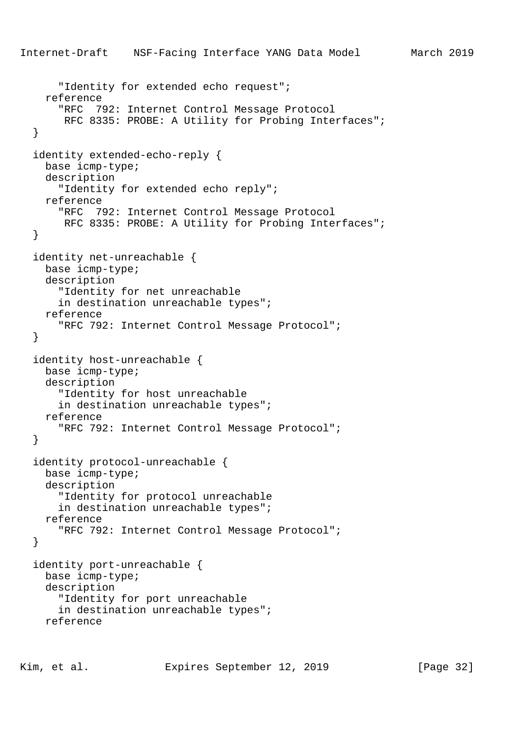```
      "Identity for extended echo request";
    reference
      "RFC  792: Internet Control Message Protocol
       RFC 8335: PROBE: A Utility for Probing Interfaces";
  }

  identity extended-echo-reply {
    base icmp-type;
    description
      "Identity for extended echo reply";
    reference
      "RFC  792: Internet Control Message Protocol
       RFC 8335: PROBE: A Utility for Probing Interfaces";
  }

  identity net-unreachable {
    base icmp-type;
    description
      "Identity for net unreachable
      in destination unreachable types";
    reference
      "RFC 792: Internet Control Message Protocol";
  }

  identity host-unreachable {
    base icmp-type;
    description
      "Identity for host unreachable
      in destination unreachable types";
    reference
      "RFC 792: Internet Control Message Protocol";
  }

  identity protocol-unreachable {
    base icmp-type;
    description
      "Identity for protocol unreachable
      in destination unreachable types";
    reference
      "RFC 792: Internet Control Message Protocol";
  }

  identity port-unreachable {
    base icmp-type;
    description
      "Identity for port unreachable
      in destination unreachable types";
    reference
```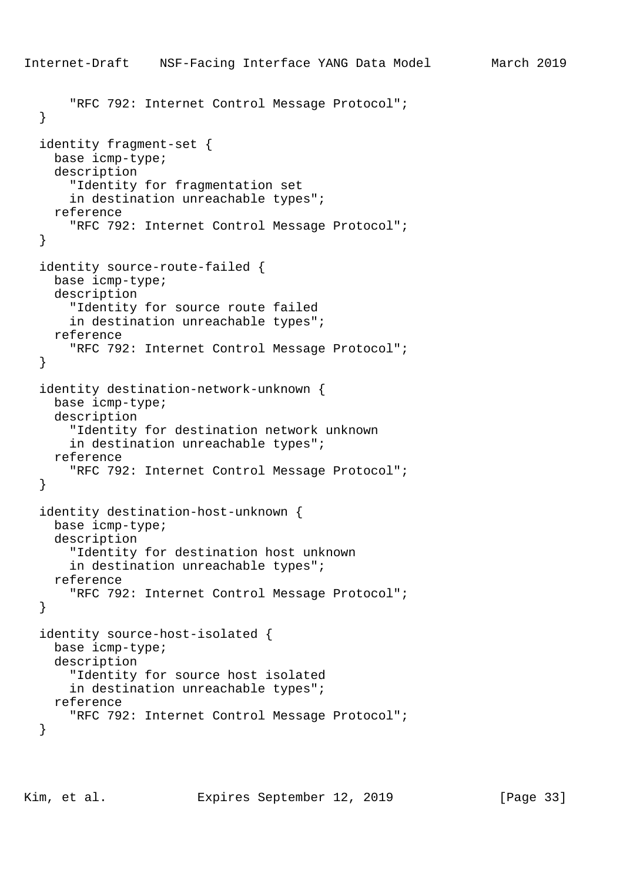```
      "RFC 792: Internet Control Message Protocol";
  }

  identity fragment-set {
    base icmp-type;
    description
      "Identity for fragmentation set
      in destination unreachable types";
    reference
      "RFC 792: Internet Control Message Protocol";
  }

  identity source-route-failed {
    base icmp-type;
    description
      "Identity for source route failed
      in destination unreachable types";
    reference
      "RFC 792: Internet Control Message Protocol";
  }

  identity destination-network-unknown {
    base icmp-type;
    description
      "Identity for destination network unknown
      in destination unreachable types";
    reference
      "RFC 792: Internet Control Message Protocol";
  }

  identity destination-host-unknown {
    base icmp-type;
    description
      "Identity for destination host unknown
      in destination unreachable types";
    reference
      "RFC 792: Internet Control Message Protocol";
  }

  identity source-host-isolated {
    base icmp-type;
    description
      "Identity for source host isolated
      in destination unreachable types";
    reference
      "RFC 792: Internet Control Message Protocol";
  }
```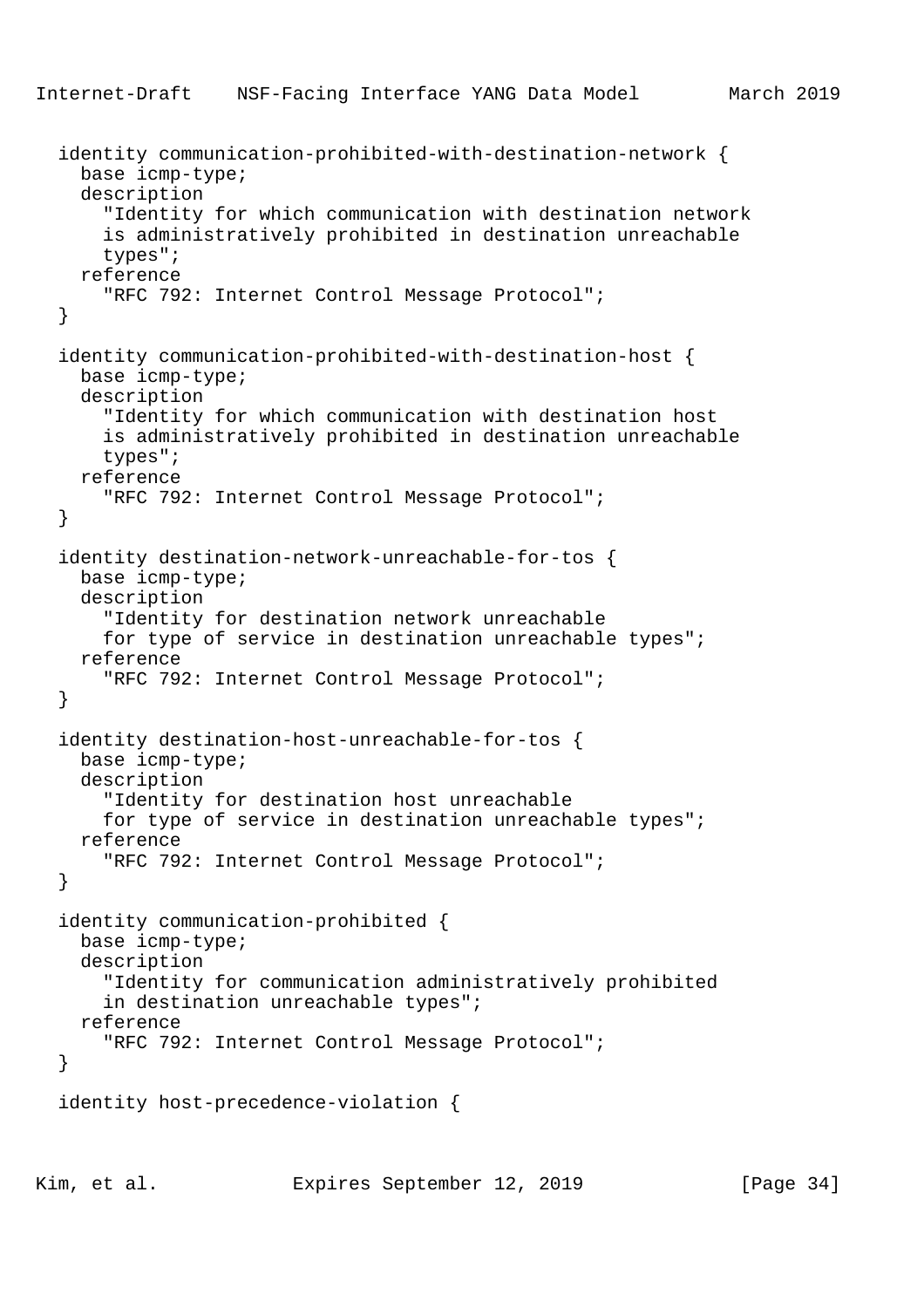```
  identity communication-prohibited-with-destination-network {
    base icmp-type;
    description
      "Identity for which communication with destination network
      is administratively prohibited in destination unreachable
      types";
    reference
      "RFC 792: Internet Control Message Protocol";
  }

  identity communication-prohibited-with-destination-host {
    base icmp-type;
    description
      "Identity for which communication with destination host
      is administratively prohibited in destination unreachable
      types";
    reference
      "RFC 792: Internet Control Message Protocol";
  }

  identity destination-network-unreachable-for-tos {
    base icmp-type;
    description
      "Identity for destination network unreachable
      for type of service in destination unreachable types";
    reference
      "RFC 792: Internet Control Message Protocol";
  }

  identity destination-host-unreachable-for-tos {
    base icmp-type;
    description
      "Identity for destination host unreachable
      for type of service in destination unreachable types";
    reference
      "RFC 792: Internet Control Message Protocol";
  }

  identity communication-prohibited {
    base icmp-type;
    description
      "Identity for communication administratively prohibited
      in destination unreachable types";
    reference
      "RFC 792: Internet Control Message Protocol";
  }

  identity host-precedence-violation {
```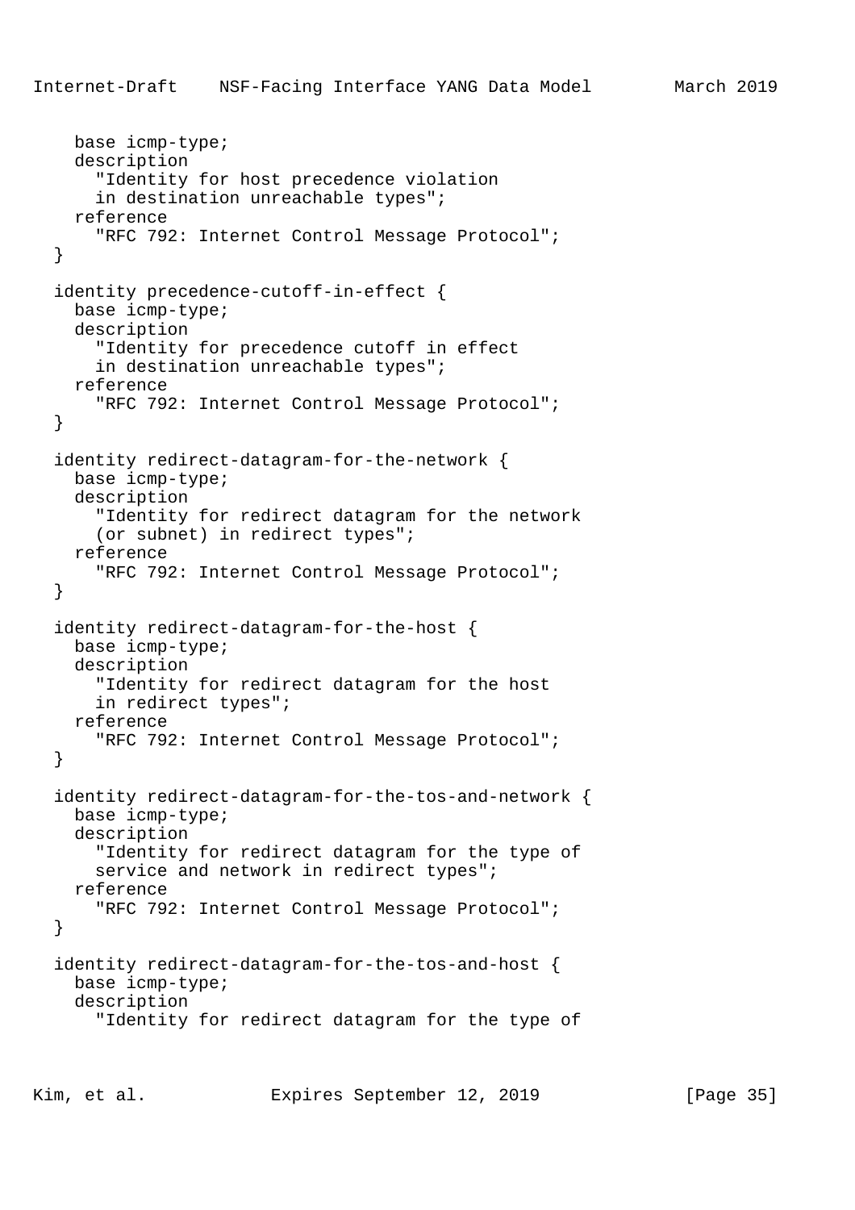```
    base icmp-type;
    description
      "Identity for host precedence violation
      in destination unreachable types";
    reference
      "RFC 792: Internet Control Message Protocol";
  }

  identity precedence-cutoff-in-effect {
    base icmp-type;
    description
      "Identity for precedence cutoff in effect
      in destination unreachable types";
    reference
      "RFC 792: Internet Control Message Protocol";
  }

  identity redirect-datagram-for-the-network {
    base icmp-type;
    description
      "Identity for redirect datagram for the network
      (or subnet) in redirect types";
    reference
      "RFC 792: Internet Control Message Protocol";
  }

  identity redirect-datagram-for-the-host {
    base icmp-type;
    description
      "Identity for redirect datagram for the host
      in redirect types";
    reference
      "RFC 792: Internet Control Message Protocol";
  }

  identity redirect-datagram-for-the-tos-and-network {
    base icmp-type;
    description
      "Identity for redirect datagram for the type of
      service and network in redirect types";
    reference
      "RFC 792: Internet Control Message Protocol";
  }

  identity redirect-datagram-for-the-tos-and-host {
    base icmp-type;
    description
      "Identity for redirect datagram for the type of
```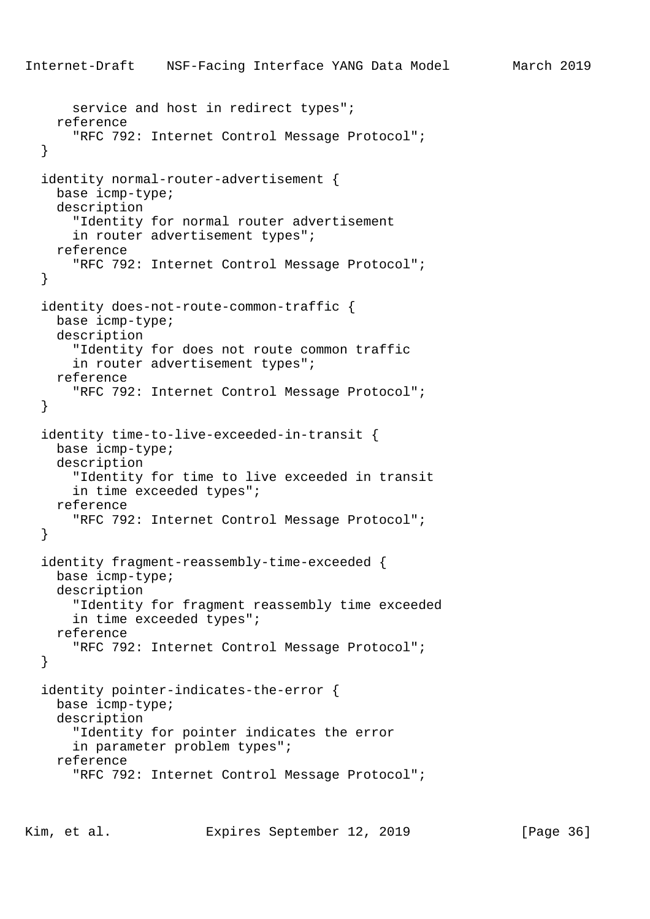```
      service and host in redirect types";
    reference
      "RFC 792: Internet Control Message Protocol";
  }

  identity normal-router-advertisement {
    base icmp-type;
    description
      "Identity for normal router advertisement
      in router advertisement types";
    reference
      "RFC 792: Internet Control Message Protocol";
  }

  identity does-not-route-common-traffic {
    base icmp-type;
    description
      "Identity for does not route common traffic
      in router advertisement types";
    reference
      "RFC 792: Internet Control Message Protocol";
  }

  identity time-to-live-exceeded-in-transit {
    base icmp-type;
    description
      "Identity for time to live exceeded in transit
      in time exceeded types";
    reference
      "RFC 792: Internet Control Message Protocol";
  }

  identity fragment-reassembly-time-exceeded {
    base icmp-type;
    description
      "Identity for fragment reassembly time exceeded
      in time exceeded types";
    reference
      "RFC 792: Internet Control Message Protocol";
  }

  identity pointer-indicates-the-error {
    base icmp-type;
    description
      "Identity for pointer indicates the error
      in parameter problem types";
    reference
      "RFC 792: Internet Control Message Protocol";
```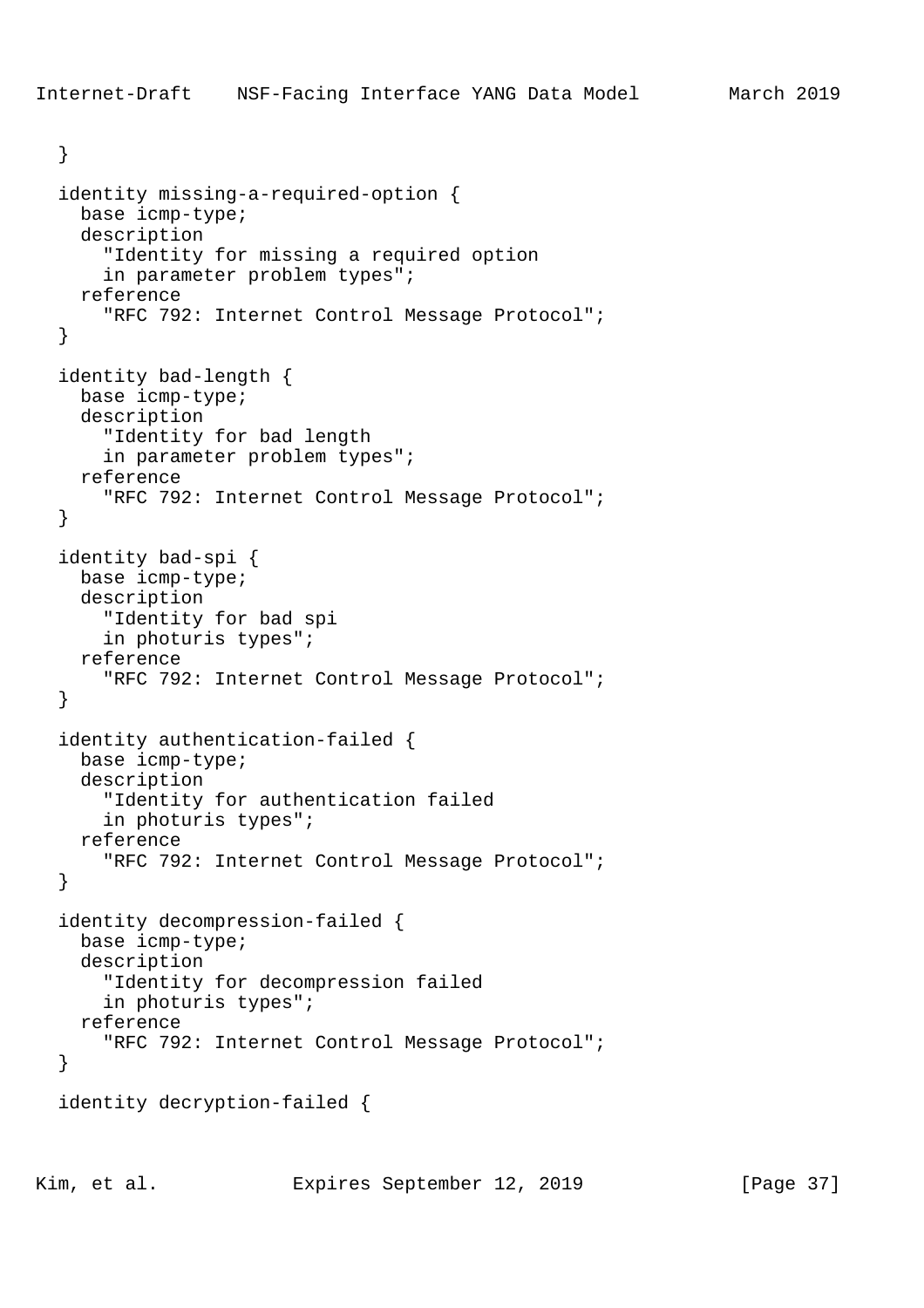```
  }

  identity missing-a-required-option {
    base icmp-type;
    description
      "Identity for missing a required option
      in parameter problem types";
    reference
      "RFC 792: Internet Control Message Protocol";
  }

  identity bad-length {
    base icmp-type;
    description
      "Identity for bad length
      in parameter problem types";
    reference
      "RFC 792: Internet Control Message Protocol";
  }

  identity bad-spi {
    base icmp-type;
    description
      "Identity for bad spi
      in photuris types";
    reference
      "RFC 792: Internet Control Message Protocol";
  }

  identity authentication-failed {
    base icmp-type;
    description
      "Identity for authentication failed
      in photuris types";
    reference
      "RFC 792: Internet Control Message Protocol";
  }

  identity decompression-failed {
    base icmp-type;
    description
      "Identity for decompression failed
      in photuris types";
    reference
      "RFC 792: Internet Control Message Protocol";
  }

  identity decryption-failed {
```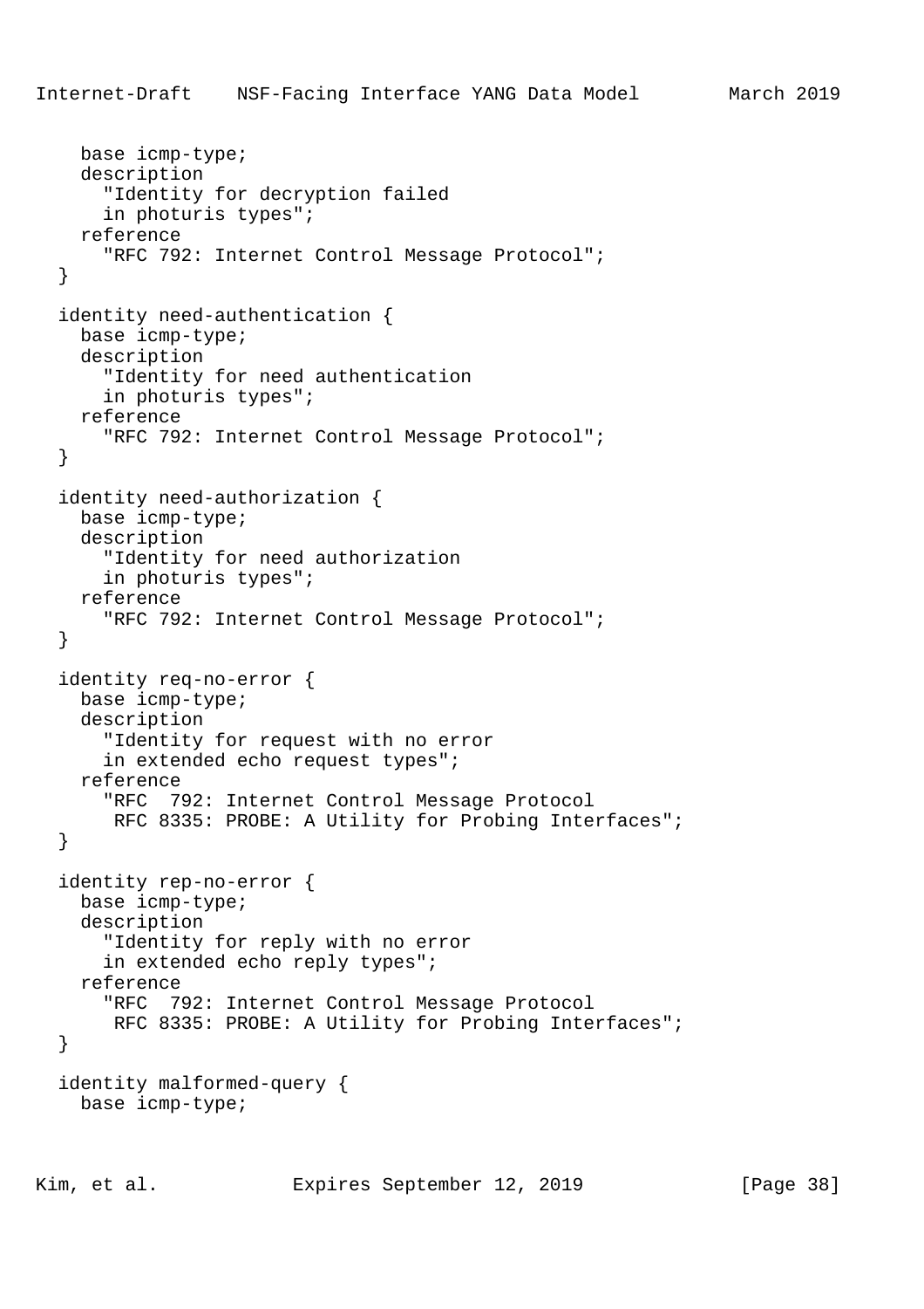```
    base icmp-type;
    description
      "Identity for decryption failed
      in photuris types";
    reference
      "RFC 792: Internet Control Message Protocol";
  }

  identity need-authentication {
    base icmp-type;
    description
      "Identity for need authentication
      in photuris types";
    reference
      "RFC 792: Internet Control Message Protocol";
  }

  identity need-authorization {
    base icmp-type;
    description
      "Identity for need authorization
      in photuris types";
    reference
      "RFC 792: Internet Control Message Protocol";
  }

  identity req-no-error {
    base icmp-type;
    description
      "Identity for request with no error
      in extended echo request types";
    reference
      "RFC  792: Internet Control Message Protocol
       RFC 8335: PROBE: A Utility for Probing Interfaces";
  }

  identity rep-no-error {
    base icmp-type;
    description
      "Identity for reply with no error
      in extended echo reply types";
    reference
      "RFC  792: Internet Control Message Protocol
       RFC 8335: PROBE: A Utility for Probing Interfaces";
  }

  identity malformed-query {
    base icmp-type;
```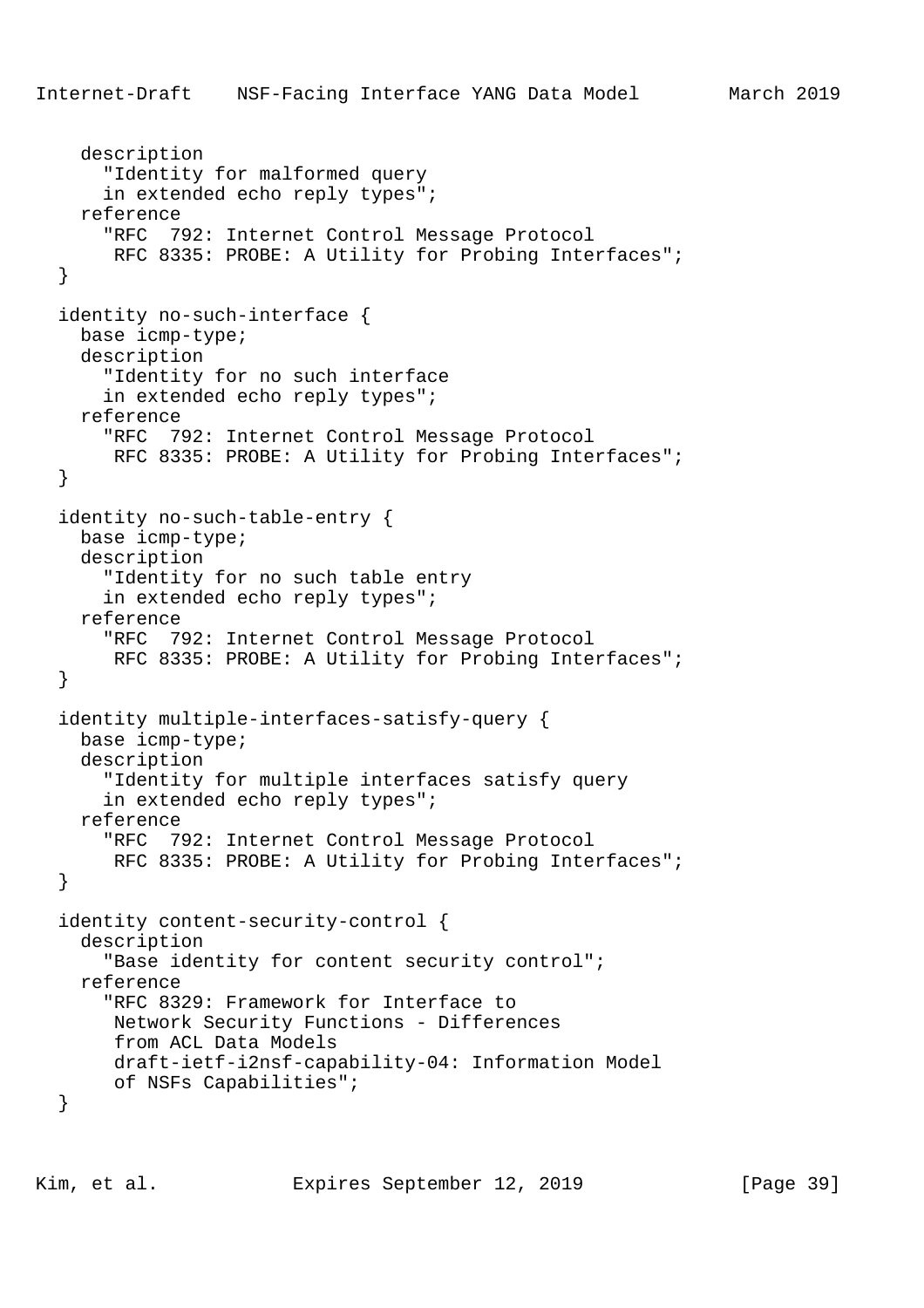```
    description
      "Identity for malformed query
      in extended echo reply types";
    reference
      "RFC  792: Internet Control Message Protocol
       RFC 8335: PROBE: A Utility for Probing Interfaces";
  }

  identity no-such-interface {
    base icmp-type;
    description
      "Identity for no such interface
      in extended echo reply types";
    reference
      "RFC  792: Internet Control Message Protocol
       RFC 8335: PROBE: A Utility for Probing Interfaces";
  }

  identity no-such-table-entry {
    base icmp-type;
    description
      "Identity for no such table entry
      in extended echo reply types";
    reference
      "RFC  792: Internet Control Message Protocol
       RFC 8335: PROBE: A Utility for Probing Interfaces";
  }

  identity multiple-interfaces-satisfy-query {
    base icmp-type;
    description
      "Identity for multiple interfaces satisfy query
      in extended echo reply types";
    reference
      "RFC  792: Internet Control Message Protocol
       RFC 8335: PROBE: A Utility for Probing Interfaces";
  }

  identity content-security-control {
    description
      "Base identity for content security control";
    reference
      "RFC 8329: Framework for Interface to
       Network Security Functions - Differences
       from ACL Data Models
       draft-ietf-i2nsf-capability-04: Information Model
       of NSFs Capabilities";
  }
```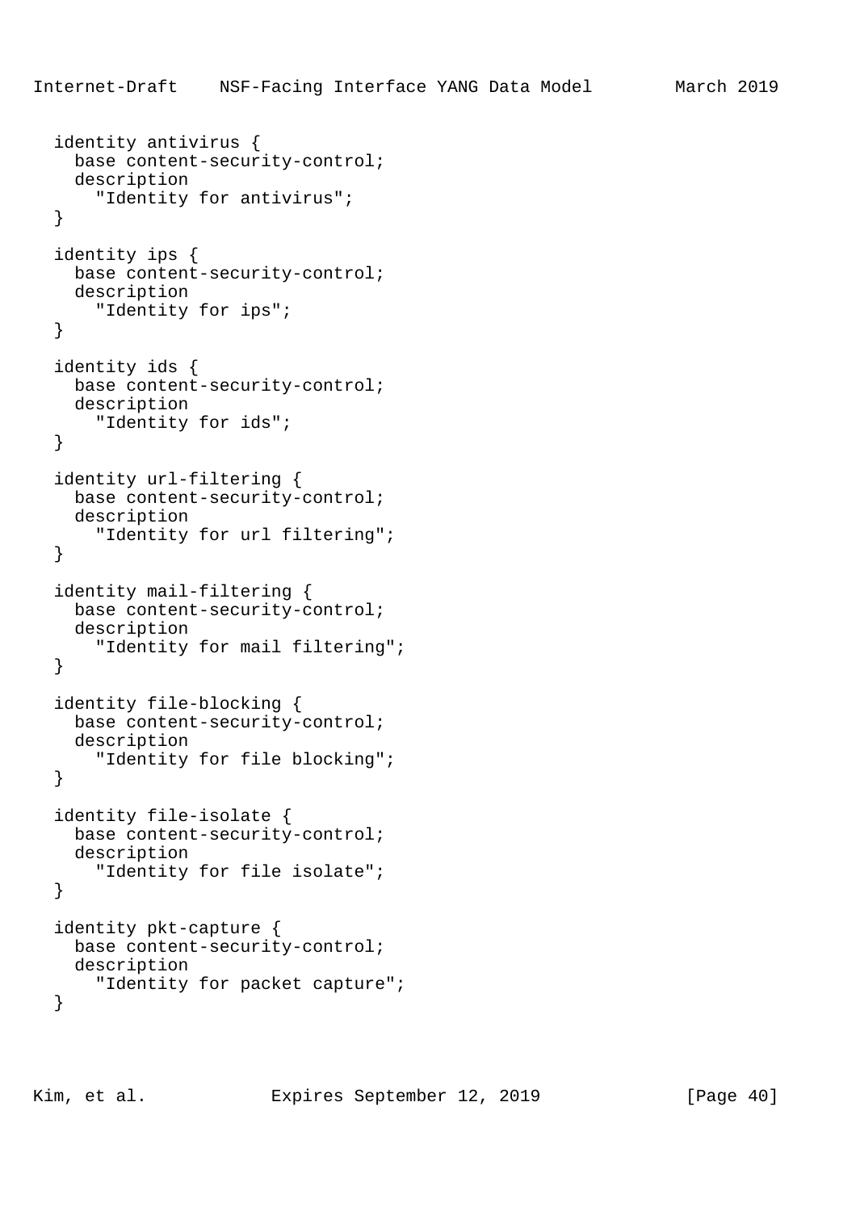```
  identity antivirus {
    base content-security-control;
    description
      "Identity for antivirus";
  }

  identity ips {
    base content-security-control;
    description
      "Identity for ips";
  }

  identity ids {
    base content-security-control;
    description
      "Identity for ids";
  }

  identity url-filtering {
    base content-security-control;
    description
      "Identity for url filtering";
  }

  identity mail-filtering {
    base content-security-control;
    description
      "Identity for mail filtering";
  }

  identity file-blocking {
    base content-security-control;
    description
      "Identity for file blocking";
  }

  identity file-isolate {
    base content-security-control;
    description
      "Identity for file isolate";
  }

  identity pkt-capture {
    base content-security-control;
    description
      "Identity for packet capture";
  }
```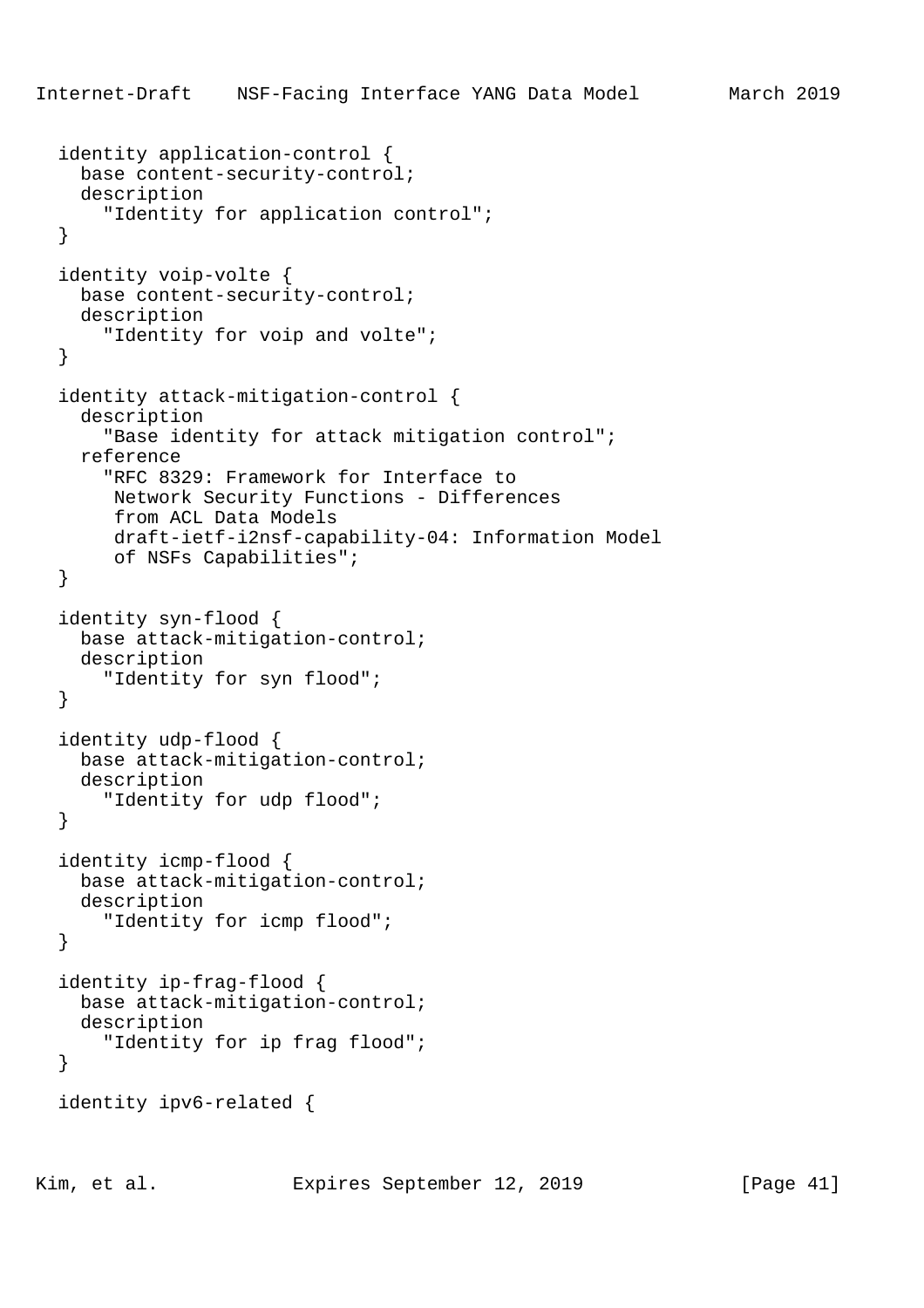```
  identity application-control {
    base content-security-control;
    description
      "Identity for application control";
  }

  identity voip-volte {
    base content-security-control;
    description
      "Identity for voip and volte";
  }

  identity attack-mitigation-control {
    description
      "Base identity for attack mitigation control";
    reference
      "RFC 8329: Framework for Interface to
       Network Security Functions - Differences
       from ACL Data Models
       draft-ietf-i2nsf-capability-04: Information Model
       of NSFs Capabilities";
  }

  identity syn-flood {
    base attack-mitigation-control;
    description
      "Identity for syn flood";
  }

  identity udp-flood {
    base attack-mitigation-control;
    description
      "Identity for udp flood";
  }

  identity icmp-flood {
    base attack-mitigation-control;
    description
      "Identity for icmp flood";
  }

  identity ip-frag-flood {
    base attack-mitigation-control;
    description
      "Identity for ip frag flood";
  }

  identity ipv6-related {
```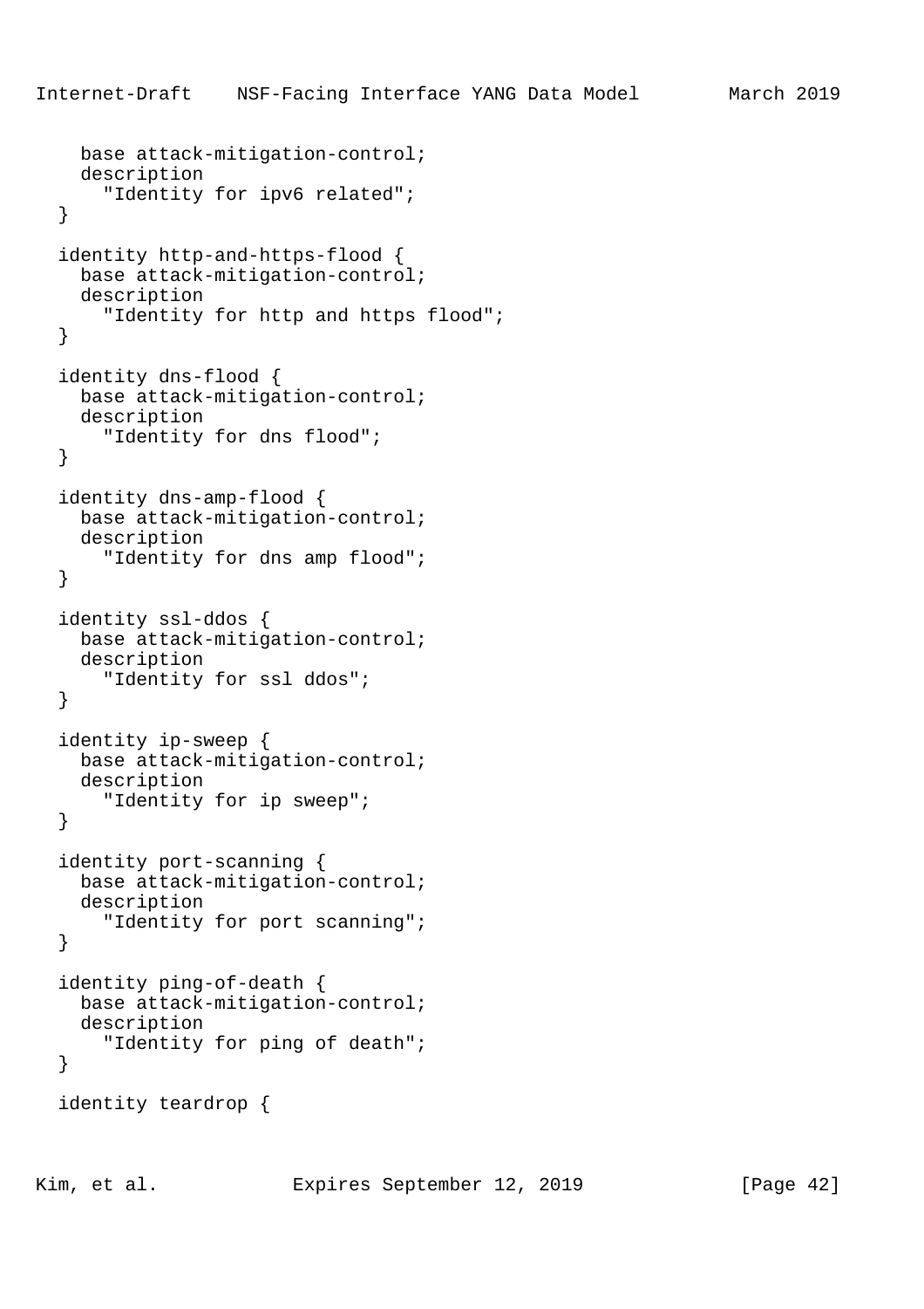```
    base attack-mitigation-control;
    description
      "Identity for ipv6 related";
  }

  identity http-and-https-flood {
    base attack-mitigation-control;
    description
      "Identity for http and https flood";
  }

  identity dns-flood {
    base attack-mitigation-control;
    description
      "Identity for dns flood";
  }

  identity dns-amp-flood {
    base attack-mitigation-control;
    description
      "Identity for dns amp flood";
  }

  identity ssl-ddos {
    base attack-mitigation-control;
    description
      "Identity for ssl ddos";
  }

  identity ip-sweep {
    base attack-mitigation-control;
    description
      "Identity for ip sweep";
  }

  identity port-scanning {
    base attack-mitigation-control;
    description
      "Identity for port scanning";
  }

  identity ping-of-death {
    base attack-mitigation-control;
    description
      "Identity for ping of death";
  }

  identity teardrop {
```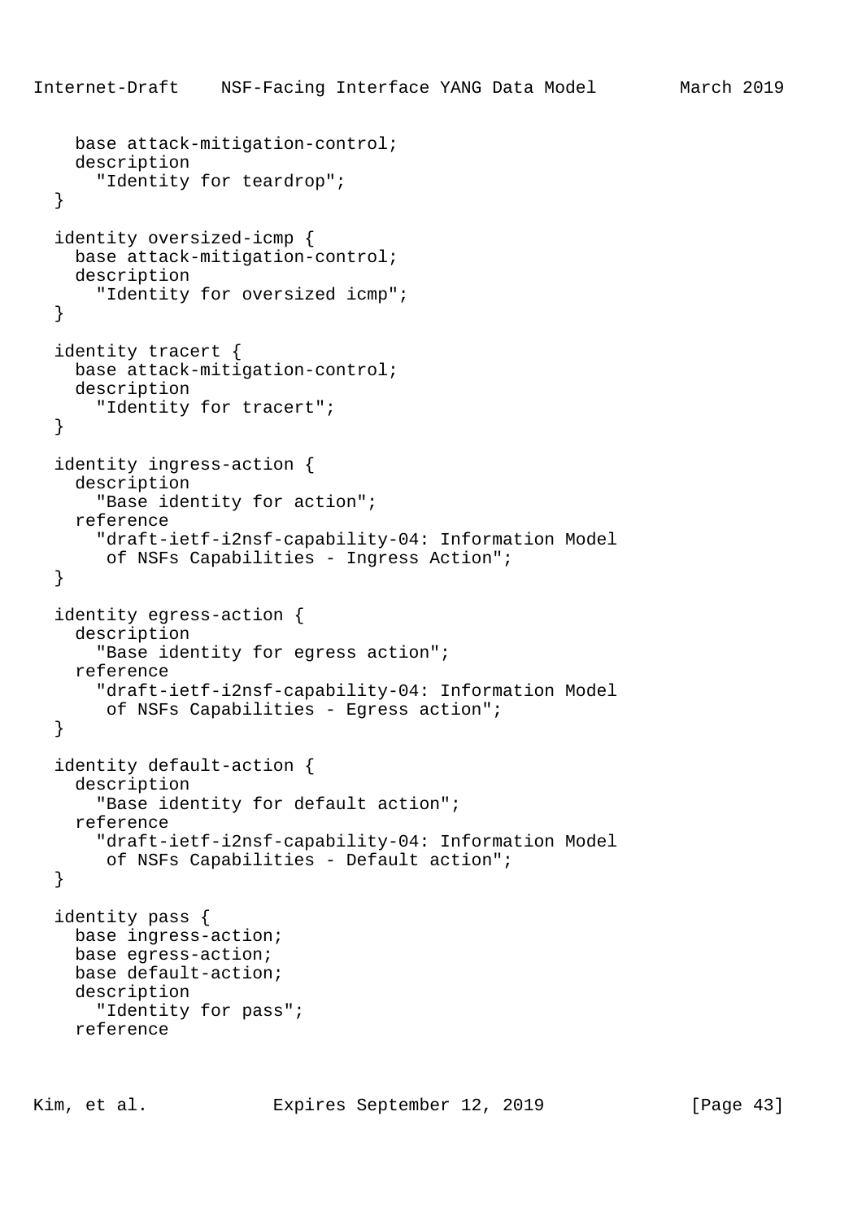```
    base attack-mitigation-control;
    description
      "Identity for teardrop";
  }

  identity oversized-icmp {
    base attack-mitigation-control;
    description
      "Identity for oversized icmp";
  }

  identity tracert {
    base attack-mitigation-control;
    description
      "Identity for tracert";
  }

  identity ingress-action {
    description
      "Base identity for action";
    reference
      "draft-ietf-i2nsf-capability-04: Information Model
       of NSFs Capabilities - Ingress Action";
  }

  identity egress-action {
    description
      "Base identity for egress action";
    reference
      "draft-ietf-i2nsf-capability-04: Information Model
       of NSFs Capabilities - Egress action";
  }

  identity default-action {
    description
      "Base identity for default action";
    reference
      "draft-ietf-i2nsf-capability-04: Information Model
       of NSFs Capabilities - Default action";
  }

  identity pass {
    base ingress-action;
    base egress-action;
    base default-action;
    description
      "Identity for pass";
    reference
```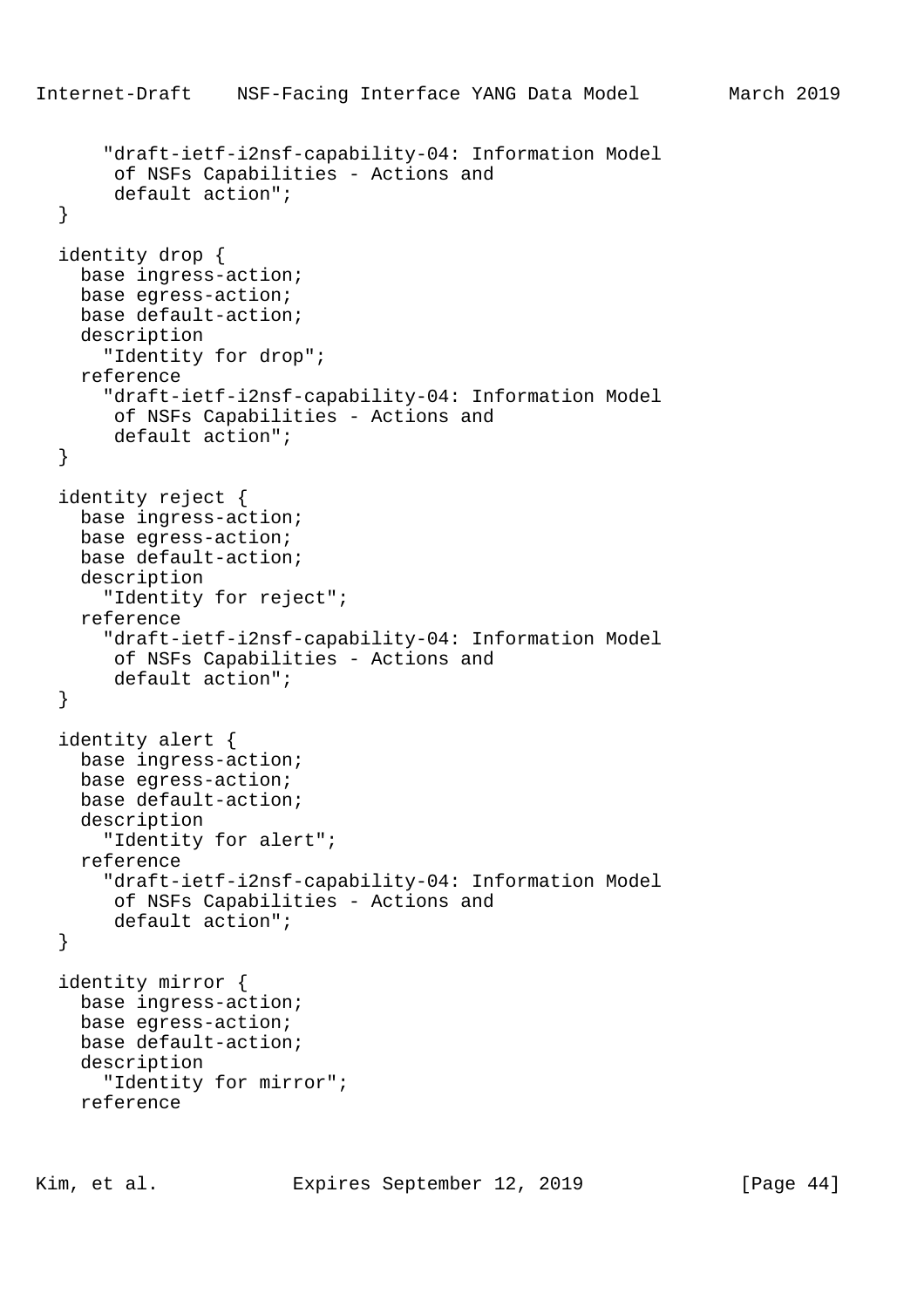```
      "draft-ietf-i2nsf-capability-04: Information Model
       of NSFs Capabilities - Actions and
       default action";
  }

  identity drop {
    base ingress-action;
    base egress-action;
    base default-action;
    description
      "Identity for drop";
    reference
      "draft-ietf-i2nsf-capability-04: Information Model
       of NSFs Capabilities - Actions and
       default action";
  }

  identity reject {
    base ingress-action;
    base egress-action;
    base default-action;
    description
      "Identity for reject";
    reference
      "draft-ietf-i2nsf-capability-04: Information Model
       of NSFs Capabilities - Actions and
       default action";
  }

  identity alert {
    base ingress-action;
    base egress-action;
    base default-action;
    description
      "Identity for alert";
    reference
      "draft-ietf-i2nsf-capability-04: Information Model
       of NSFs Capabilities - Actions and
       default action";
  }

  identity mirror {
    base ingress-action;
    base egress-action;
    base default-action;
    description
      "Identity for mirror";
    reference
```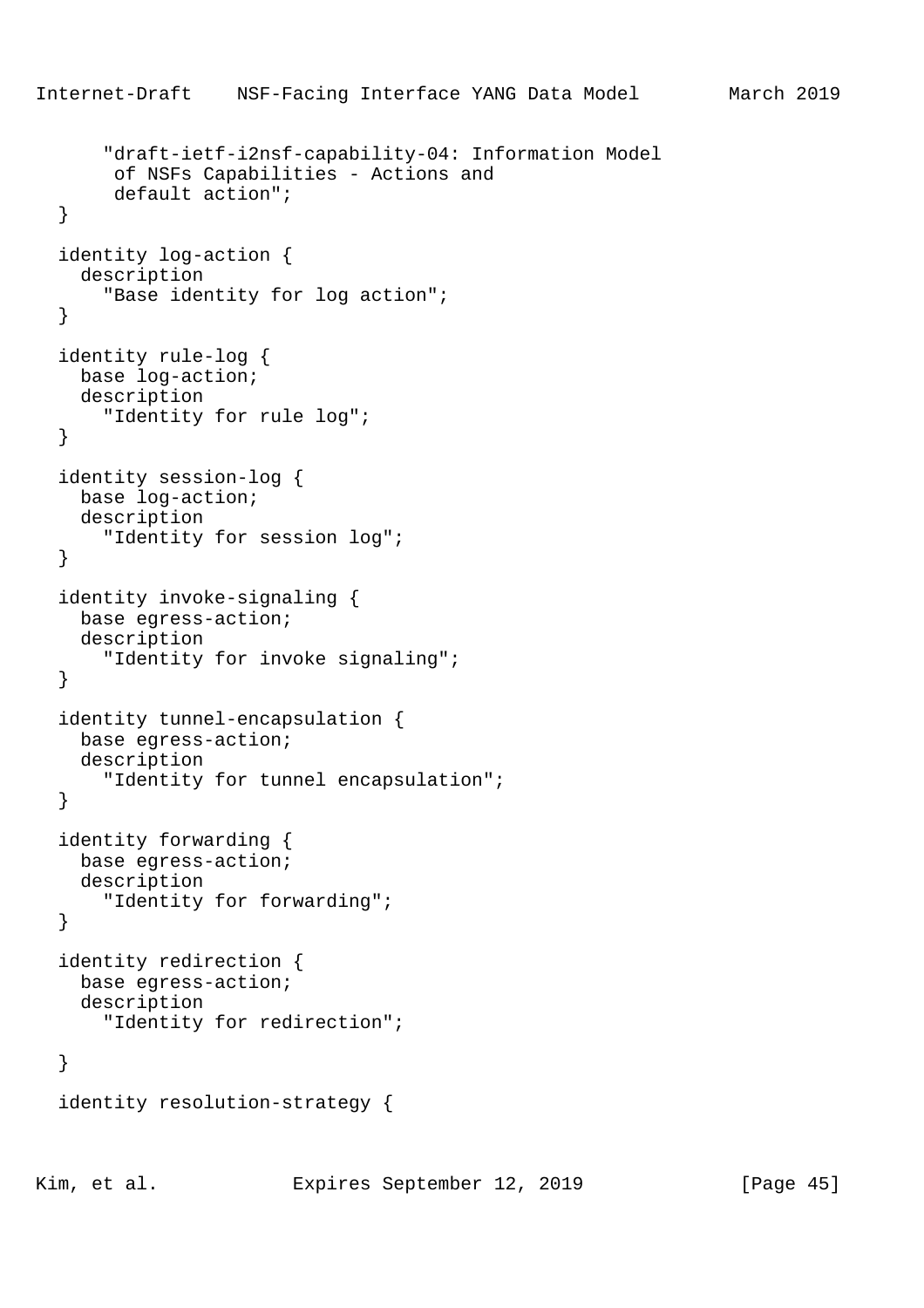```
      "draft-ietf-i2nsf-capability-04: Information Model
       of NSFs Capabilities - Actions and
       default action";
  }

  identity log-action {
    description
      "Base identity for log action";
  }

  identity rule-log {
    base log-action;
    description
      "Identity for rule log";
  }

  identity session-log {
    base log-action;
    description
      "Identity for session log";
  }

  identity invoke-signaling {
    base egress-action;
    description
      "Identity for invoke signaling";
  }

  identity tunnel-encapsulation {
    base egress-action;
    description
      "Identity for tunnel encapsulation";
  }

  identity forwarding {
    base egress-action;
    description
      "Identity for forwarding";
  }

  identity redirection {
    base egress-action;
    description
      "Identity for redirection";

  }

  identity resolution-strategy {
```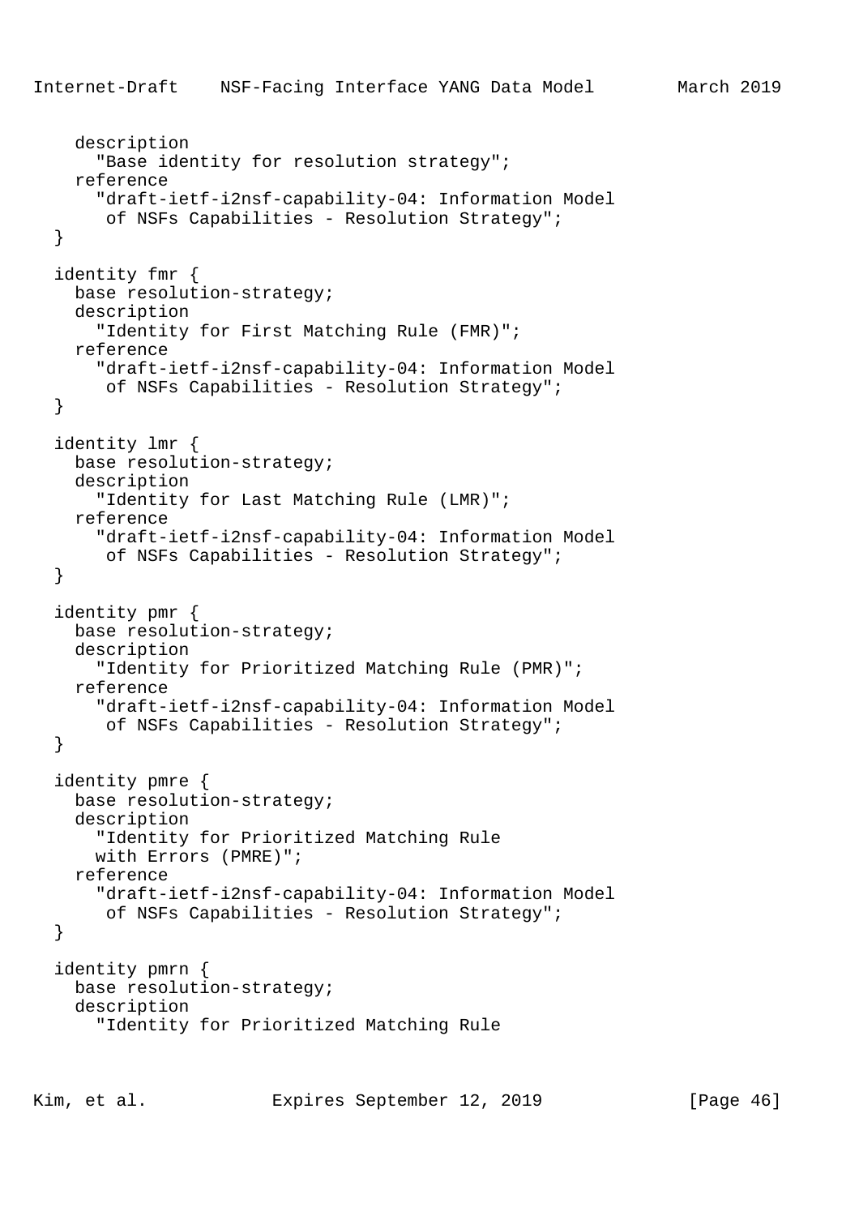```
    description
      "Base identity for resolution strategy";
    reference
      "draft-ietf-i2nsf-capability-04: Information Model
       of NSFs Capabilities - Resolution Strategy";
  }

  identity fmr {
    base resolution-strategy;
    description
      "Identity for First Matching Rule (FMR)";
    reference
      "draft-ietf-i2nsf-capability-04: Information Model
       of NSFs Capabilities - Resolution Strategy";
  }

  identity lmr {
    base resolution-strategy;
    description
      "Identity for Last Matching Rule (LMR)";
    reference
      "draft-ietf-i2nsf-capability-04: Information Model
       of NSFs Capabilities - Resolution Strategy";
  }

  identity pmr {
    base resolution-strategy;
    description
      "Identity for Prioritized Matching Rule (PMR)";
    reference
      "draft-ietf-i2nsf-capability-04: Information Model
       of NSFs Capabilities - Resolution Strategy";
  }

  identity pmre {
    base resolution-strategy;
    description
      "Identity for Prioritized Matching Rule
      with Errors (PMRE)";
    reference
      "draft-ietf-i2nsf-capability-04: Information Model
       of NSFs Capabilities - Resolution Strategy";
  }

  identity pmrn {
    base resolution-strategy;
    description
      "Identity for Prioritized Matching Rule
```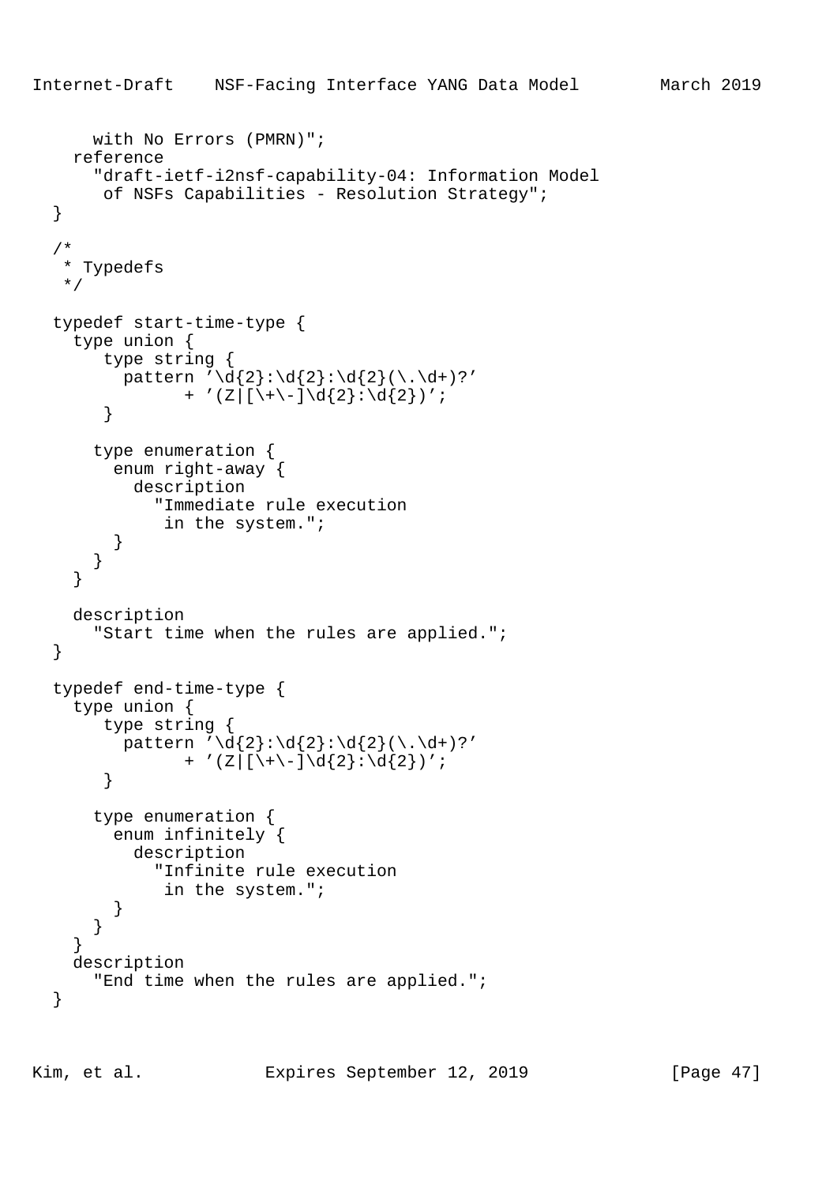```
      with No Errors (PMRN)";
    reference
      "draft-ietf-i2nsf-capability-04: Information Model
       of NSFs Capabilities - Resolution Strategy";
  }

  /*
   * Typedefs
   */

  typedef start-time-type {
    type union {
       type string {
         pattern '\d{2}:\d{2}:\d{2}(\.\d+)?'
               + '(Z|[\+\-]\d{2}:\d{2})';
       }

      type enumeration {
        enum right-away {
          description
            "Immediate rule execution
             in the system.";
        }
      }
    }

    description
      "Start time when the rules are applied.";
  }

  typedef end-time-type {
    type union {
       type string {
         pattern '\d{2}:\d{2}:\d{2}(\.\d+)?'
               + '(Z|[\+\-]\d{2}:\d{2})';
       }

      type enumeration {
        enum infinitely {
          description
            "Infinite rule execution
             in the system.";
        }
      }
    }
    description
      "End time when the rules are applied.";
  }
```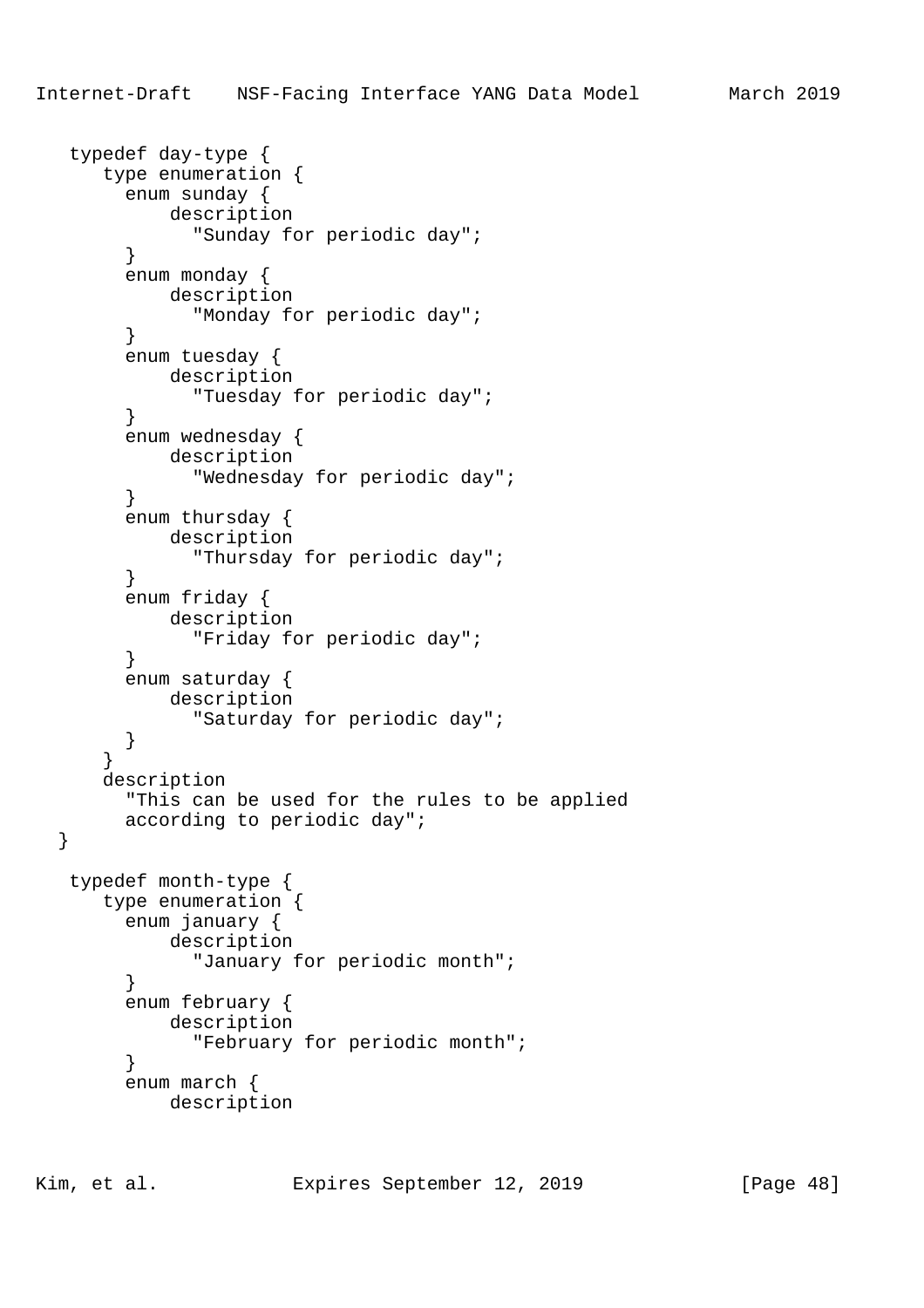```
   typedef day-type {
      type enumeration {
        enum sunday {
            description
              "Sunday for periodic day";
        }
        enum monday {
            description
              "Monday for periodic day";
        }
        enum tuesday {
            description
              "Tuesday for periodic day";
        }
        enum wednesday {
            description
              "Wednesday for periodic day";
        }
        enum thursday {
            description
              "Thursday for periodic day";
        }
        enum friday {
            description
              "Friday for periodic day";
        }
        enum saturday {
            description
              "Saturday for periodic day";
        }
      }
      description
        "This can be used for the rules to be applied
        according to periodic day";
  }

   typedef month-type {
      type enumeration {
        enum january {
            description
              "January for periodic month";
        }
        enum february {
            description
              "February for periodic month";
        }
        enum march {
            description
```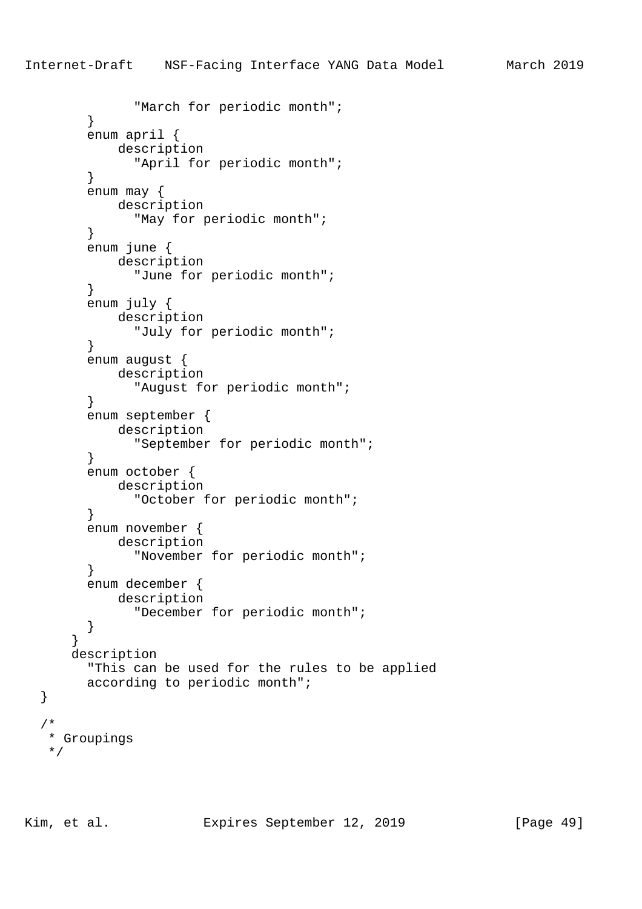```
              "March for periodic month";
        }
        enum april {
            description
              "April for periodic month";
        }
        enum may {
            description
              "May for periodic month";
        }
        enum june {
            description
              "June for periodic month";
        }
        enum july {
            description
              "July for periodic month";
        }
        enum august {
            description
              "August for periodic month";
        }
        enum september {
            description
              "September for periodic month";
        }
        enum october {
            description
              "October for periodic month";
        }
        enum november {
            description
              "November for periodic month";
        }
        enum december {
            description
              "December for periodic month";
        }
      }
      description
        "This can be used for the rules to be applied
        according to periodic month";
  }

  /*
   * Groupings
   */
```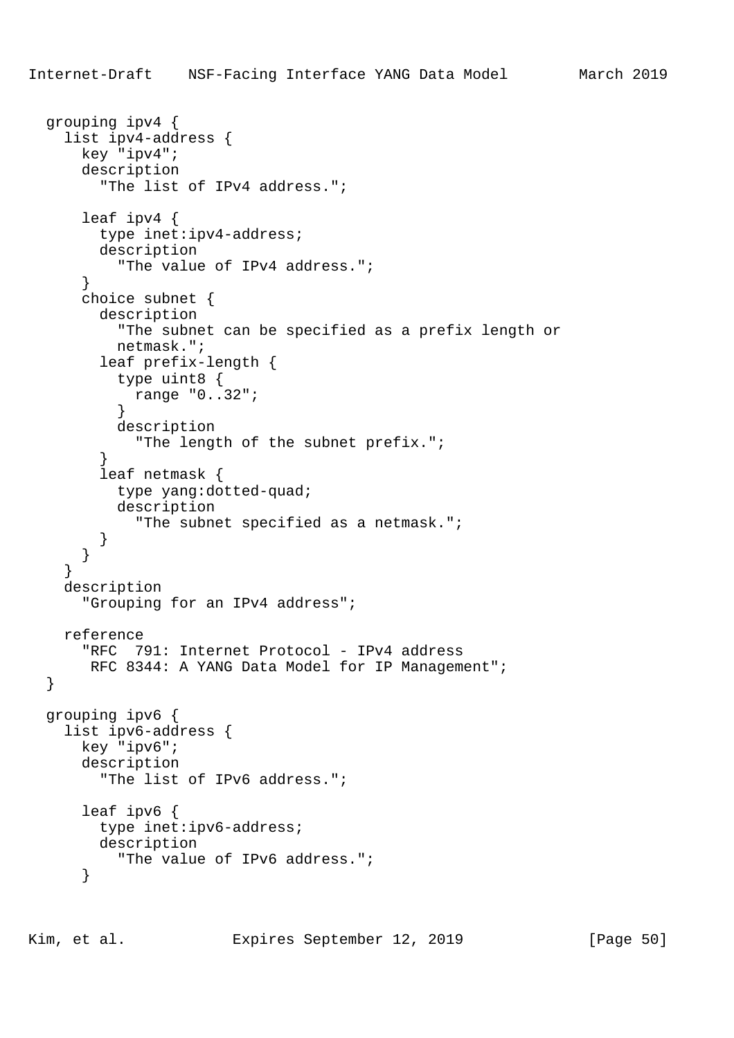```
  grouping ipv4 {
    list ipv4-address {
      key "ipv4";
      description
        "The list of IPv4 address.";

      leaf ipv4 {
        type inet:ipv4-address;
        description
          "The value of IPv4 address.";
      }
      choice subnet {
        description
          "The subnet can be specified as a prefix length or
          netmask.";
        leaf prefix-length {
          type uint8 {
            range "0..32";
          }
          description
            "The length of the subnet prefix.";
        }
        leaf netmask {
          type yang:dotted-quad;
          description
            "The subnet specified as a netmask.";
        }
      }
    }
    description
      "Grouping for an IPv4 address";

    reference
      "RFC  791: Internet Protocol - IPv4 address
       RFC 8344: A YANG Data Model for IP Management";
  }

  grouping ipv6 {
    list ipv6-address {
      key "ipv6";
      description
        "The list of IPv6 address.";

      leaf ipv6 {
        type inet:ipv6-address;
        description
          "The value of IPv6 address.";
      }
```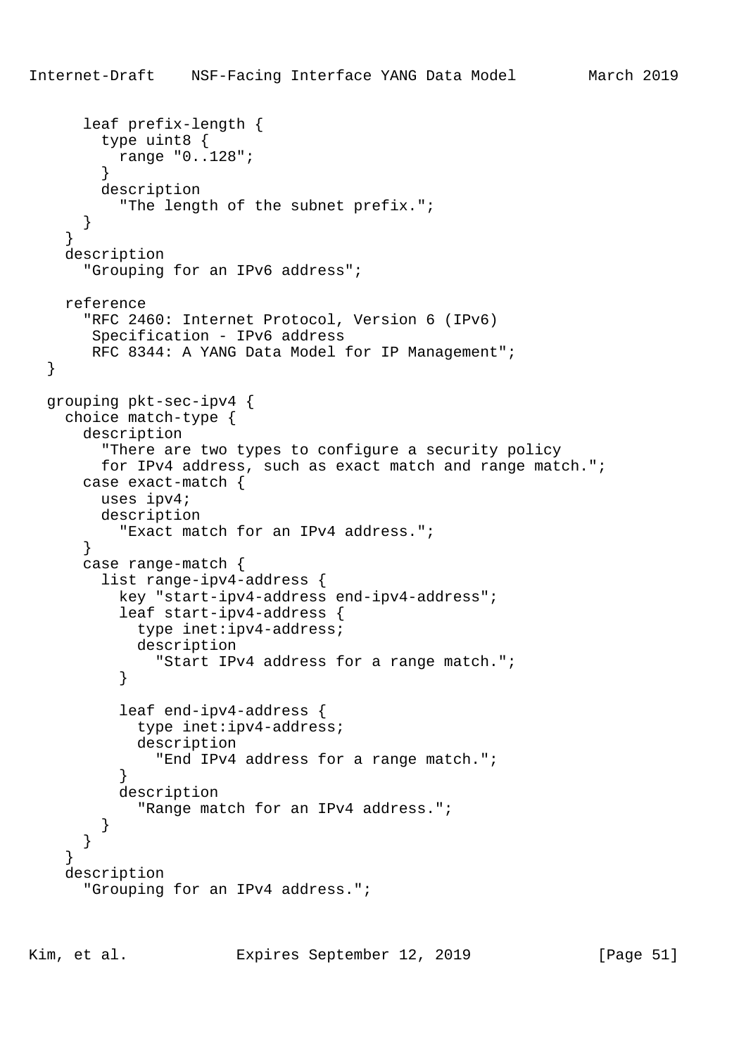```
      leaf prefix-length {
        type uint8 {
          range "0..128";
        }
        description
          "The length of the subnet prefix.";
      }
    }
    description
      "Grouping for an IPv6 address";

    reference
      "RFC 2460: Internet Protocol, Version 6 (IPv6)
       Specification - IPv6 address
       RFC 8344: A YANG Data Model for IP Management";
  }

  grouping pkt-sec-ipv4 {
    choice match-type {
      description
        "There are two types to configure a security policy
        for IPv4 address, such as exact match and range match.";
      case exact-match {
        uses ipv4;
        description
          "Exact match for an IPv4 address.";
      }
      case range-match {
        list range-ipv4-address {
          key "start-ipv4-address end-ipv4-address";
          leaf start-ipv4-address {
            type inet:ipv4-address;
            description
              "Start IPv4 address for a range match.";
          }

          leaf end-ipv4-address {
            type inet:ipv4-address;
            description
              "End IPv4 address for a range match.";
          }
          description
            "Range match for an IPv4 address.";
        }
      }
    }
    description
      "Grouping for an IPv4 address.";
```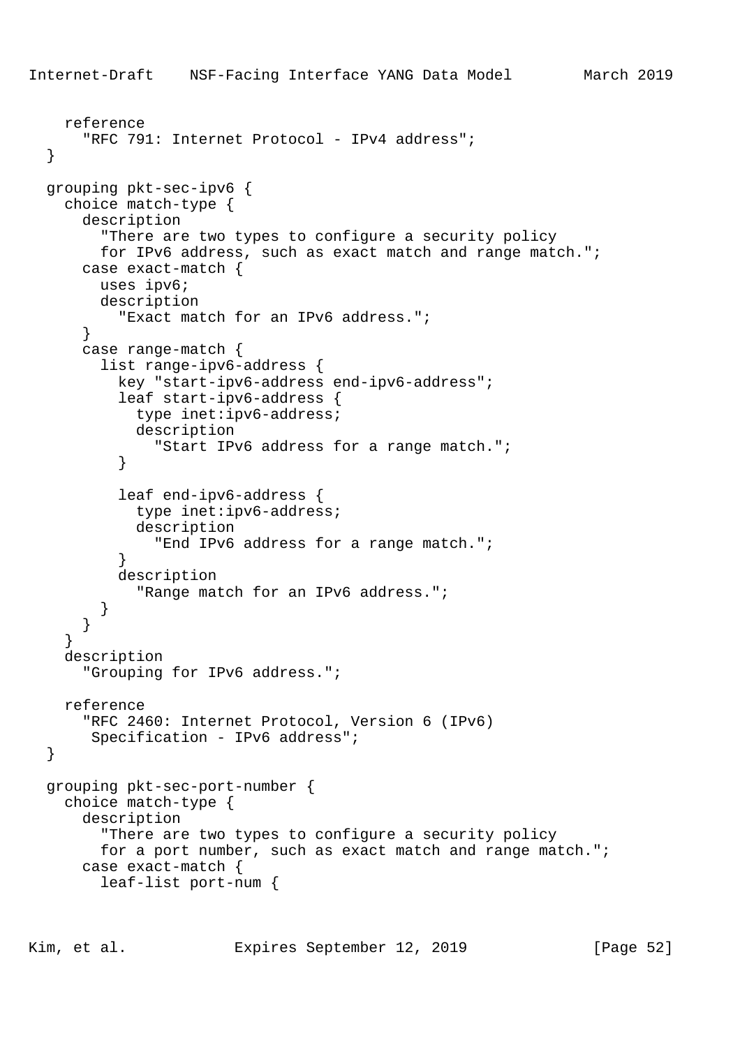```
    reference
      "RFC 791: Internet Protocol - IPv4 address";
  }

  grouping pkt-sec-ipv6 {
    choice match-type {
      description
        "There are two types to configure a security policy
        for IPv6 address, such as exact match and range match.";
      case exact-match {
        uses ipv6;
        description
          "Exact match for an IPv6 address.";
      }
      case range-match {
        list range-ipv6-address {
          key "start-ipv6-address end-ipv6-address";
          leaf start-ipv6-address {
            type inet:ipv6-address;
            description
              "Start IPv6 address for a range match.";
          }

          leaf end-ipv6-address {
            type inet:ipv6-address;
            description
              "End IPv6 address for a range match.";
          }
          description
            "Range match for an IPv6 address.";
        }
      }
    }
    description
      "Grouping for IPv6 address.";

    reference
      "RFC 2460: Internet Protocol, Version 6 (IPv6)
       Specification - IPv6 address";
  }

  grouping pkt-sec-port-number {
    choice match-type {
      description
        "There are two types to configure a security policy
        for a port number, such as exact match and range match.";
      case exact-match {
        leaf-list port-num {
```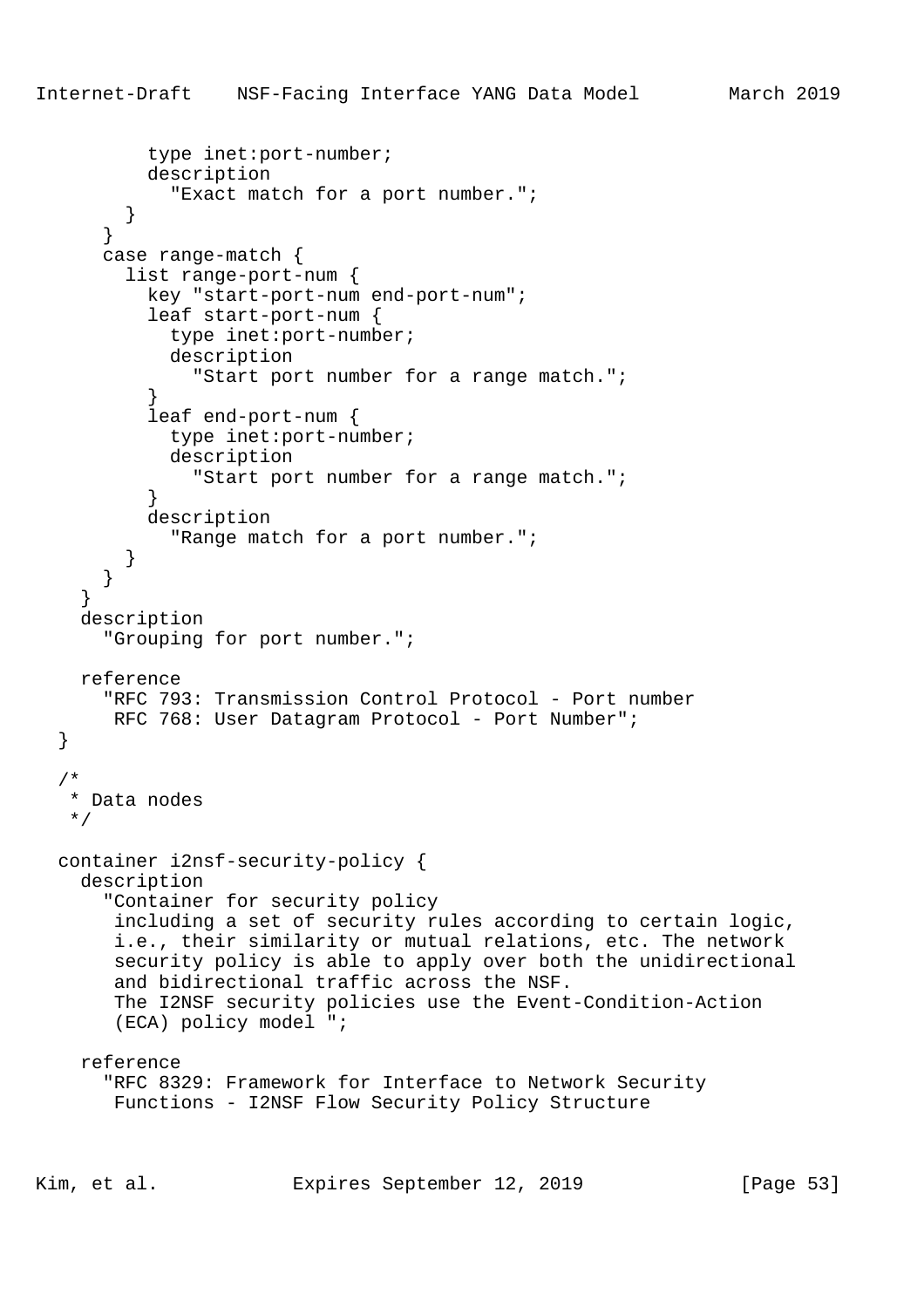```
          type inet:port-number;
          description
            "Exact match for a port number.";
        }
      }
      case range-match {
        list range-port-num {
          key "start-port-num end-port-num";
          leaf start-port-num {
            type inet:port-number;
            description
              "Start port number for a range match.";
          }
          leaf end-port-num {
            type inet:port-number;
            description
              "Start port number for a range match.";
          }
          description
            "Range match for a port number.";
        }
      }
    }
    description
      "Grouping for port number.";

    reference
      "RFC 793: Transmission Control Protocol - Port number
       RFC 768: User Datagram Protocol - Port Number";
  }

  /*
   * Data nodes
   */

  container i2nsf-security-policy {
    description
      "Container for security policy
       including a set of security rules according to certain logic,
       i.e., their similarity or mutual relations, etc. The network
       security policy is able to apply over both the unidirectional
       and bidirectional traffic across the NSF.
       The I2NSF security policies use the Event-Condition-Action
       (ECA) policy model ";

    reference
      "RFC 8329: Framework for Interface to Network Security
       Functions - I2NSF Flow Security Policy Structure
```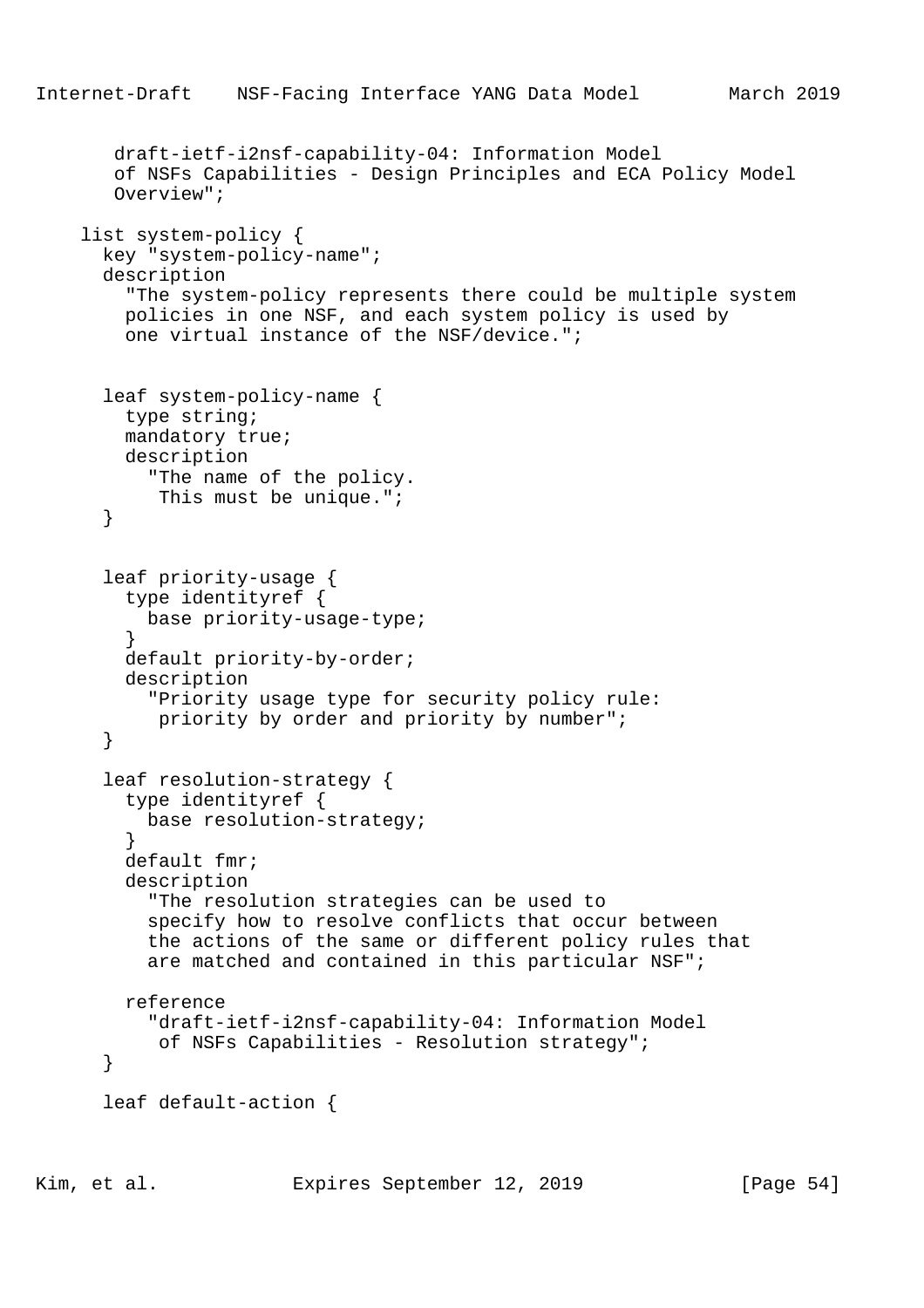```
       draft-ietf-i2nsf-capability-04: Information Model
       of NSFs Capabilities - Design Principles and ECA Policy Model
       Overview";

    list system-policy {
      key "system-policy-name";
      description
        "The system-policy represents there could be multiple system
        policies in one NSF, and each system policy is used by
        one virtual instance of the NSF/device.";


      leaf system-policy-name {
        type string;
        mandatory true;
        description
          "The name of the policy.
           This must be unique.";
      }


      leaf priority-usage {
        type identityref {
          base priority-usage-type;
        }
        default priority-by-order;
        description
          "Priority usage type for security policy rule:
           priority by order and priority by number";
      }

      leaf resolution-strategy {
        type identityref {
          base resolution-strategy;
        }
        default fmr;
        description
          "The resolution strategies can be used to
          specify how to resolve conflicts that occur between
          the actions of the same or different policy rules that
          are matched and contained in this particular NSF";

        reference
          "draft-ietf-i2nsf-capability-04: Information Model
           of NSFs Capabilities - Resolution strategy";
      }

      leaf default-action {
```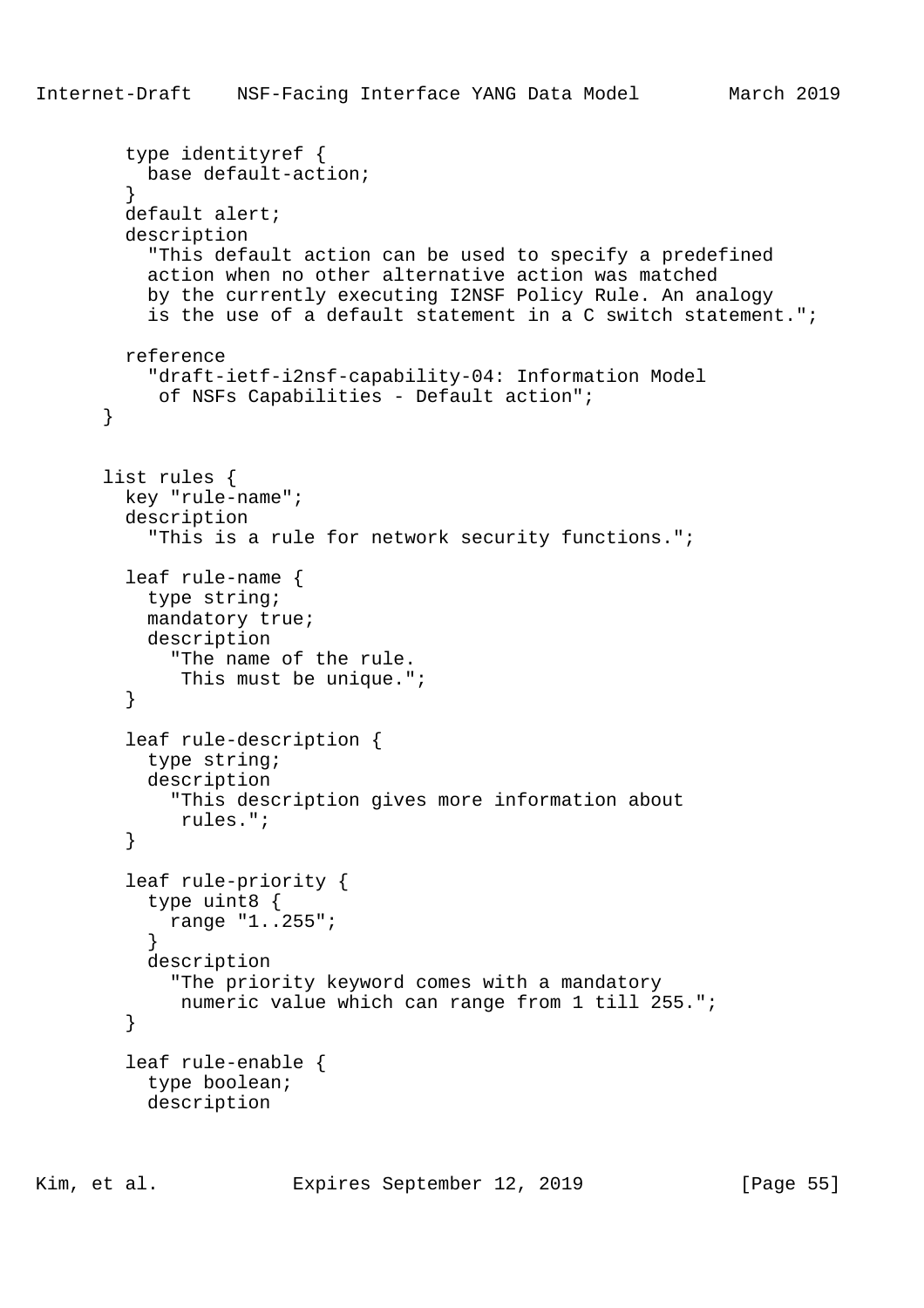```
        type identityref {
          base default-action;
        }
        default alert;
        description
          "This default action can be used to specify a predefined
          action when no other alternative action was matched
          by the currently executing I2NSF Policy Rule. An analogy
          is the use of a default statement in a C switch statement.";

        reference
          "draft-ietf-i2nsf-capability-04: Information Model
           of NSFs Capabilities - Default action";
      }


      list rules {
        key "rule-name";
        description
          "This is a rule for network security functions.";

        leaf rule-name {
          type string;
          mandatory true;
          description
            "The name of the rule.
             This must be unique.";
        }

        leaf rule-description {
          type string;
          description
            "This description gives more information about
             rules.";
        }

        leaf rule-priority {
          type uint8 {
            range "1..255";
          }
          description
            "The priority keyword comes with a mandatory
             numeric value which can range from 1 till 255.";
        }

        leaf rule-enable {
          type boolean;
          description
```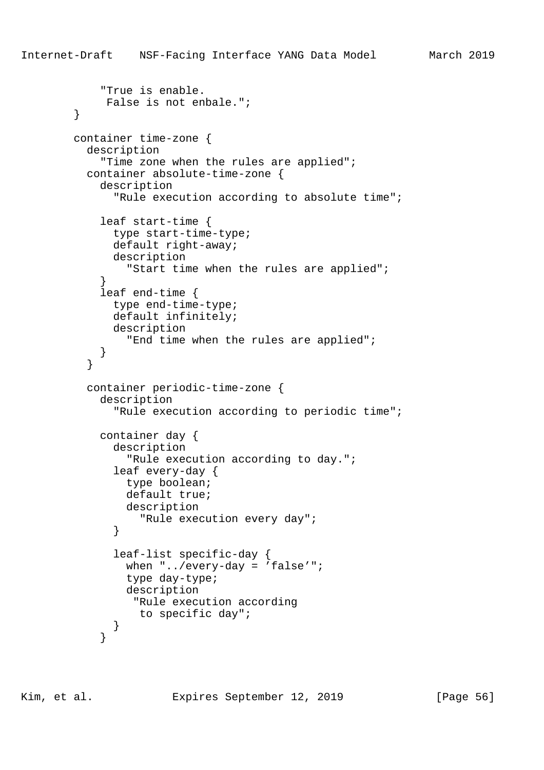```
            "True is enable.
             False is not enbale.";
        }

        container time-zone {
          description
            "Time zone when the rules are applied";
          container absolute-time-zone {
            description
              "Rule execution according to absolute time";

            leaf start-time {
              type start-time-type;
              default right-away;
              description
                "Start time when the rules are applied";
            }
            leaf end-time {
              type end-time-type;
              default infinitely;
              description
                "End time when the rules are applied";
            }
          }

          container periodic-time-zone {
            description
              "Rule execution according to periodic time";

            container day {
              description
                "Rule execution according to day.";
              leaf every-day {
                type boolean;
                default true;
                description
                  "Rule execution every day";
              }

              leaf-list specific-day {
                when "../every-day = 'false'";
                type day-type;
                description
                 "Rule execution according
                  to specific day";
              }
            }
```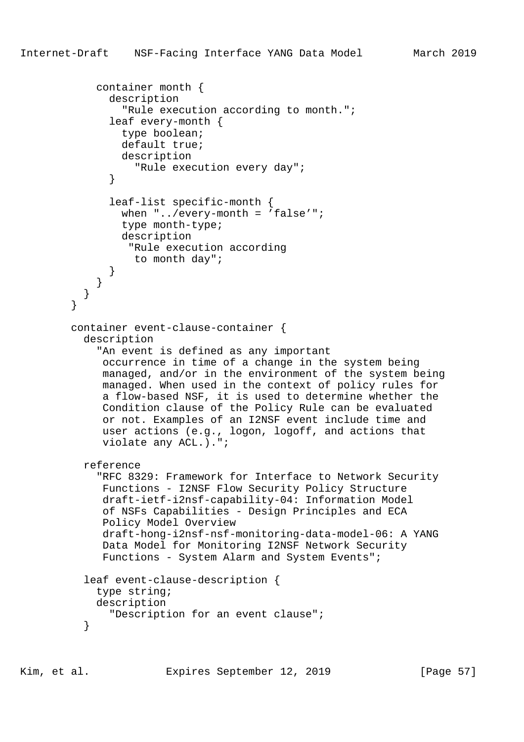```
          container month {
            description
              "Rule execution according to month.";
            leaf every-month {
              type boolean;
              default true;
              description
                "Rule execution every day";
            }

            leaf-list specific-month {
              when "../every-month = 'false'";
              type month-type;
              description
               "Rule execution according
                to month day";
            }
          }
        }
      }

      container event-clause-container {
        description
          "An event is defined as any important
           occurrence in time of a change in the system being
           managed, and/or in the environment of the system being
           managed. When used in the context of policy rules for
           a flow-based NSF, it is used to determine whether the
           Condition clause of the Policy Rule can be evaluated
           or not. Examples of an I2NSF event include time and
           user actions (e.g., logon, logoff, and actions that
           violate any ACL.).";

        reference
          "RFC 8329: Framework for Interface to Network Security
           Functions - I2NSF Flow Security Policy Structure
           draft-ietf-i2nsf-capability-04: Information Model
           of NSFs Capabilities - Design Principles and ECA
           Policy Model Overview
           draft-hong-i2nsf-nsf-monitoring-data-model-06: A YANG
           Data Model for Monitoring I2NSF Network Security
           Functions - System Alarm and System Events";

        leaf event-clause-description {
          type string;
          description
            "Description for an event clause";
        }
```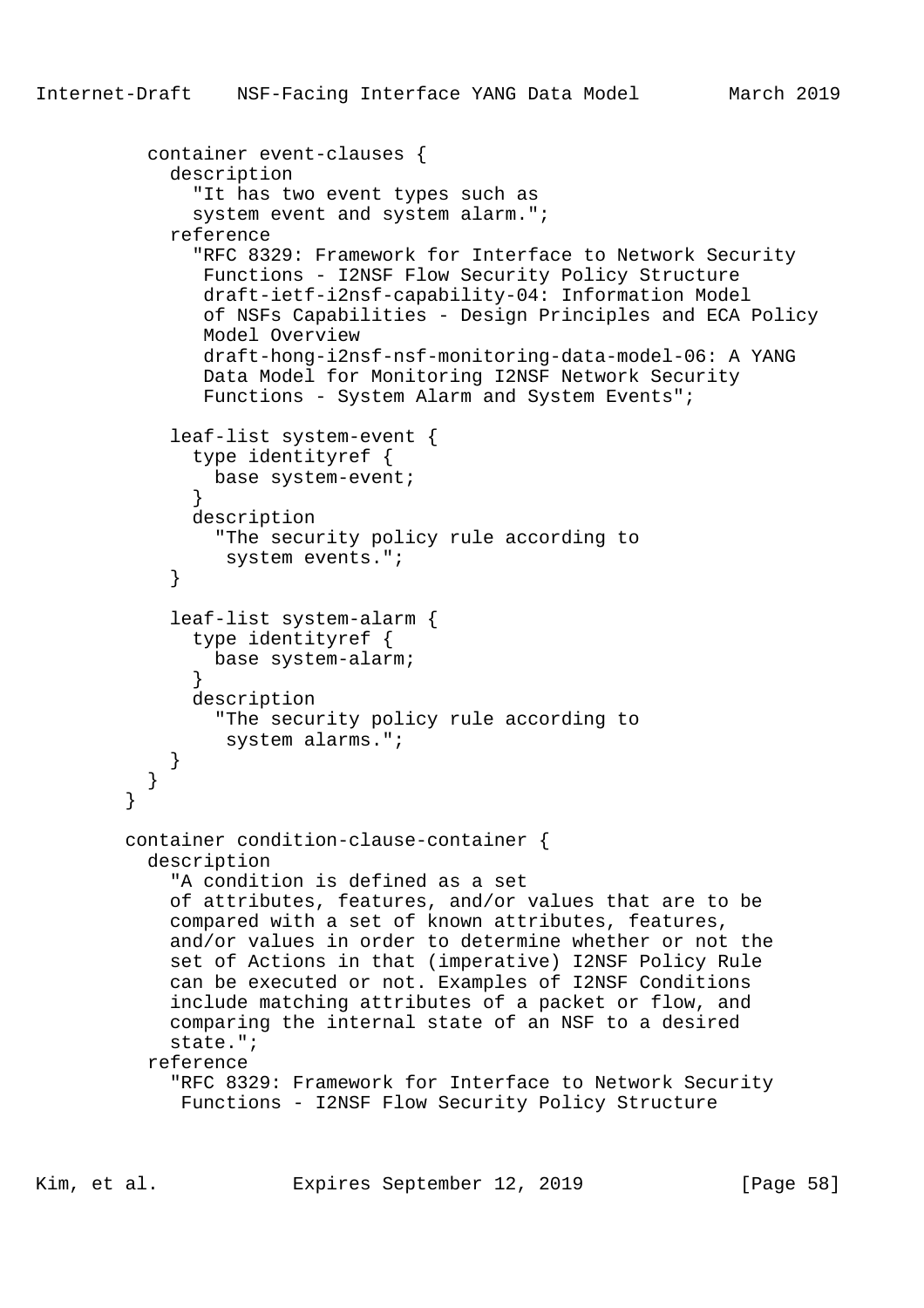```
          container event-clauses {
            description
              "It has two event types such as
              system event and system alarm.";
            reference
              "RFC 8329: Framework for Interface to Network Security
               Functions - I2NSF Flow Security Policy Structure
               draft-ietf-i2nsf-capability-04: Information Model
               of NSFs Capabilities - Design Principles and ECA Policy
               Model Overview
               draft-hong-i2nsf-nsf-monitoring-data-model-06: A YANG
               Data Model for Monitoring I2NSF Network Security
               Functions - System Alarm and System Events";

            leaf-list system-event {
              type identityref {
                base system-event;
              }
              description
                "The security policy rule according to
                 system events.";
            }

            leaf-list system-alarm {
              type identityref {
                base system-alarm;
              }
              description
                "The security policy rule according to
                 system alarms.";
            }
          }
        }

        container condition-clause-container {
          description
            "A condition is defined as a set
            of attributes, features, and/or values that are to be
            compared with a set of known attributes, features,
            and/or values in order to determine whether or not the
            set of Actions in that (imperative) I2NSF Policy Rule
            can be executed or not. Examples of I2NSF Conditions
            include matching attributes of a packet or flow, and
            comparing the internal state of an NSF to a desired
            state.";
          reference
            "RFC 8329: Framework for Interface to Network Security
             Functions - I2NSF Flow Security Policy Structure
```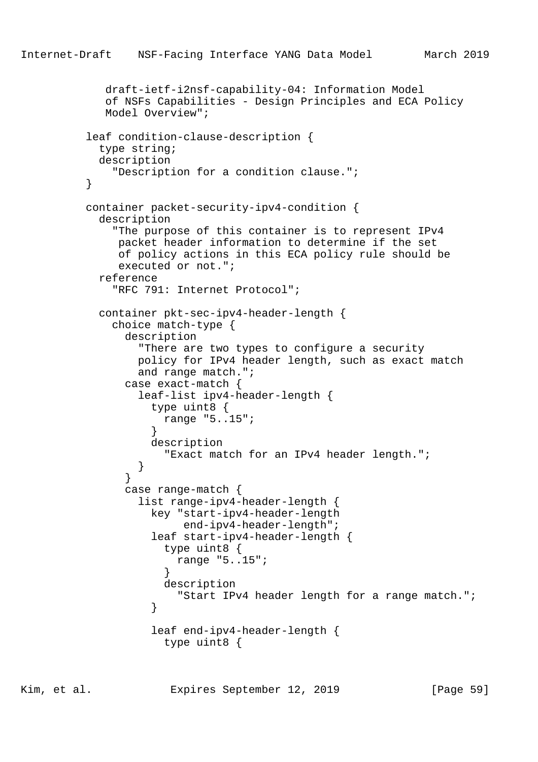```
             draft-ietf-i2nsf-capability-04: Information Model
             of NSFs Capabilities - Design Principles and ECA Policy
             Model Overview";

         leaf condition-clause-description {
           type string;
           description
             "Description for a condition clause.";
         }

         container packet-security-ipv4-condition {
           description
             "The purpose of this container is to represent IPv4
              packet header information to determine if the set
              of policy actions in this ECA policy rule should be
              executed or not.";
           reference
             "RFC 791: Internet Protocol";

           container pkt-sec-ipv4-header-length {
             choice match-type {
               description
                 "There are two types to configure a security
                 policy for IPv4 header length, such as exact match
                 and range match.";
               case exact-match {
                 leaf-list ipv4-header-length {
                   type uint8 {
                     range "5..15";
                   }
                   description
                     "Exact match for an IPv4 header length.";
                 }
               }
               case range-match {
                 list range-ipv4-header-length {
                   key "start-ipv4-header-length
                        end-ipv4-header-length";
                   leaf start-ipv4-header-length {
                     type uint8 {
                       range "5..15";
                     }
                     description
                       "Start IPv4 header length for a range match.";
                   }

                   leaf end-ipv4-header-length {
                     type uint8 {
```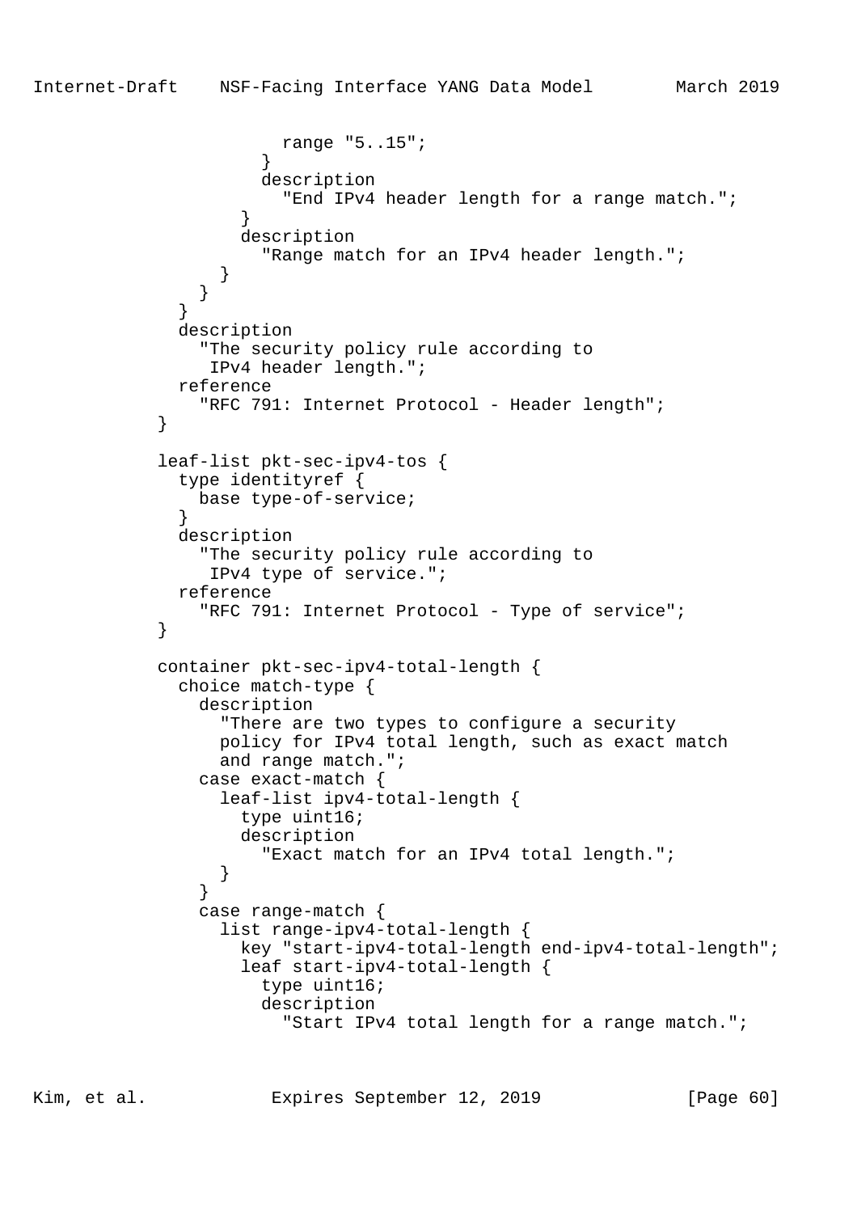```
                    range "5..15";
                  }
                  description
                    "End IPv4 header length for a range match.";
                }
                description
                  "Range match for an IPv4 header length.";
              }
            }
          }
          description
            "The security policy rule according to
             IPv4 header length.";
          reference
            "RFC 791: Internet Protocol - Header length";
        }

        leaf-list pkt-sec-ipv4-tos {
          type identityref {
            base type-of-service;
          }
          description
            "The security policy rule according to
             IPv4 type of service.";
          reference
            "RFC 791: Internet Protocol - Type of service";
        }

        container pkt-sec-ipv4-total-length {
          choice match-type {
            description
              "There are two types to configure a security
              policy for IPv4 total length, such as exact match
              and range match.";
            case exact-match {
              leaf-list ipv4-total-length {
                type uint16;
                description
                  "Exact match for an IPv4 total length.";
              }
            }
            case range-match {
              list range-ipv4-total-length {
                key "start-ipv4-total-length end-ipv4-total-length";
                leaf start-ipv4-total-length {
                  type uint16;
                  description
                    "Start IPv4 total length for a range match.";
```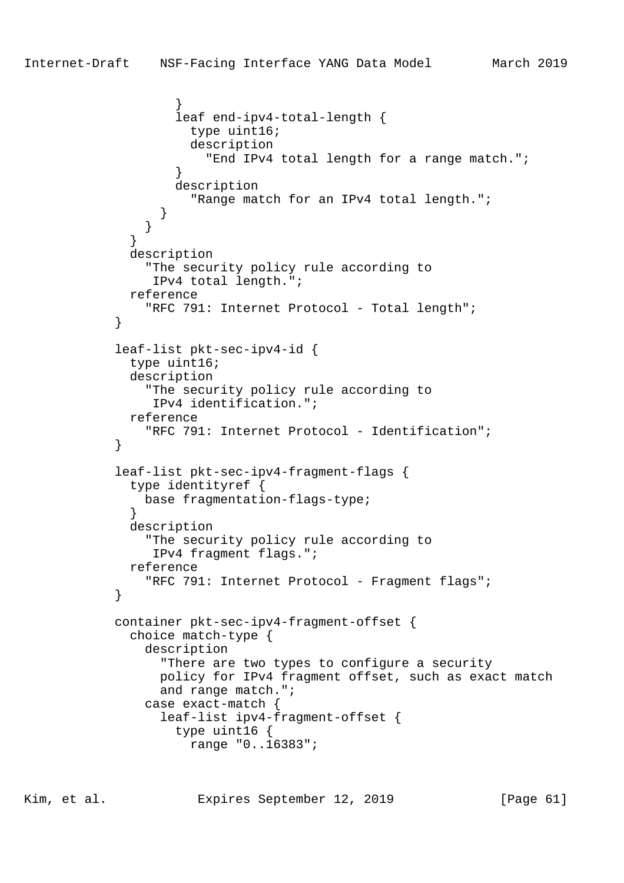```
              }
              leaf end-ipv4-total-length {
                type uint16;
                description
                  "End IPv4 total length for a range match.";
              }
              description
                "Range match for an IPv4 total length.";
            }
          }
        }
        description
          "The security policy rule according to
           IPv4 total length.";
        reference
          "RFC 791: Internet Protocol - Total length";
      }

      leaf-list pkt-sec-ipv4-id {
        type uint16;
        description
          "The security policy rule according to
           IPv4 identification.";
        reference
          "RFC 791: Internet Protocol - Identification";
      }

      leaf-list pkt-sec-ipv4-fragment-flags {
        type identityref {
          base fragmentation-flags-type;
        }
        description
          "The security policy rule according to
           IPv4 fragment flags.";
        reference
          "RFC 791: Internet Protocol - Fragment flags";
      }

      container pkt-sec-ipv4-fragment-offset {
        choice match-type {
          description
            "There are two types to configure a security
            policy for IPv4 fragment offset, such as exact match
            and range match.";
          case exact-match {
            leaf-list ipv4-fragment-offset {
              type uint16 {
                range "0..16383";
```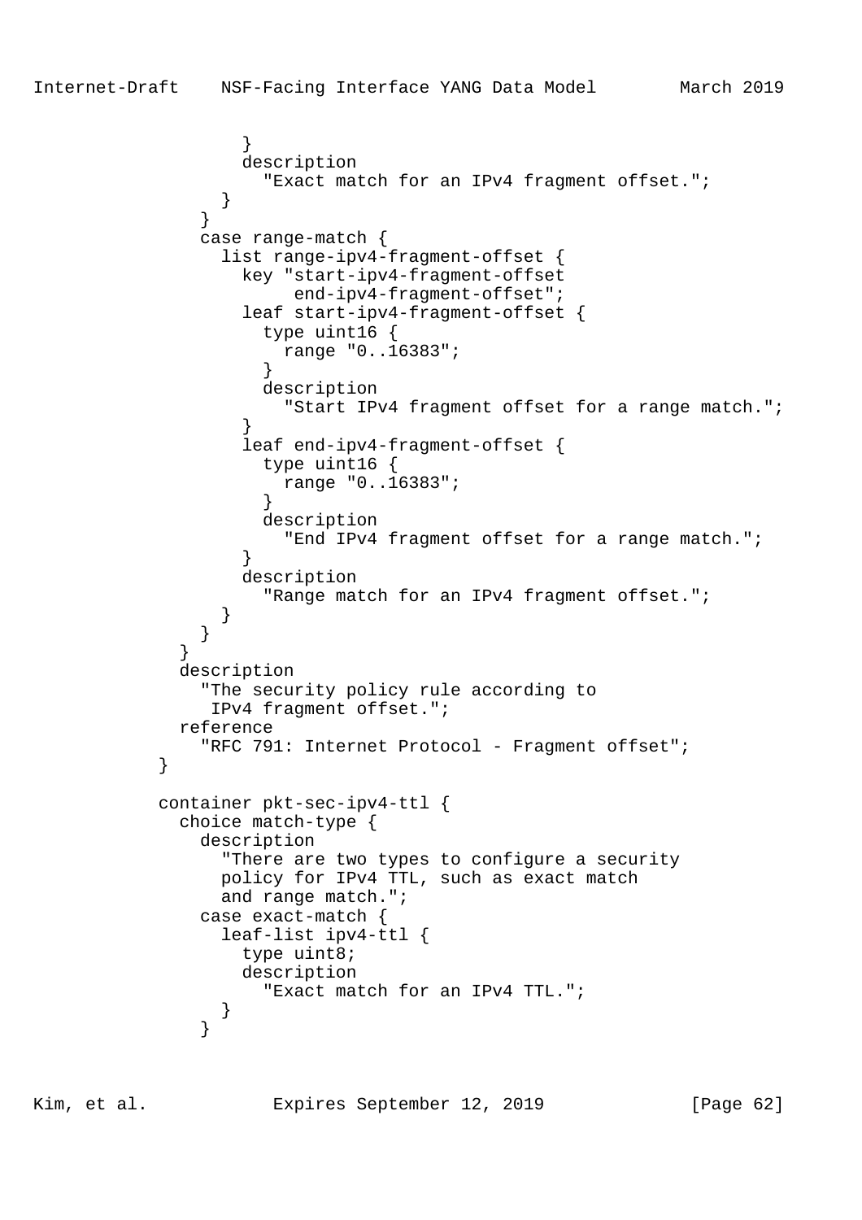```
                }
                description
                  "Exact match for an IPv4 fragment offset.";
              }
            }
            case range-match {
              list range-ipv4-fragment-offset {
                key "start-ipv4-fragment-offset
                     end-ipv4-fragment-offset";
                leaf start-ipv4-fragment-offset {
                  type uint16 {
                    range "0..16383";
                  }
                  description
                    "Start IPv4 fragment offset for a range match.";
                }
                leaf end-ipv4-fragment-offset {
                  type uint16 {
                    range "0..16383";
                  }
                  description
                    "End IPv4 fragment offset for a range match.";
                }
                description
                  "Range match for an IPv4 fragment offset.";
              }
            }
          }
          description
            "The security policy rule according to
             IPv4 fragment offset.";
          reference
            "RFC 791: Internet Protocol - Fragment offset";
        }

        container pkt-sec-ipv4-ttl {
          choice match-type {
            description
              "There are two types to configure a security
              policy for IPv4 TTL, such as exact match
              and range match.";
            case exact-match {
              leaf-list ipv4-ttl {
                type uint8;
                description
                  "Exact match for an IPv4 TTL.";
              }
            }
```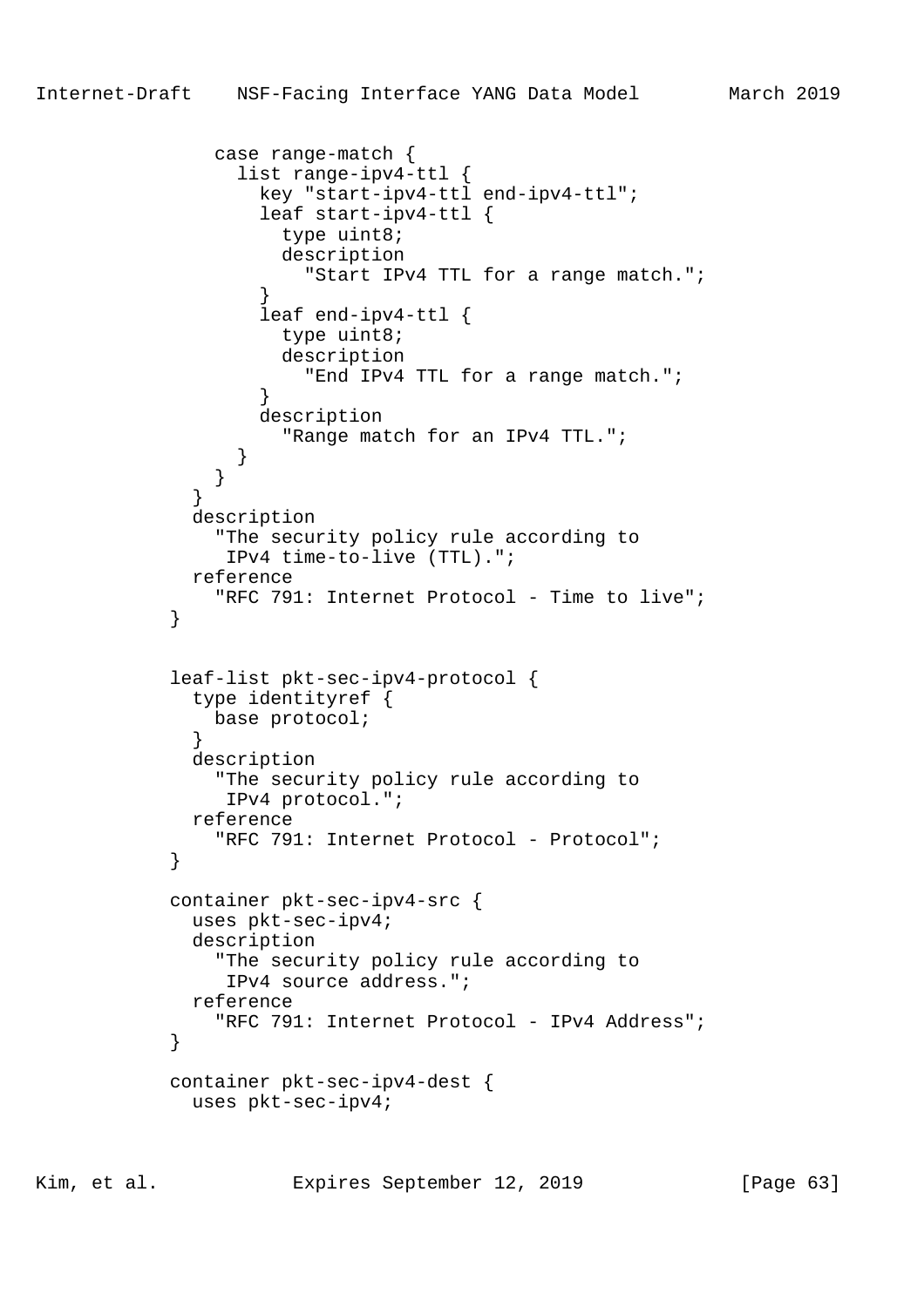```
              case range-match {
                list range-ipv4-ttl {
                  key "start-ipv4-ttl end-ipv4-ttl";
                  leaf start-ipv4-ttl {
                    type uint8;
                    description
                      "Start IPv4 TTL for a range match.";
                  }
                  leaf end-ipv4-ttl {
                    type uint8;
                    description
                      "End IPv4 TTL for a range match.";
                  }
                  description
                    "Range match for an IPv4 TTL.";
                }
              }
            }
            description
              "The security policy rule according to
               IPv4 time-to-live (TTL).";
            reference
              "RFC 791: Internet Protocol - Time to live";
          }


          leaf-list pkt-sec-ipv4-protocol {
            type identityref {
              base protocol;
            }
            description
              "The security policy rule according to
               IPv4 protocol.";
            reference
              "RFC 791: Internet Protocol - Protocol";
          }

          container pkt-sec-ipv4-src {
            uses pkt-sec-ipv4;
            description
              "The security policy rule according to
               IPv4 source address.";
            reference
              "RFC 791: Internet Protocol - IPv4 Address";
          }

          container pkt-sec-ipv4-dest {
            uses pkt-sec-ipv4;
```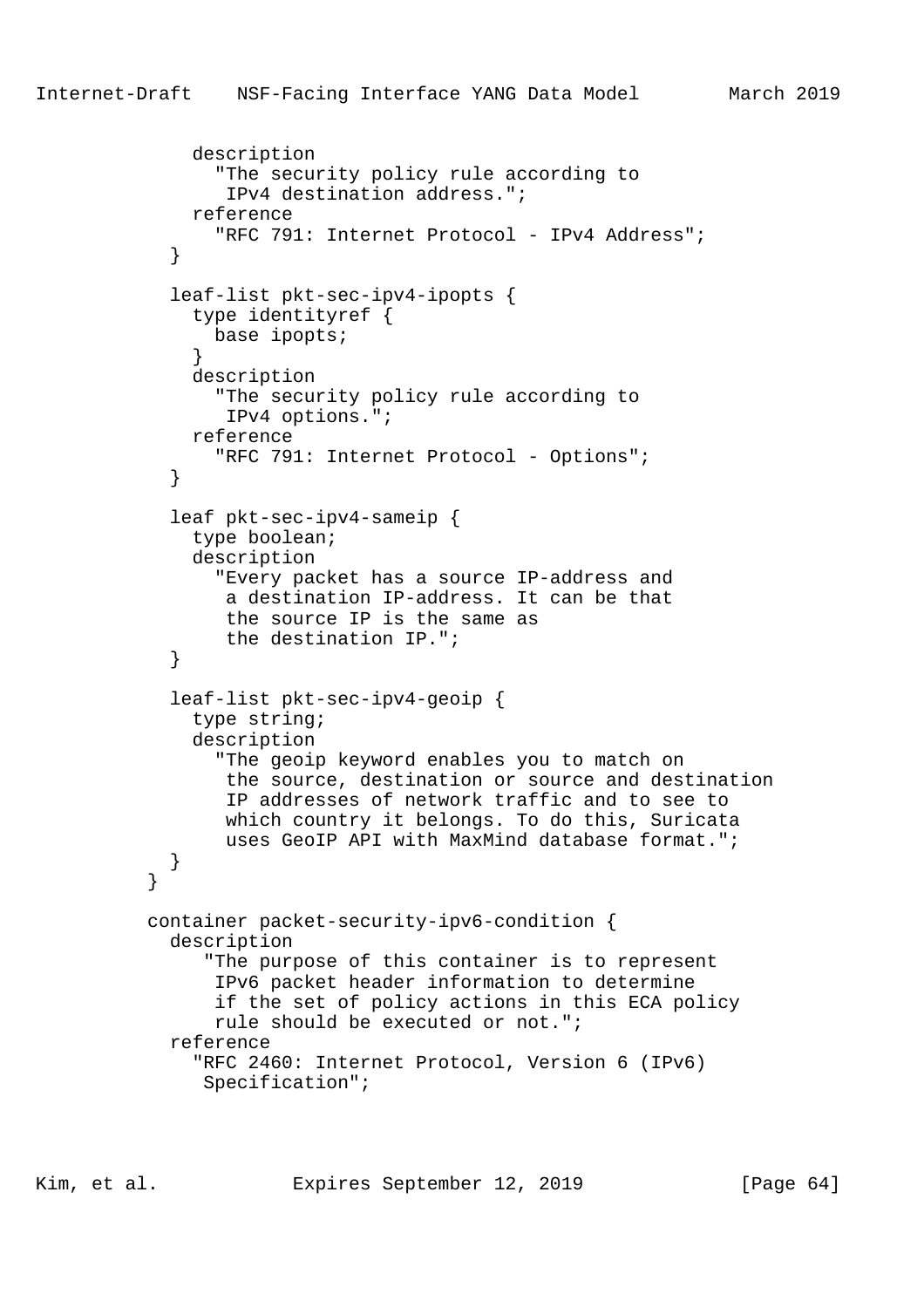```
            description
              "The security policy rule according to
               IPv4 destination address.";
            reference
              "RFC 791: Internet Protocol - IPv4 Address";
          }

          leaf-list pkt-sec-ipv4-ipopts {
            type identityref {
              base ipopts;
            }
            description
              "The security policy rule according to
               IPv4 options.";
            reference
              "RFC 791: Internet Protocol - Options";
          }

          leaf pkt-sec-ipv4-sameip {
            type boolean;
            description
              "Every packet has a source IP-address and
               a destination IP-address. It can be that
               the source IP is the same as
               the destination IP.";
          }

          leaf-list pkt-sec-ipv4-geoip {
            type string;
            description
              "The geoip keyword enables you to match on
               the source, destination or source and destination
               IP addresses of network traffic and to see to
               which country it belongs. To do this, Suricata
               uses GeoIP API with MaxMind database format.";
          }
        }

        container packet-security-ipv6-condition {
          description
             "The purpose of this container is to represent
              IPv6 packet header information to determine
              if the set of policy actions in this ECA policy
              rule should be executed or not.";
          reference
            "RFC 2460: Internet Protocol, Version 6 (IPv6)
             Specification";
```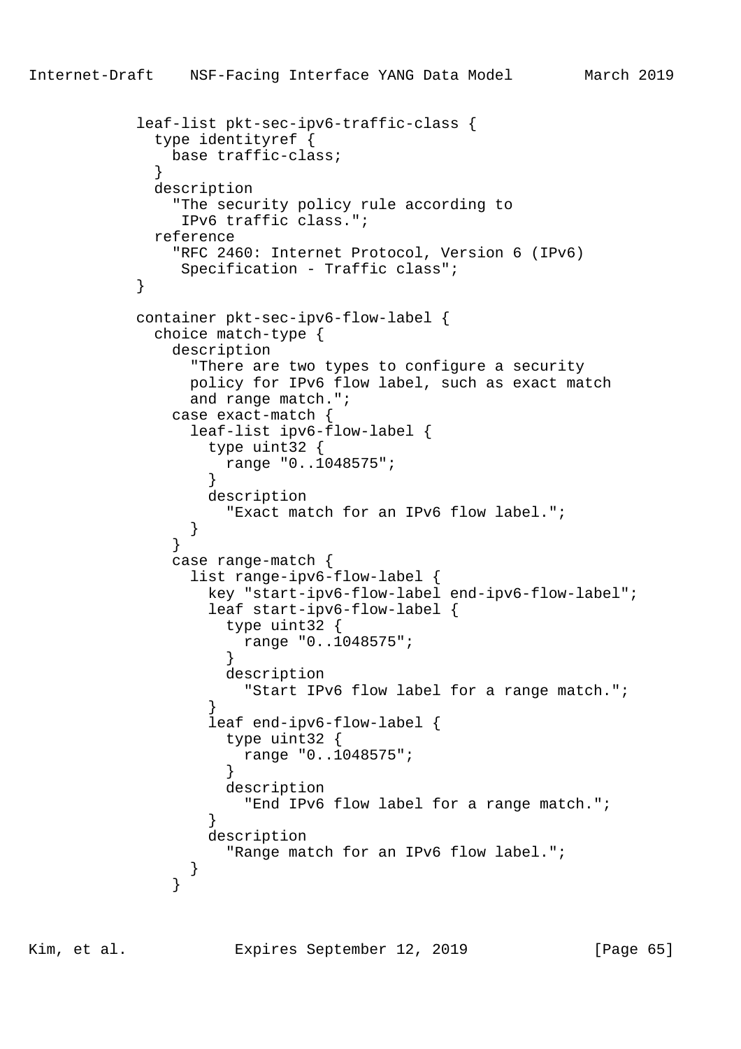```
          leaf-list pkt-sec-ipv6-traffic-class {
            type identityref {
              base traffic-class;
            }
            description
              "The security policy rule according to
               IPv6 traffic class.";
            reference
              "RFC 2460: Internet Protocol, Version 6 (IPv6)
               Specification - Traffic class";
          }

          container pkt-sec-ipv6-flow-label {
            choice match-type {
              description
                "There are two types to configure a security
                policy for IPv6 flow label, such as exact match
                and range match.";
              case exact-match {
                leaf-list ipv6-flow-label {
                  type uint32 {
                    range "0..1048575";
                  }
                  description
                    "Exact match for an IPv6 flow label.";
                }
              }
              case range-match {
                list range-ipv6-flow-label {
                  key "start-ipv6-flow-label end-ipv6-flow-label";
                  leaf start-ipv6-flow-label {
                    type uint32 {
                      range "0..1048575";
                    }
                    description
                      "Start IPv6 flow label for a range match.";
                  }
                  leaf end-ipv6-flow-label {
                    type uint32 {
                      range "0..1048575";
                    }
                    description
                      "End IPv6 flow label for a range match.";
                  }
                  description
                    "Range match for an IPv6 flow label.";
                }
              }
```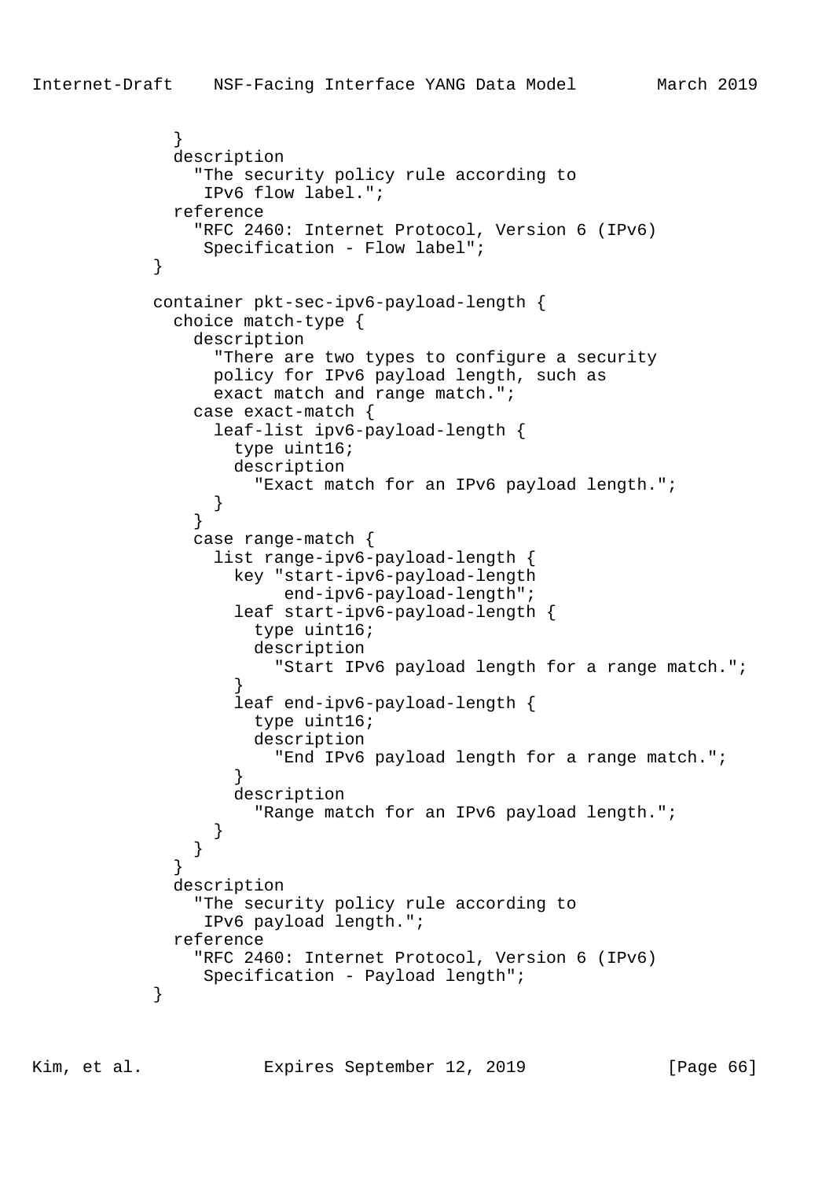```
            }
            description
              "The security policy rule according to
               IPv6 flow label.";
            reference
              "RFC 2460: Internet Protocol, Version 6 (IPv6)
               Specification - Flow label";
          }

          container pkt-sec-ipv6-payload-length {
            choice match-type {
              description
                "There are two types to configure a security
                policy for IPv6 payload length, such as
                exact match and range match.";
              case exact-match {
                leaf-list ipv6-payload-length {
                  type uint16;
                  description
                    "Exact match for an IPv6 payload length.";
                }
              }
              case range-match {
                list range-ipv6-payload-length {
                  key "start-ipv6-payload-length
                       end-ipv6-payload-length";
                  leaf start-ipv6-payload-length {
                    type uint16;
                    description
                      "Start IPv6 payload length for a range match.";
                  }
                  leaf end-ipv6-payload-length {
                    type uint16;
                    description
                      "End IPv6 payload length for a range match.";
                  }
                  description
                    "Range match for an IPv6 payload length.";
                }
              }
            }
            description
              "The security policy rule according to
               IPv6 payload length.";
            reference
              "RFC 2460: Internet Protocol, Version 6 (IPv6)
               Specification - Payload length";
          }
```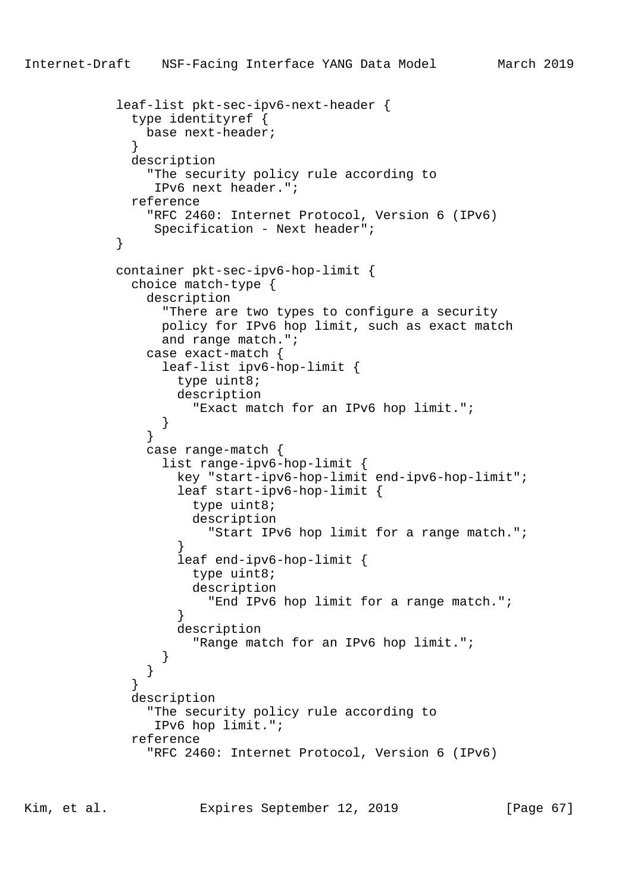```
          leaf-list pkt-sec-ipv6-next-header {
            type identityref {
              base next-header;
            }
            description
              "The security policy rule according to
               IPv6 next header.";
            reference
              "RFC 2460: Internet Protocol, Version 6 (IPv6)
               Specification - Next header";
          }

          container pkt-sec-ipv6-hop-limit {
            choice match-type {
              description
                "There are two types to configure a security
                policy for IPv6 hop limit, such as exact match
                and range match.";
              case exact-match {
                leaf-list ipv6-hop-limit {
                  type uint8;
                  description
                    "Exact match for an IPv6 hop limit.";
                }
              }
              case range-match {
                list range-ipv6-hop-limit {
                  key "start-ipv6-hop-limit end-ipv6-hop-limit";
                  leaf start-ipv6-hop-limit {
                    type uint8;
                    description
                      "Start IPv6 hop limit for a range match.";
                  }
                  leaf end-ipv6-hop-limit {
                    type uint8;
                    description
                      "End IPv6 hop limit for a range match.";
                  }
                  description
                    "Range match for an IPv6 hop limit.";
                }
              }
            }
            description
              "The security policy rule according to
               IPv6 hop limit.";
            reference
              "RFC 2460: Internet Protocol, Version 6 (IPv6)
```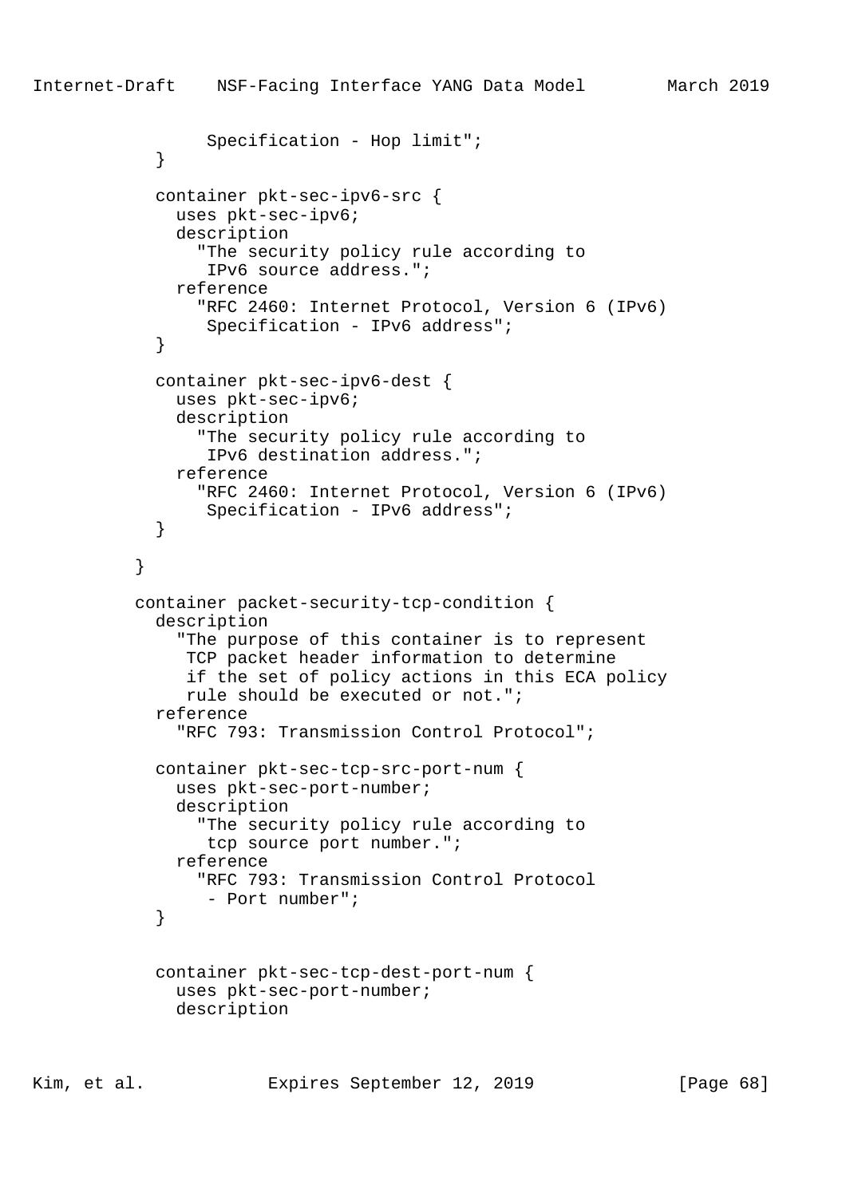```
                Specification - Hop limit";
          }

          container pkt-sec-ipv6-src {
            uses pkt-sec-ipv6;
            description
              "The security policy rule according to
               IPv6 source address.";
            reference
              "RFC 2460: Internet Protocol, Version 6 (IPv6)
               Specification - IPv6 address";
          }

          container pkt-sec-ipv6-dest {
            uses pkt-sec-ipv6;
            description
              "The security policy rule according to
               IPv6 destination address.";
            reference
              "RFC 2460: Internet Protocol, Version 6 (IPv6)
               Specification - IPv6 address";
          }

        }

        container packet-security-tcp-condition {
          description
            "The purpose of this container is to represent
             TCP packet header information to determine
             if the set of policy actions in this ECA policy
             rule should be executed or not.";
          reference
            "RFC 793: Transmission Control Protocol";

          container pkt-sec-tcp-src-port-num {
            uses pkt-sec-port-number;
            description
              "The security policy rule according to
               tcp source port number.";
            reference
              "RFC 793: Transmission Control Protocol
               - Port number";
          }


          container pkt-sec-tcp-dest-port-num {
            uses pkt-sec-port-number;
            description
```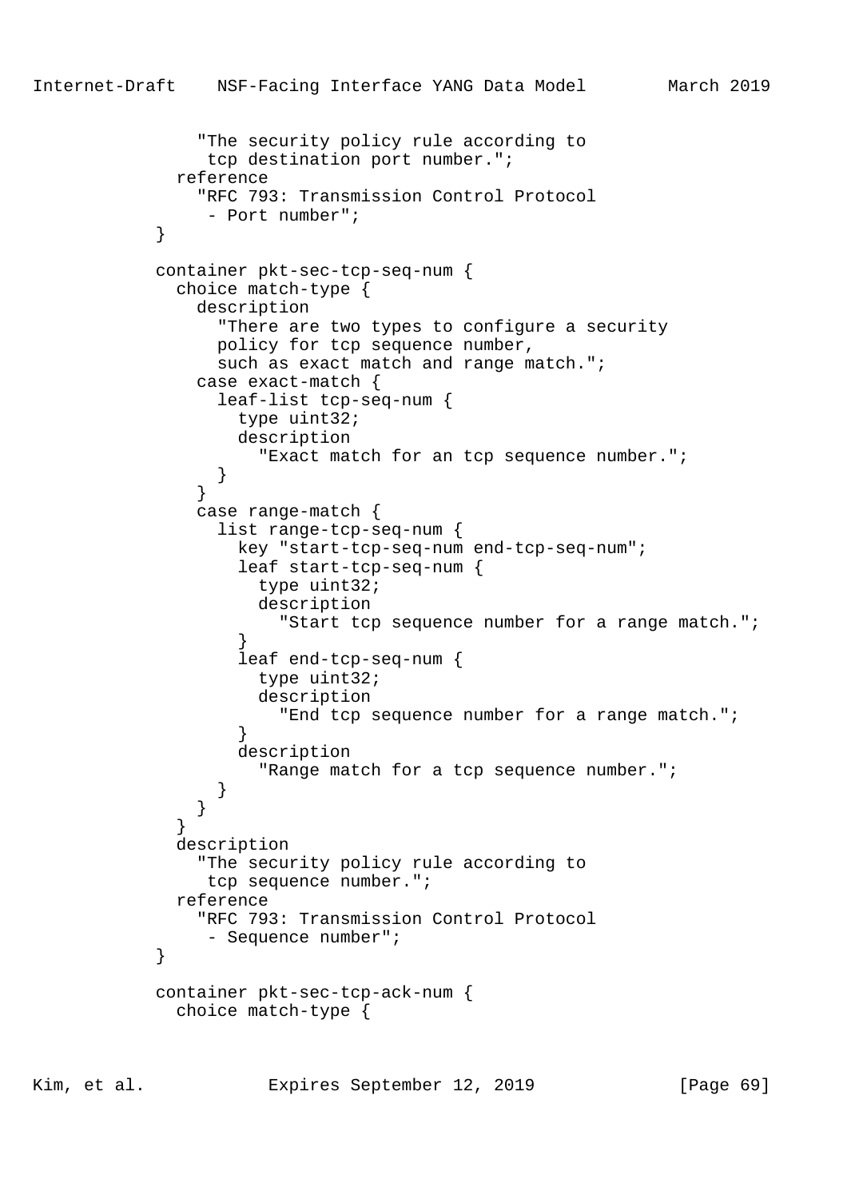```
               "The security policy rule according to
                tcp destination port number.";
             reference
               "RFC 793: Transmission Control Protocol
                - Port number";
           }

           container pkt-sec-tcp-seq-num {
             choice match-type {
               description
                 "There are two types to configure a security
                 policy for tcp sequence number,
                 such as exact match and range match.";
               case exact-match {
                 leaf-list tcp-seq-num {
                   type uint32;
                   description
                     "Exact match for an tcp sequence number.";
                 }
               }
               case range-match {
                 list range-tcp-seq-num {
                   key "start-tcp-seq-num end-tcp-seq-num";
                   leaf start-tcp-seq-num {
                     type uint32;
                     description
                       "Start tcp sequence number for a range match.";
                   }
                   leaf end-tcp-seq-num {
                     type uint32;
                     description
                       "End tcp sequence number for a range match.";
                   }
                   description
                     "Range match for a tcp sequence number.";
                 }
               }
             }
             description
               "The security policy rule according to
                tcp sequence number.";
             reference
               "RFC 793: Transmission Control Protocol
                - Sequence number";
           }

           container pkt-sec-tcp-ack-num {
             choice match-type {
```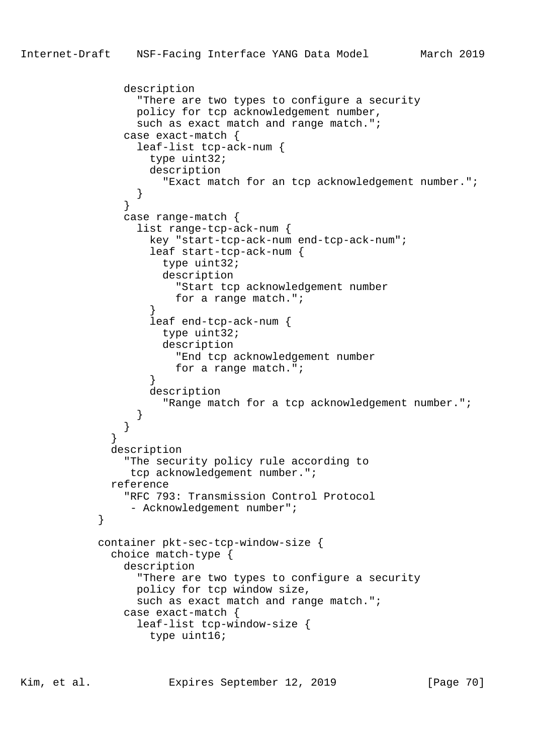```
              description
                "There are two types to configure a security
                policy for tcp acknowledgement number,
                such as exact match and range match.";
              case exact-match {
                leaf-list tcp-ack-num {
                  type uint32;
                  description
                    "Exact match for an tcp acknowledgement number.";
                }
              }
              case range-match {
                list range-tcp-ack-num {
                  key "start-tcp-ack-num end-tcp-ack-num";
                  leaf start-tcp-ack-num {
                    type uint32;
                    description
                      "Start tcp acknowledgement number
                      for a range match.";
                  }
                  leaf end-tcp-ack-num {
                    type uint32;
                    description
                      "End tcp acknowledgement number
                      for a range match.";
                  }
                  description
                    "Range match for a tcp acknowledgement number.";
                }
              }
            }
            description
              "The security policy rule according to
               tcp acknowledgement number.";
            reference
              "RFC 793: Transmission Control Protocol
               - Acknowledgement number";
          }

          container pkt-sec-tcp-window-size {
            choice match-type {
              description
                "There are two types to configure a security
                policy for tcp window size,
                such as exact match and range match.";
              case exact-match {
                leaf-list tcp-window-size {
                  type uint16;
```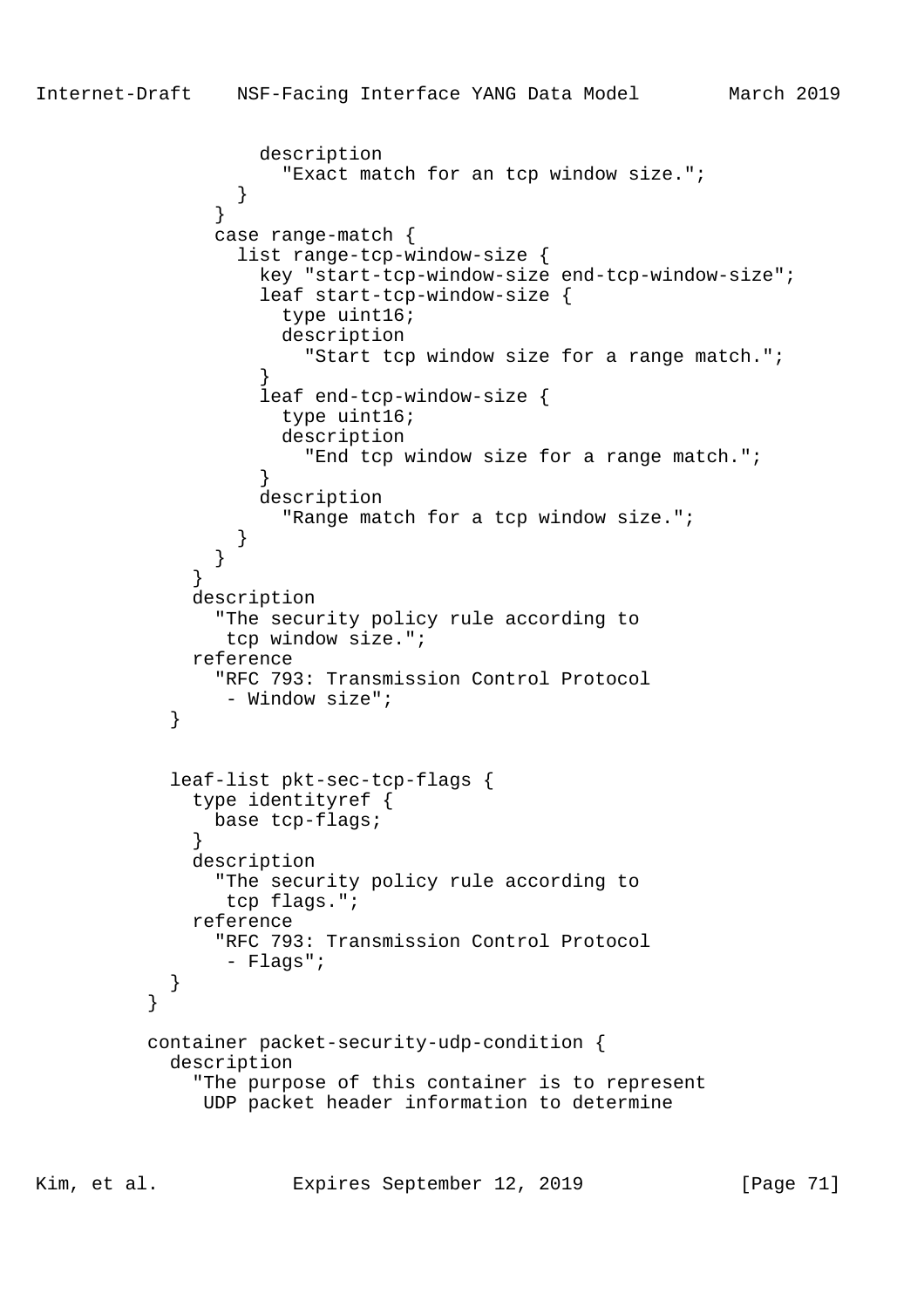```
                description
                  "Exact match for an tcp window size.";
              }
            }
            case range-match {
              list range-tcp-window-size {
                key "start-tcp-window-size end-tcp-window-size";
                leaf start-tcp-window-size {
                  type uint16;
                  description
                    "Start tcp window size for a range match.";
                }
                leaf end-tcp-window-size {
                  type uint16;
                  description
                    "End tcp window size for a range match.";
                }
                description
                  "Range match for a tcp window size.";
              }
            }
          }
          description
            "The security policy rule according to
             tcp window size.";
          reference
            "RFC 793: Transmission Control Protocol
             - Window size";
        }


        leaf-list pkt-sec-tcp-flags {
          type identityref {
            base tcp-flags;
          }
          description
            "The security policy rule according to
             tcp flags.";
          reference
            "RFC 793: Transmission Control Protocol
             - Flags";
        }
      }

      container packet-security-udp-condition {
        description
          "The purpose of this container is to represent
           UDP packet header information to determine
```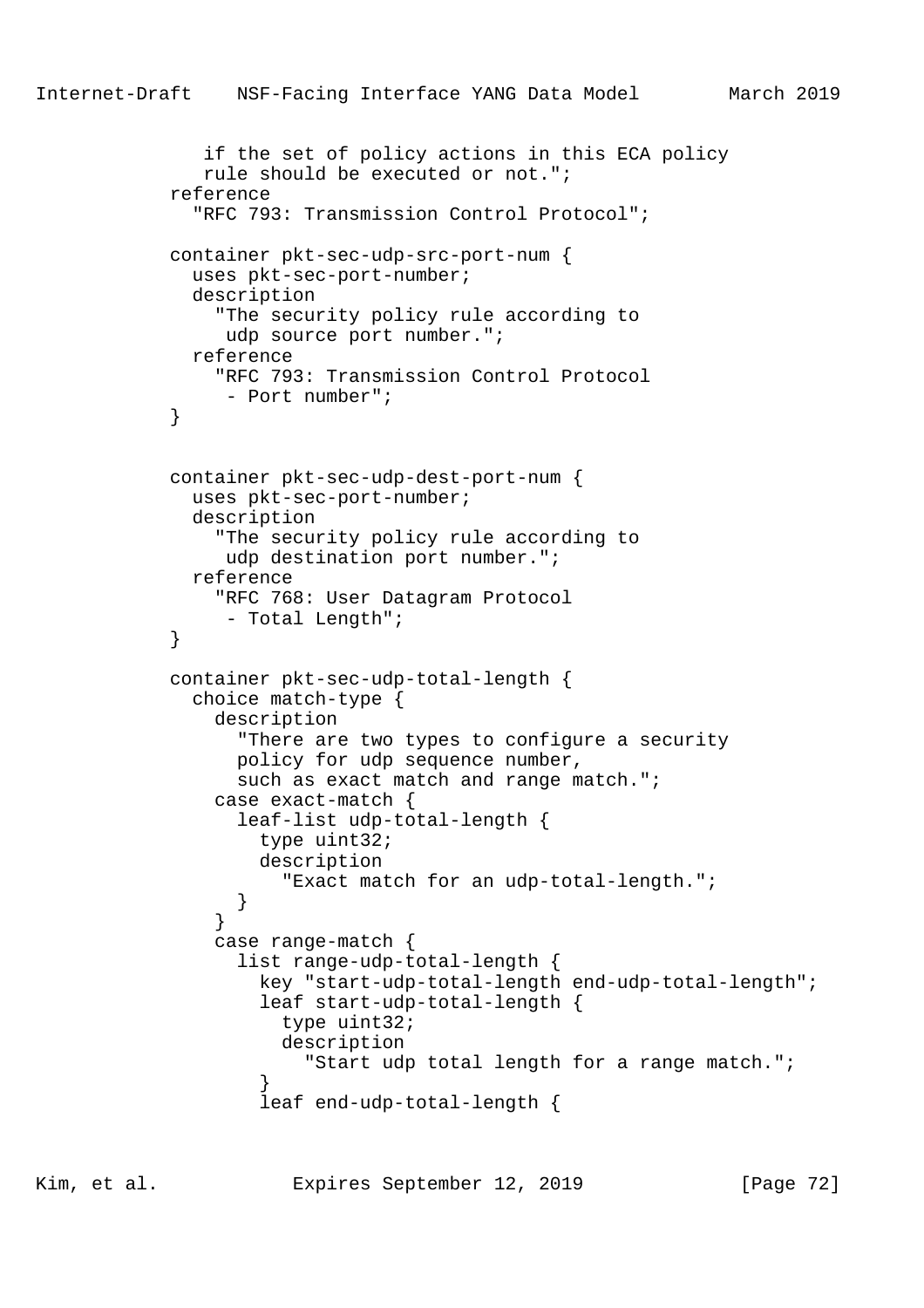```
              if the set of policy actions in this ECA policy
              rule should be executed or not.";
          reference
            "RFC 793: Transmission Control Protocol";

          container pkt-sec-udp-src-port-num {
            uses pkt-sec-port-number;
            description
              "The security policy rule according to
               udp source port number.";
            reference
              "RFC 793: Transmission Control Protocol
               - Port number";
          }


          container pkt-sec-udp-dest-port-num {
            uses pkt-sec-port-number;
            description
              "The security policy rule according to
               udp destination port number.";
            reference
              "RFC 768: User Datagram Protocol
               - Total Length";
          }

          container pkt-sec-udp-total-length {
            choice match-type {
              description
                "There are two types to configure a security
                policy for udp sequence number,
                such as exact match and range match.";
              case exact-match {
                leaf-list udp-total-length {
                  type uint32;
                  description
                    "Exact match for an udp-total-length.";
                }
              }
              case range-match {
                list range-udp-total-length {
                  key "start-udp-total-length end-udp-total-length";
                  leaf start-udp-total-length {
                    type uint32;
                    description
                      "Start udp total length for a range match.";
                  }
                  leaf end-udp-total-length {
```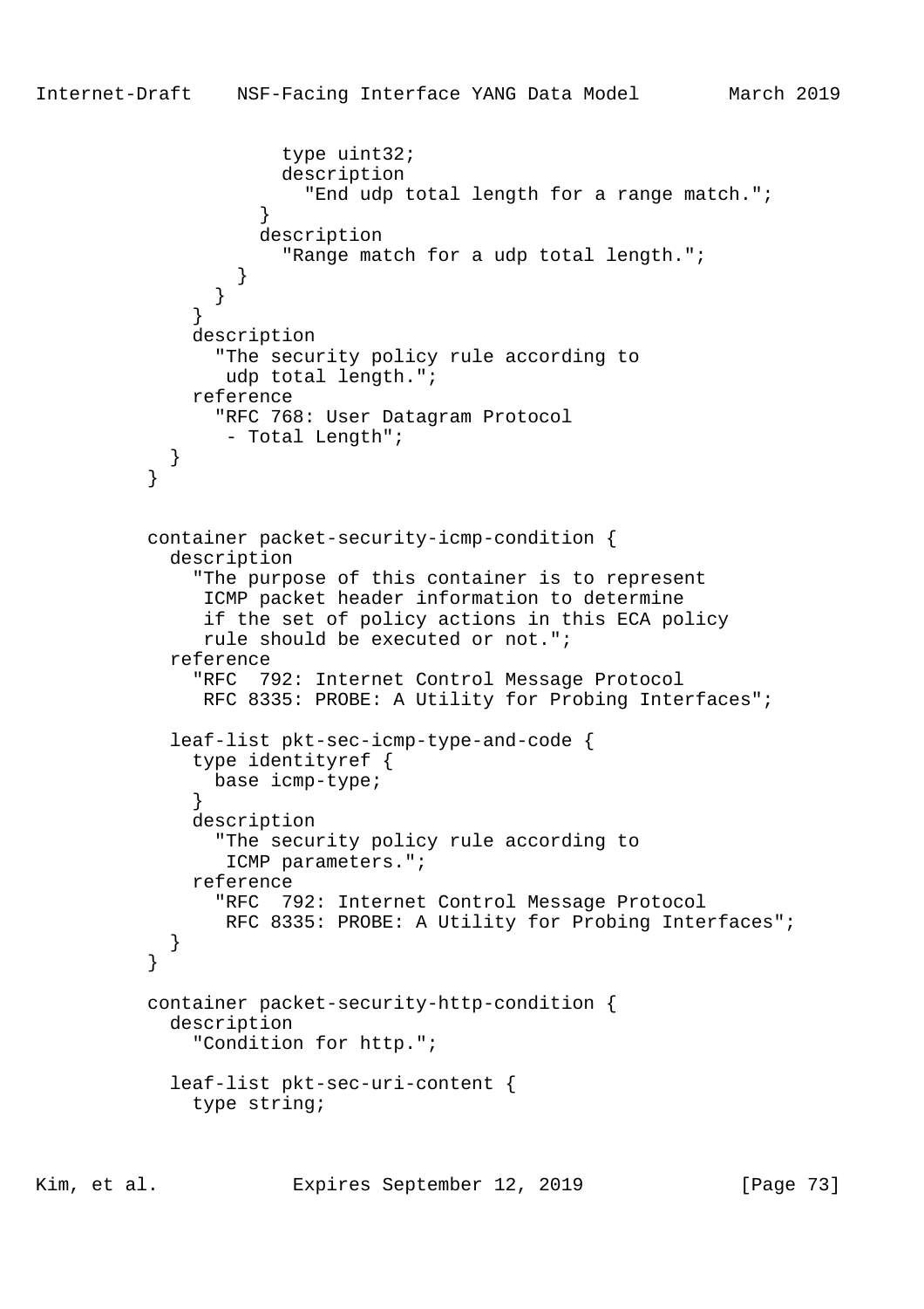```
                  type uint32;
                  description
                    "End udp total length for a range match.";
                }
                description
                  "Range match for a udp total length.";
              }
            }
          }
          description
            "The security policy rule according to
             udp total length.";
          reference
            "RFC 768: User Datagram Protocol
             - Total Length";
        }
      }


      container packet-security-icmp-condition {
        description
          "The purpose of this container is to represent
           ICMP packet header information to determine
           if the set of policy actions in this ECA policy
           rule should be executed or not.";
        reference
          "RFC  792: Internet Control Message Protocol
           RFC 8335: PROBE: A Utility for Probing Interfaces";

        leaf-list pkt-sec-icmp-type-and-code {
          type identityref {
            base icmp-type;
          }
          description
            "The security policy rule according to
             ICMP parameters.";
          reference
            "RFC  792: Internet Control Message Protocol
             RFC 8335: PROBE: A Utility for Probing Interfaces";
        }
      }

      container packet-security-http-condition {
        description
          "Condition for http.";

        leaf-list pkt-sec-uri-content {
          type string;
```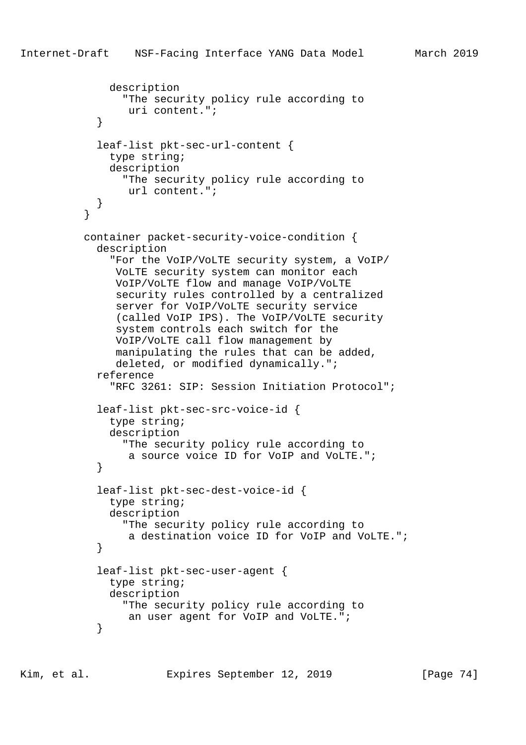```
            description
              "The security policy rule according to
               uri content.";
          }

          leaf-list pkt-sec-url-content {
            type string;
            description
              "The security policy rule according to
               url content.";
          }
        }

        container packet-security-voice-condition {
          description
            "For the VoIP/VoLTE security system, a VoIP/
             VoLTE security system can monitor each
             VoIP/VoLTE flow and manage VoIP/VoLTE
             security rules controlled by a centralized
             server for VoIP/VoLTE security service
             (called VoIP IPS). The VoIP/VoLTE security
             system controls each switch for the
             VoIP/VoLTE call flow management by
             manipulating the rules that can be added,
             deleted, or modified dynamically.";
          reference
            "RFC 3261: SIP: Session Initiation Protocol";

          leaf-list pkt-sec-src-voice-id {
            type string;
            description
              "The security policy rule according to
               a source voice ID for VoIP and VoLTE.";
          }

          leaf-list pkt-sec-dest-voice-id {
            type string;
            description
              "The security policy rule according to
               a destination voice ID for VoIP and VoLTE.";
          }

          leaf-list pkt-sec-user-agent {
            type string;
            description
              "The security policy rule according to
               an user agent for VoIP and VoLTE.";
          }
```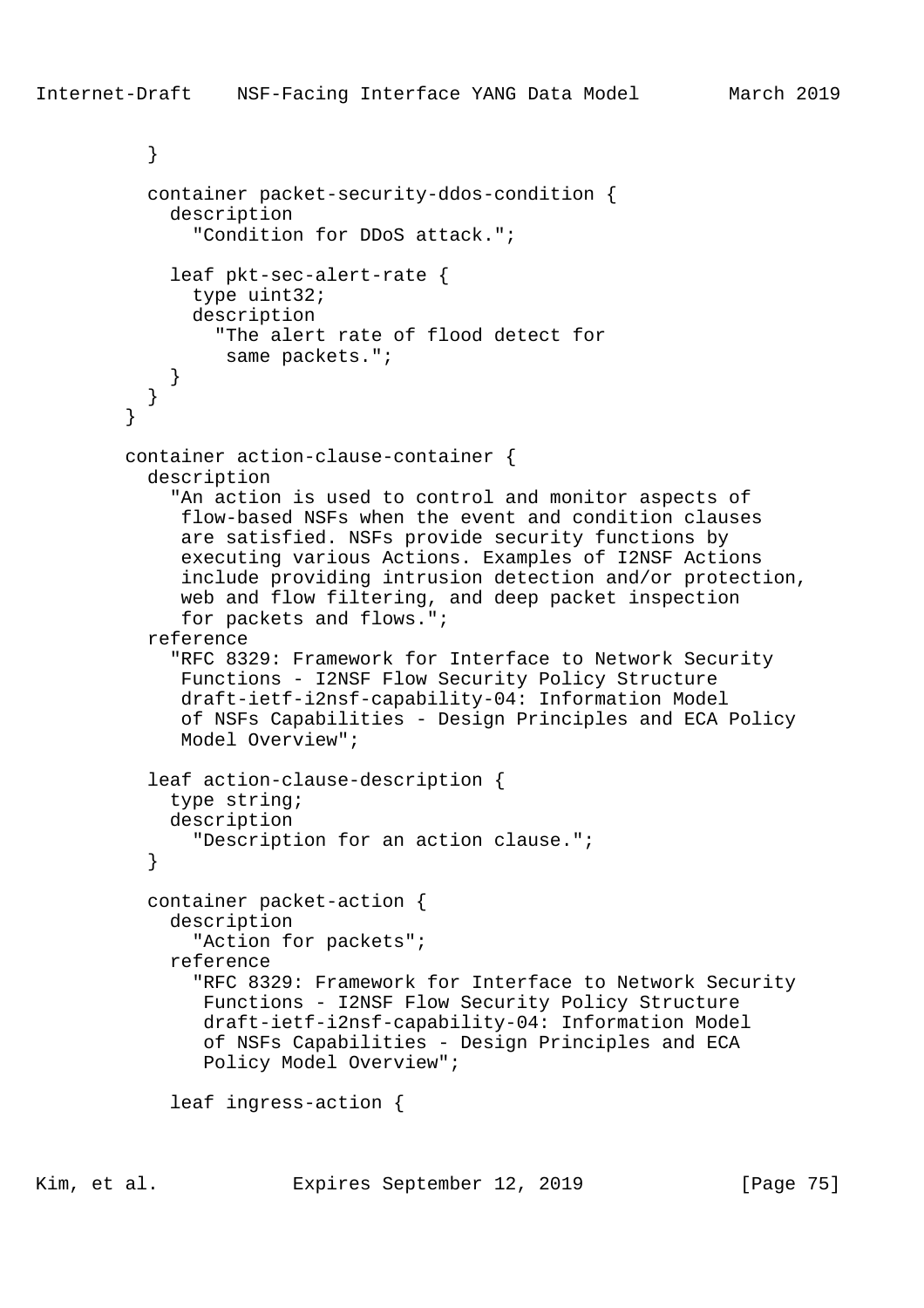```
          }

          container packet-security-ddos-condition {
            description
              "Condition for DDoS attack.";

            leaf pkt-sec-alert-rate {
              type uint32;
              description
                "The alert rate of flood detect for
                 same packets.";
            }
          }
        }

        container action-clause-container {
          description
            "An action is used to control and monitor aspects of
             flow-based NSFs when the event and condition clauses
             are satisfied. NSFs provide security functions by
             executing various Actions. Examples of I2NSF Actions
             include providing intrusion detection and/or protection,
             web and flow filtering, and deep packet inspection
             for packets and flows.";
          reference
            "RFC 8329: Framework for Interface to Network Security
             Functions - I2NSF Flow Security Policy Structure
             draft-ietf-i2nsf-capability-04: Information Model
             of NSFs Capabilities - Design Principles and ECA Policy
             Model Overview";

          leaf action-clause-description {
            type string;
            description
              "Description for an action clause.";
          }

          container packet-action {
            description
              "Action for packets";
            reference
              "RFC 8329: Framework for Interface to Network Security
               Functions - I2NSF Flow Security Policy Structure
               draft-ietf-i2nsf-capability-04: Information Model
               of NSFs Capabilities - Design Principles and ECA
               Policy Model Overview";

            leaf ingress-action {
```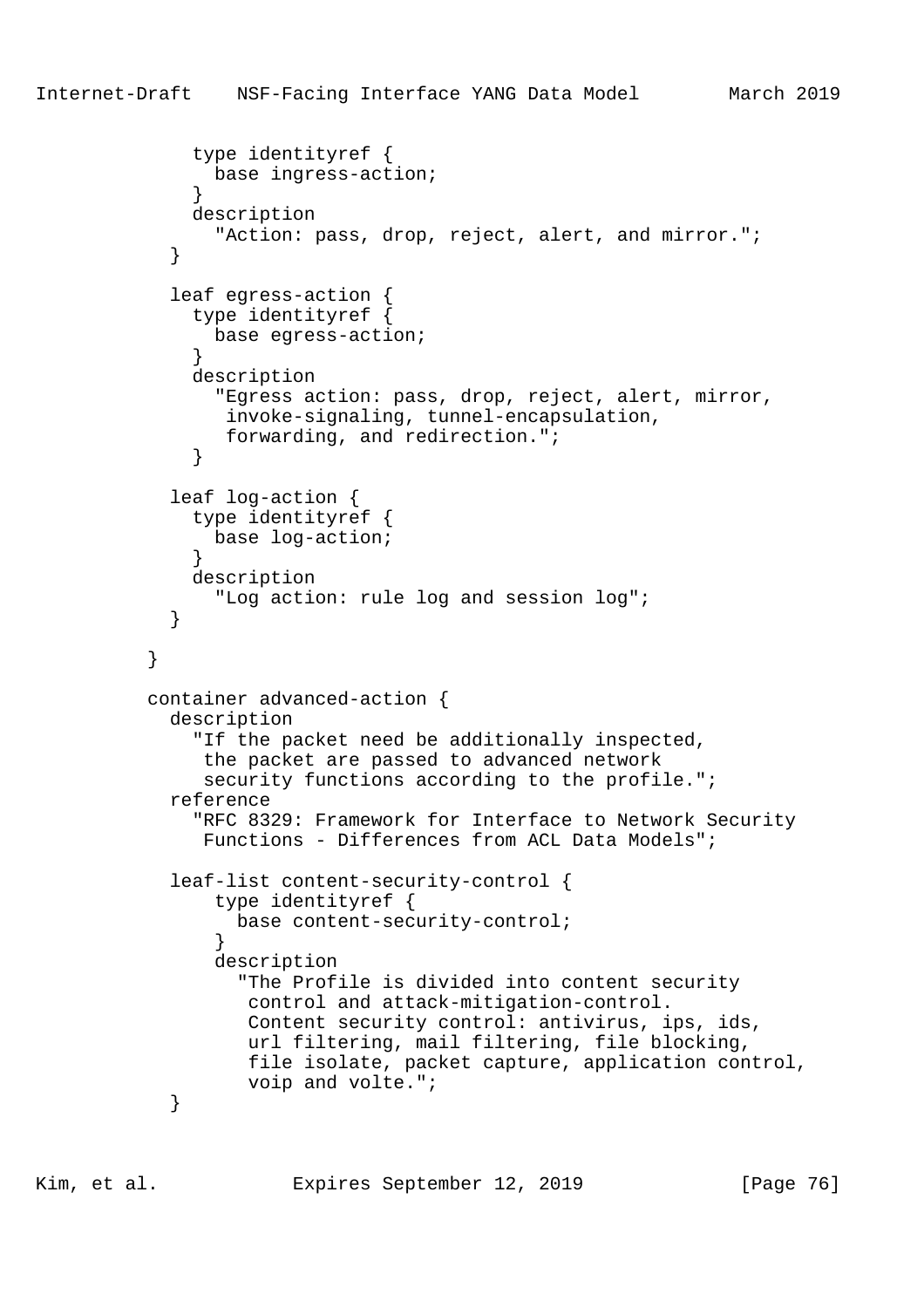```
            type identityref {
              base ingress-action;
            }
            description
              "Action: pass, drop, reject, alert, and mirror.";
          }

          leaf egress-action {
            type identityref {
              base egress-action;
            }
            description
              "Egress action: pass, drop, reject, alert, mirror,
               invoke-signaling, tunnel-encapsulation,
               forwarding, and redirection.";
            }

          leaf log-action {
            type identityref {
              base log-action;
            }
            description
              "Log action: rule log and session log";
          }

        }

        container advanced-action {
          description
            "If the packet need be additionally inspected,
             the packet are passed to advanced network
             security functions according to the profile.";
          reference
            "RFC 8329: Framework for Interface to Network Security
             Functions - Differences from ACL Data Models";

          leaf-list content-security-control {
              type identityref {
                base content-security-control;
              }
              description
                "The Profile is divided into content security
                 control and attack-mitigation-control.
                 Content security control: antivirus, ips, ids,
                 url filtering, mail filtering, file blocking,
                 file isolate, packet capture, application control,
                 voip and volte.";
          }
```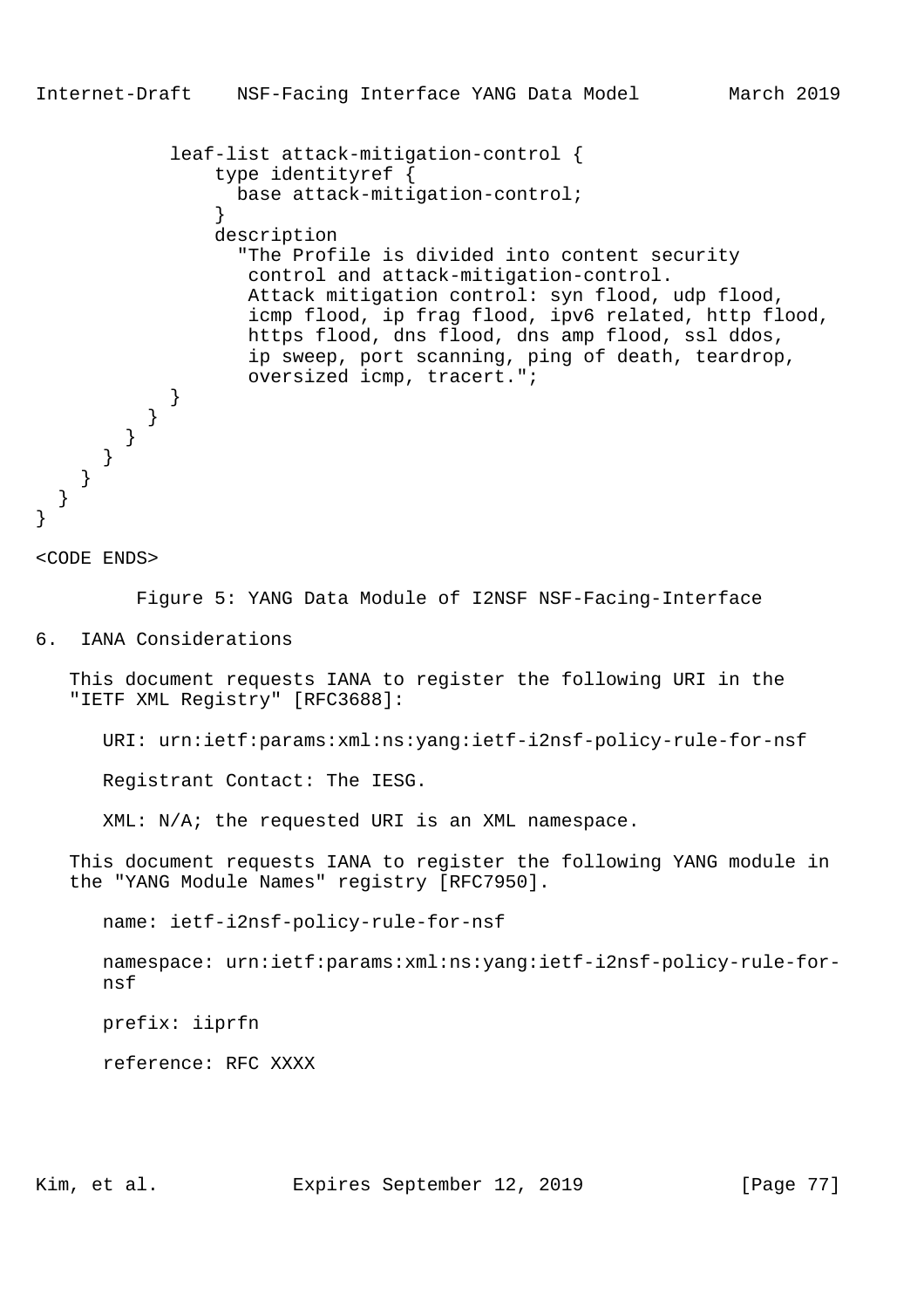```
            leaf-list attack-mitigation-control {
                type identityref {
                  base attack-mitigation-control;
                }
                description
                  "The Profile is divided into content security
                   control and attack-mitigation-control.
                   Attack mitigation control: syn flood, udp flood,
                   icmp flood, ip frag flood, ipv6 related, http flood,
                   https flood, dns flood, dns amp flood, ssl ddos,
                   ip sweep, port scanning, ping of death, teardrop,
                   oversized icmp, tracert.";
            }
          }
        }
      }
    }
  }
}
```

<CODE ENDS>

Figure 5: YANG Data Module of I2NSF NSF-Facing-Interface

# 6. IANA Considerations

This document requests IANA to register the following URI in the "IETF XML Registry" [RFC3688]:

URI: urn:ietf:params:xml:ns:yang:ietf-i2nsf-policy-rule-for-nsf

Registrant Contact: The IESG.

XML: N/A; the requested URI is an XML namespace.

This document requests IANA to register the following YANG module in the "YANG Module Names" registry [RFC7950].

name: ietf-i2nsf-policy-rule-for-nsf

namespace: urn:ietf:params:xml:ns:yang:ietf-i2nsf-policy-rule-for-nsf

prefix: iiprfn

reference: RFC XXXX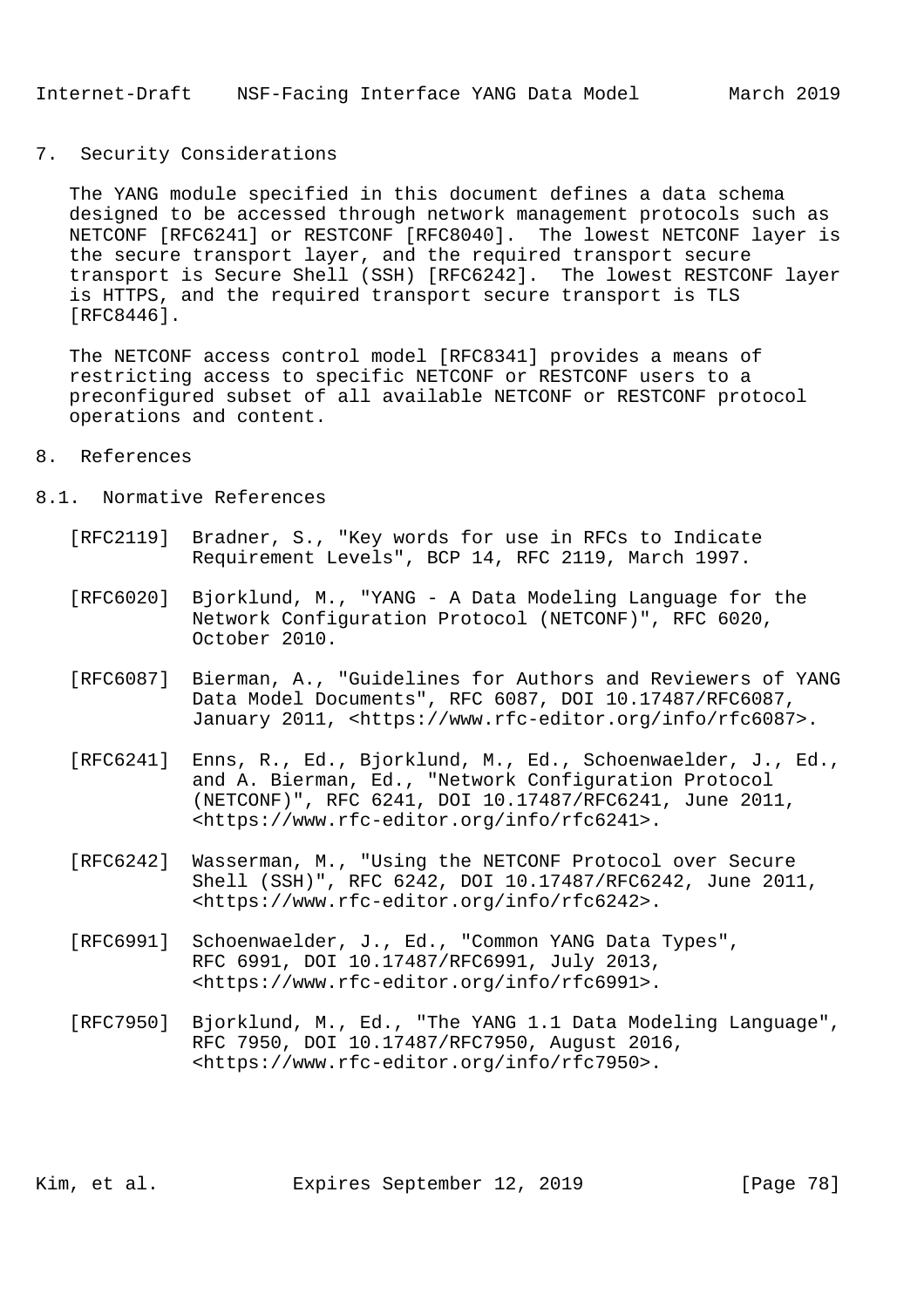# 7. Security Considerations

The YANG module specified in this document defines a data schema designed to be accessed through network management protocols such as NETCONF [RFC6241] or RESTCONF [RFC8040]. The lowest NETCONF layer is the secure transport layer, and the required transport secure transport is Secure Shell (SSH) [RFC6242]. The lowest RESTCONF layer is HTTPS, and the required transport secure transport is TLS [RFC8446].

The NETCONF access control model [RFC8341] provides a means of restricting access to specific NETCONF or RESTCONF users to a preconfigured subset of all available NETCONF or RESTCONF protocol operations and content.

# 8. References

## 8.1. Normative References

[RFC2119] Bradner, S., "Key words for use in RFCs to Indicate Requirement Levels", BCP 14, RFC 2119, March 1997.

[RFC6020] Bjorklund, M., "YANG - A Data Modeling Language for the Network Configuration Protocol (NETCONF)", RFC 6020, October 2010.

[RFC6087] Bierman, A., "Guidelines for Authors and Reviewers of YANG Data Model Documents", RFC 6087, DOI 10.17487/RFC6087, January 2011, <https://www.rfc-editor.org/info/rfc6087>.

[RFC6241] Enns, R., Ed., Bjorklund, M., Ed., Schoenwaelder, J., Ed., and A. Bierman, Ed., "Network Configuration Protocol (NETCONF)", RFC 6241, DOI 10.17487/RFC6241, June 2011, <https://www.rfc-editor.org/info/rfc6241>.

[RFC6242] Wasserman, M., "Using the NETCONF Protocol over Secure Shell (SSH)", RFC 6242, DOI 10.17487/RFC6242, June 2011, <https://www.rfc-editor.org/info/rfc6242>.

[RFC6991] Schoenwaelder, J., Ed., "Common YANG Data Types", RFC 6991, DOI 10.17487/RFC6991, July 2013, <https://www.rfc-editor.org/info/rfc6991>.

[RFC7950] Bjorklund, M., Ed., "The YANG 1.1 Data Modeling Language", RFC 7950, DOI 10.17487/RFC7950, August 2016, <https://www.rfc-editor.org/info/rfc7950>.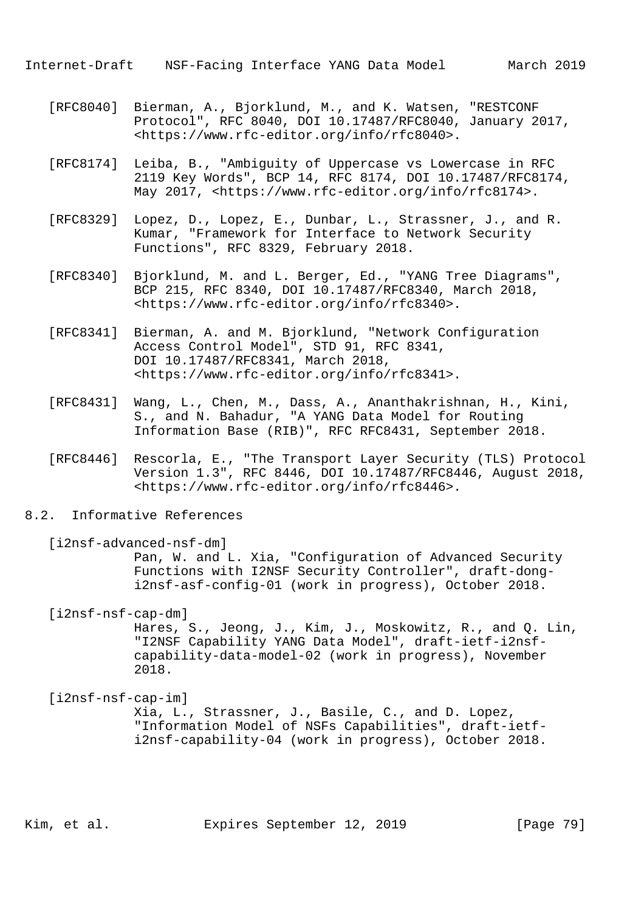[RFC8040] Bierman, A., Bjorklund, M., and K. Watsen, "RESTCONF Protocol", RFC 8040, DOI 10.17487/RFC8040, January 2017, <https://www.rfc-editor.org/info/rfc8040>.

[RFC8174] Leiba, B., "Ambiguity of Uppercase vs Lowercase in RFC 2119 Key Words", BCP 14, RFC 8174, DOI 10.17487/RFC8174, May 2017, <https://www.rfc-editor.org/info/rfc8174>.

[RFC8329] Lopez, D., Lopez, E., Dunbar, L., Strassner, J., and R. Kumar, "Framework for Interface to Network Security Functions", RFC 8329, February 2018.

[RFC8340] Bjorklund, M. and L. Berger, Ed., "YANG Tree Diagrams", BCP 215, RFC 8340, DOI 10.17487/RFC8340, March 2018, <https://www.rfc-editor.org/info/rfc8340>.

[RFC8341] Bierman, A. and M. Bjorklund, "Network Configuration Access Control Model", STD 91, RFC 8341, DOI 10.17487/RFC8341, March 2018, <https://www.rfc-editor.org/info/rfc8341>.

[RFC8431] Wang, L., Chen, M., Dass, A., Ananthakrishnan, H., Kini, S., and N. Bahadur, "A YANG Data Model for Routing Information Base (RIB)", RFC RFC8431, September 2018.

[RFC8446] Rescorla, E., "The Transport Layer Security (TLS) Protocol Version 1.3", RFC 8446, DOI 10.17487/RFC8446, August 2018, <https://www.rfc-editor.org/info/rfc8446>.

## 8.2. Informative References

[i2nsf-advanced-nsf-dm]
Pan, W. and L. Xia, "Configuration of Advanced Security Functions with I2NSF Security Controller", draft-dong-i2nsf-asf-config-01 (work in progress), October 2018.

[i2nsf-nsf-cap-dm]
Hares, S., Jeong, J., Kim, J., Moskowitz, R., and Q. Lin, "I2NSF Capability YANG Data Model", draft-ietf-i2nsf-capability-data-model-02 (work in progress), November 2018.

[i2nsf-nsf-cap-im]
Xia, L., Strassner, J., Basile, C., and D. Lopez, "Information Model of NSFs Capabilities", draft-ietf-i2nsf-capability-04 (work in progress), October 2018.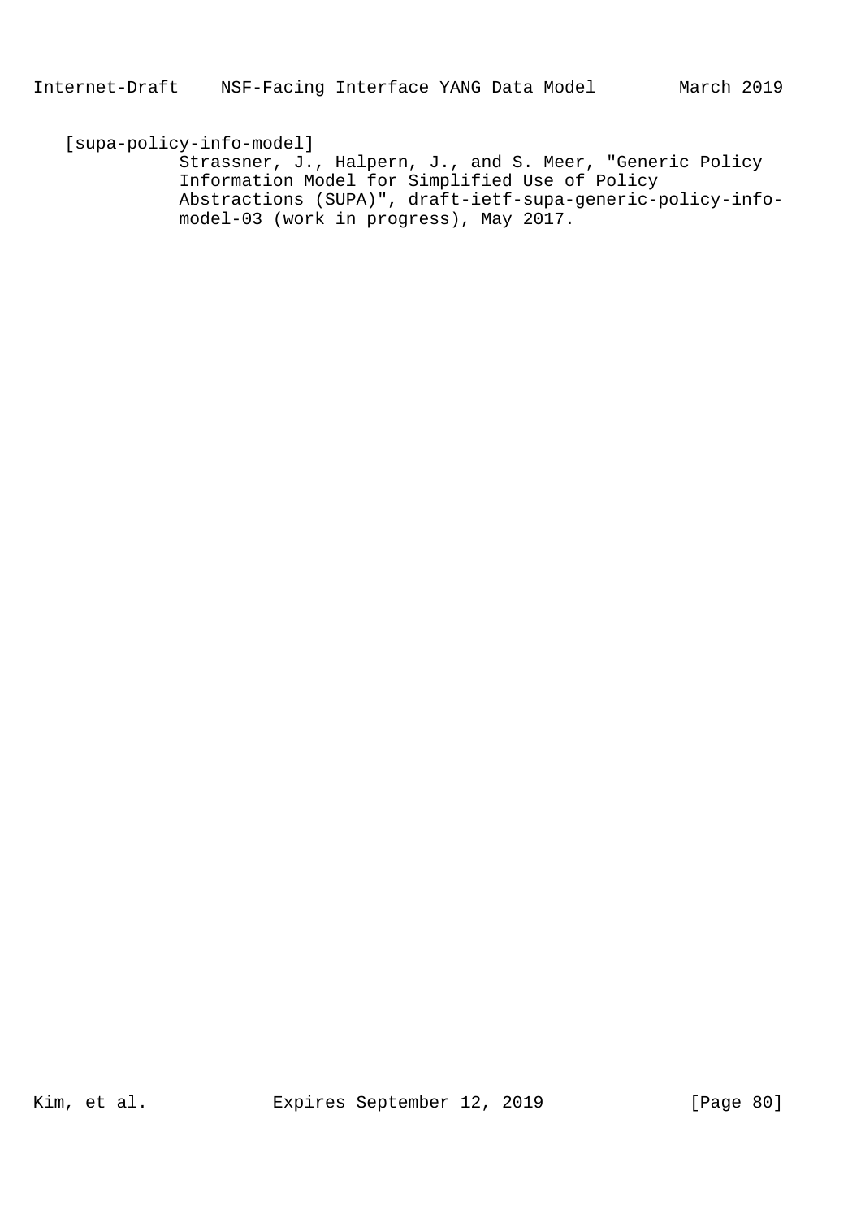[supa-policy-info-model]
Strassner, J., Halpern, J., and S. Meer, "Generic Policy Information Model for Simplified Use of Policy Abstractions (SUPA)", draft-ietf-supa-generic-policy-info-model-03 (work in progress), May 2017.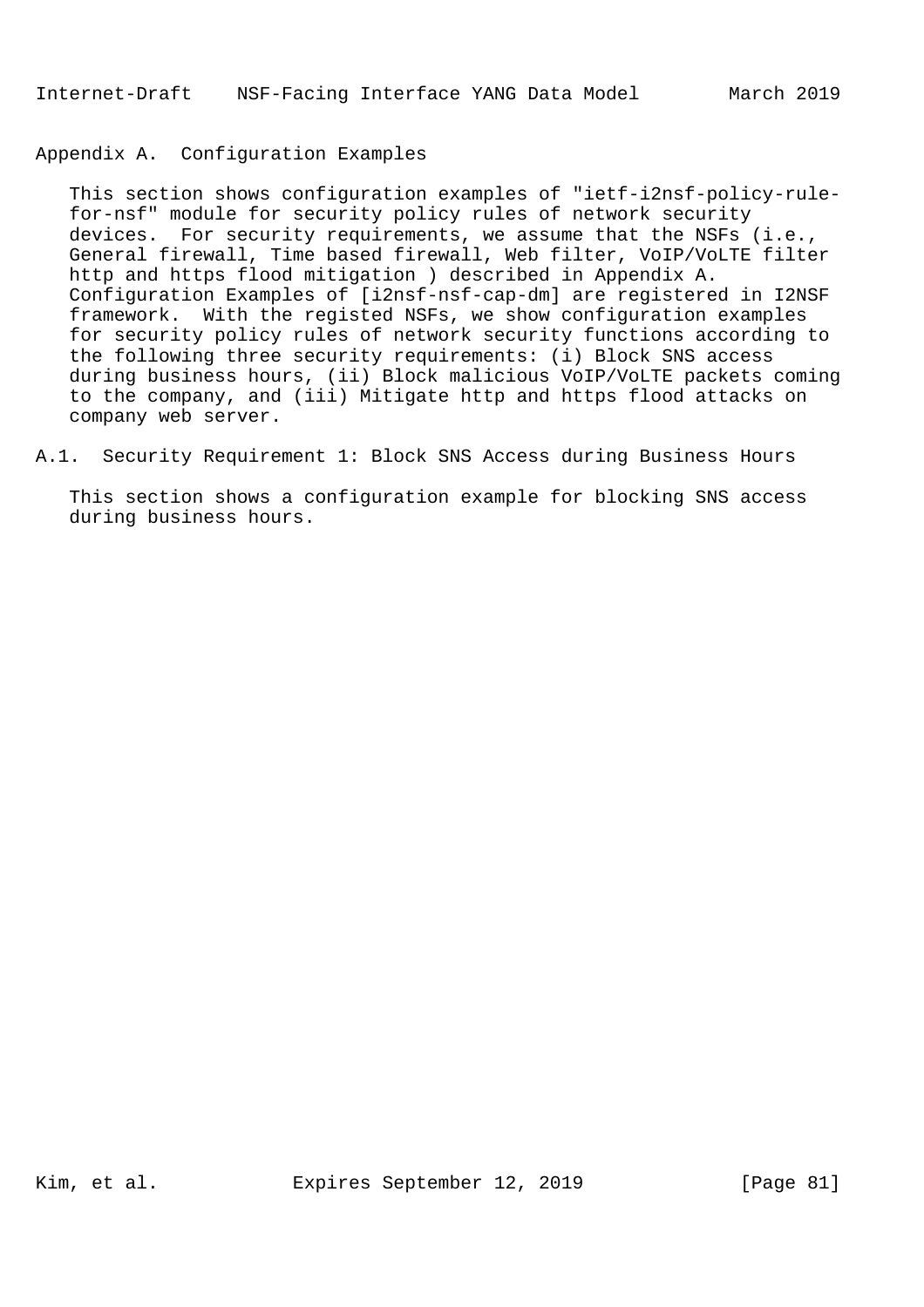# Appendix A.  Configuration Examples

This section shows configuration examples of "ietf-i2nsf-policy-rule-for-nsf" module for security policy rules of network security devices.  For security requirements, we assume that the NSFs (i.e., General firewall, Time based firewall, Web filter, VoIP/VoLTE filter http and https flood mitigation ) described in Appendix A. Configuration Examples of [i2nsf-nsf-cap-dm] are registered in I2NSF framework.  With the registed NSFs, we show configuration examples for security policy rules of network security functions according to the following three security requirements: (i) Block SNS access during business hours, (ii) Block malicious VoIP/VoLTE packets coming to the company, and (iii) Mitigate http and https flood attacks on company web server.

## A.1.  Security Requirement 1: Block SNS Access during Business Hours

This section shows a configuration example for blocking SNS access during business hours.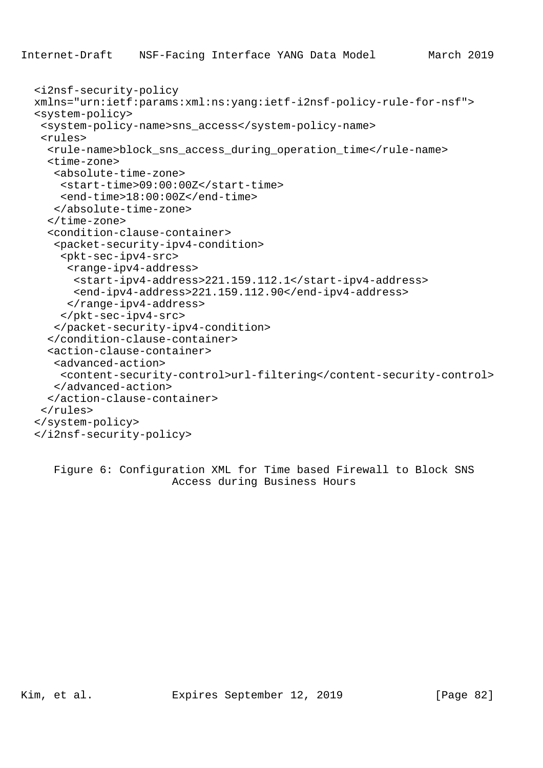```
<i2nsf-security-policy
xmlns="urn:ietf:params:xml:ns:yang:ietf-i2nsf-policy-rule-for-nsf">
<system-policy>
 <system-policy-name>sns_access</system-policy-name>
 <rules>
  <rule-name>block_sns_access_during_operation_time</rule-name>
  <time-zone>
   <absolute-time-zone>
    <start-time>09:00:00Z</start-time>
    <end-time>18:00:00Z</end-time>
   </absolute-time-zone>
  </time-zone>
  <condition-clause-container>
   <packet-security-ipv4-condition>
    <pkt-sec-ipv4-src>
     <range-ipv4-address>
      <start-ipv4-address>221.159.112.1</start-ipv4-address>
      <end-ipv4-address>221.159.112.90</end-ipv4-address>
     </range-ipv4-address>
    </pkt-sec-ipv4-src>
   </packet-security-ipv4-condition>
  </condition-clause-container>
  <action-clause-container>
   <advanced-action>
    <content-security-control>url-filtering</content-security-control>
   </advanced-action>
  </action-clause-container>
 </rules>
</system-policy>
</i2nsf-security-policy>
```

Figure 6: Configuration XML for Time based Firewall to Block SNS Access during Business Hours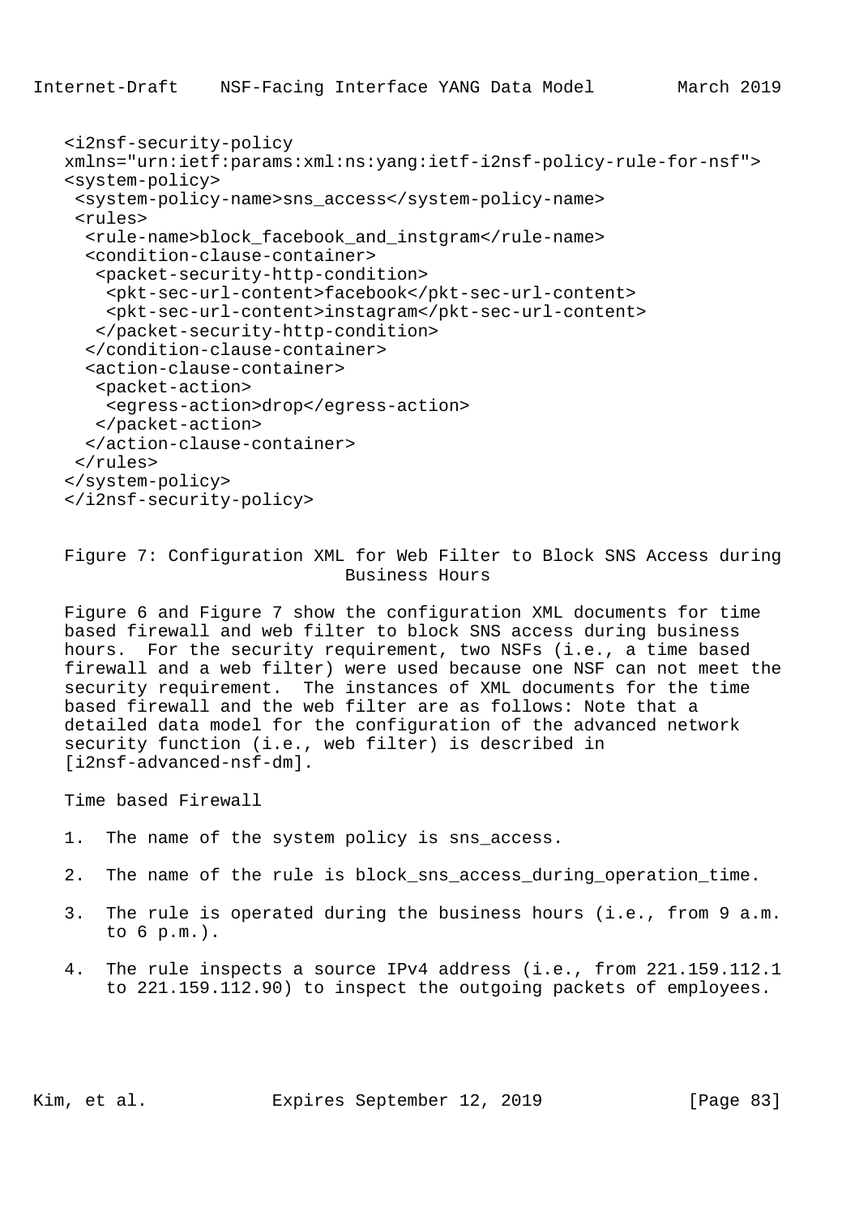```
<i2nsf-security-policy
xmlns="urn:ietf:params:xml:ns:yang:ietf-i2nsf-policy-rule-for-nsf">
<system-policy>
 <system-policy-name>sns_access</system-policy-name>
 <rules>
  <rule-name>block_facebook_and_instgram</rule-name>
  <condition-clause-container>
   <packet-security-http-condition>
    <pkt-sec-url-content>facebook</pkt-sec-url-content>
    <pkt-sec-url-content>instagram</pkt-sec-url-content>
   </packet-security-http-condition>
  </condition-clause-container>
  <action-clause-container>
   <packet-action>
    <egress-action>drop</egress-action>
   </packet-action>
  </action-clause-container>
 </rules>
</system-policy>
</i2nsf-security-policy>
```

Figure 7: Configuration XML for Web Filter to Block SNS Access during Business Hours

Figure 6 and Figure 7 show the configuration XML documents for time based firewall and web filter to block SNS access during business hours. For the security requirement, two NSFs (i.e., a time based firewall and a web filter) were used because one NSF can not meet the security requirement. The instances of XML documents for the time based firewall and the web filter are as follows: Note that a detailed data model for the configuration of the advanced network security function (i.e., web filter) is described in [i2nsf-advanced-nsf-dm].

Time based Firewall

1. The name of the system policy is sns_access.

2. The name of the rule is block_sns_access_during_operation_time.

3. The rule is operated during the business hours (i.e., from 9 a.m. to 6 p.m.).

4. The rule inspects a source IPv4 address (i.e., from 221.159.112.1 to 221.159.112.90) to inspect the outgoing packets of employees.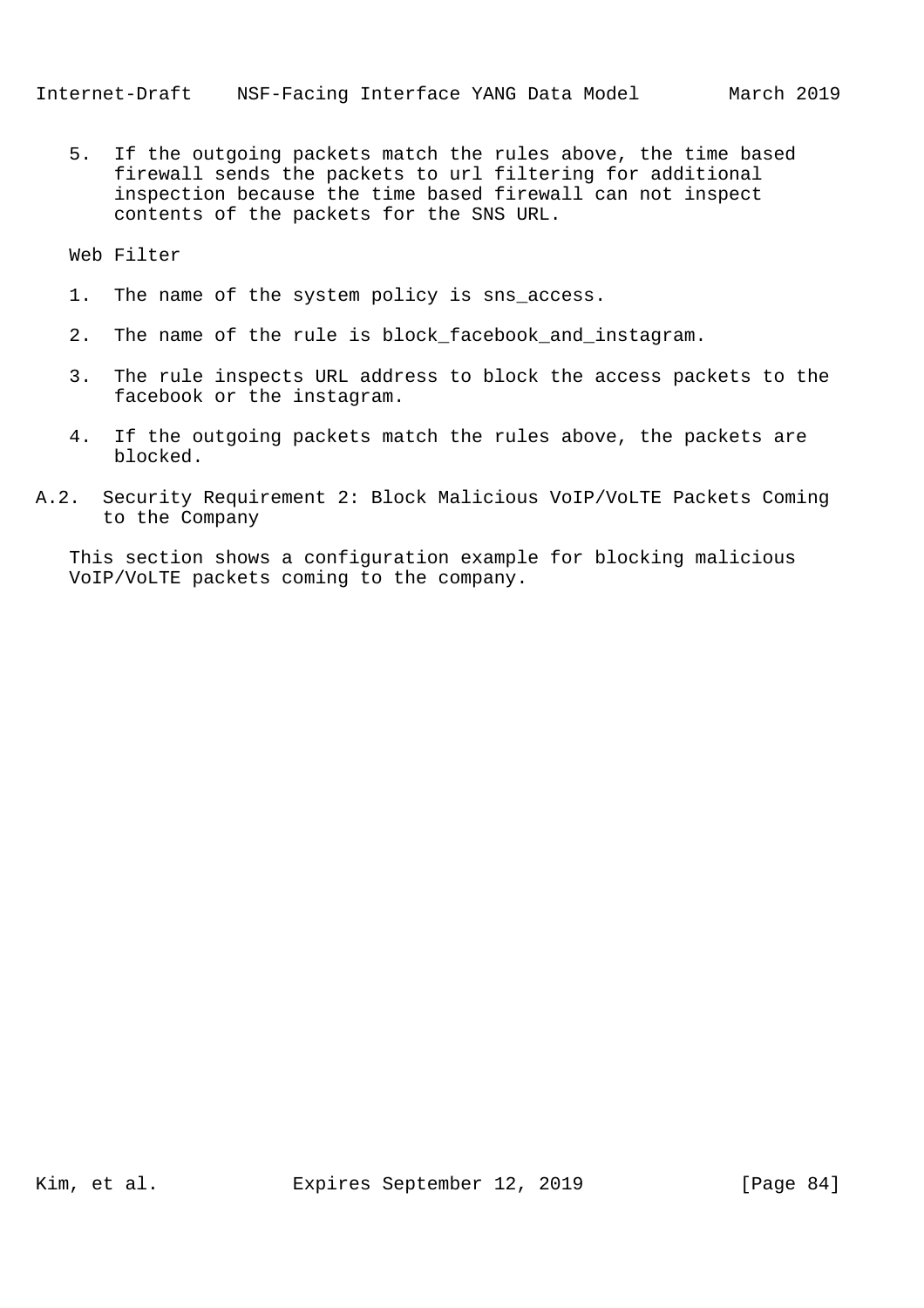5. If the outgoing packets match the rules above, the time based firewall sends the packets to url filtering for additional inspection because the time based firewall can not inspect contents of the packets for the SNS URL.

Web Filter

1. The name of the system policy is sns_access.
2. The name of the rule is block_facebook_and_instagram.
3. The rule inspects URL address to block the access packets to the facebook or the instagram.
4. If the outgoing packets match the rules above, the packets are blocked.

### A.2. Security Requirement 2: Block Malicious VoIP/VoLTE Packets Coming to the Company

This section shows a configuration example for blocking malicious VoIP/VoLTE packets coming to the company.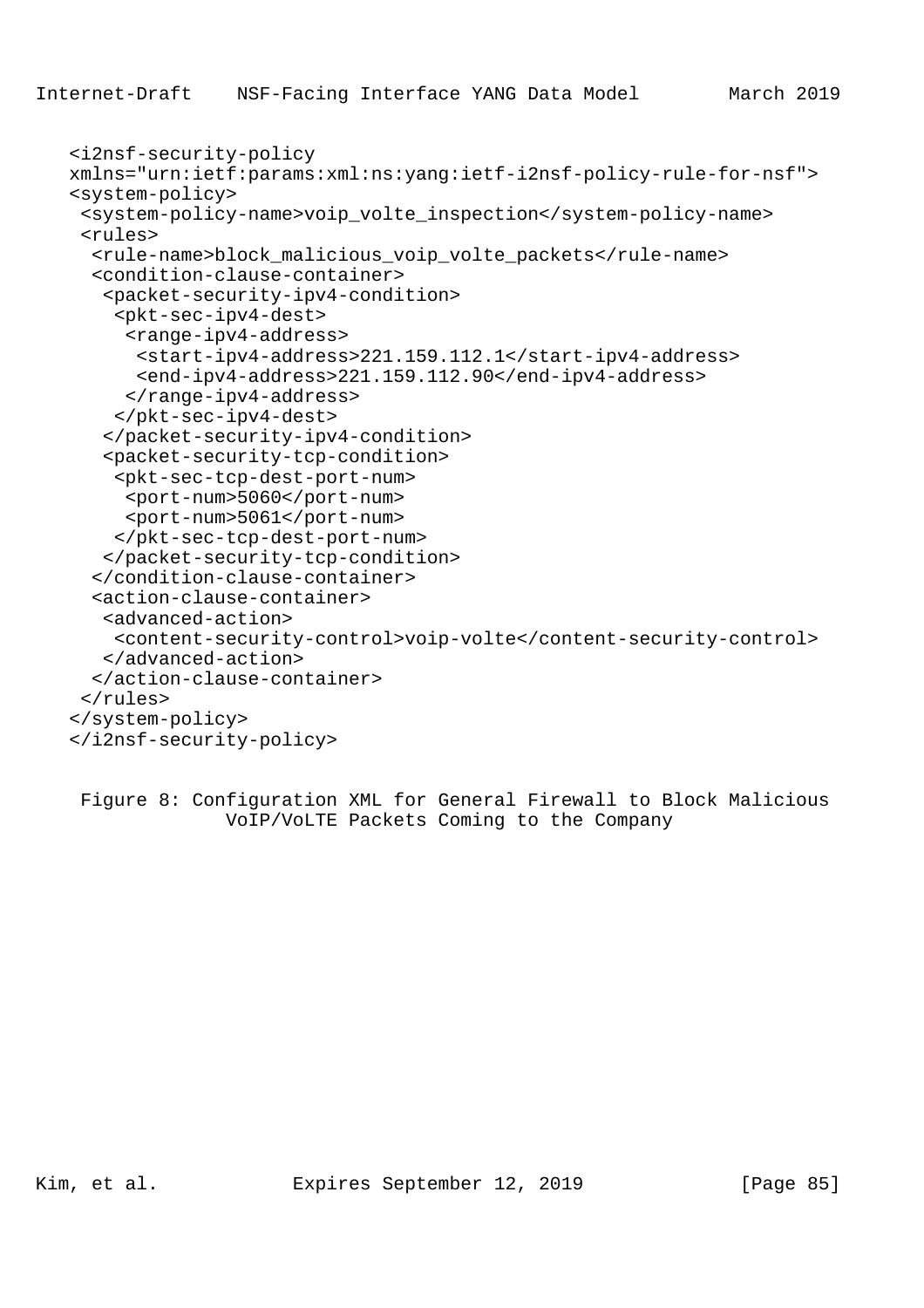```
<i2nsf-security-policy
xmlns="urn:ietf:params:xml:ns:yang:ietf-i2nsf-policy-rule-for-nsf">
<system-policy>
 <system-policy-name>voip_volte_inspection</system-policy-name>
 <rules>
  <rule-name>block_malicious_voip_volte_packets</rule-name>
  <condition-clause-container>
   <packet-security-ipv4-condition>
    <pkt-sec-ipv4-dest>
     <range-ipv4-address>
      <start-ipv4-address>221.159.112.1</start-ipv4-address>
      <end-ipv4-address>221.159.112.90</end-ipv4-address>
     </range-ipv4-address>
    </pkt-sec-ipv4-dest>
   </packet-security-ipv4-condition>
   <packet-security-tcp-condition>
    <pkt-sec-tcp-dest-port-num>
     <port-num>5060</port-num>
     <port-num>5061</port-num>
    </pkt-sec-tcp-dest-port-num>
   </packet-security-tcp-condition>
  </condition-clause-container>
  <action-clause-container>
   <advanced-action>
    <content-security-control>voip-volte</content-security-control>
   </advanced-action>
  </action-clause-container>
 </rules>
</system-policy>
</i2nsf-security-policy>
```

Figure 8: Configuration XML for General Firewall to Block Malicious VoIP/VoLTE Packets Coming to the Company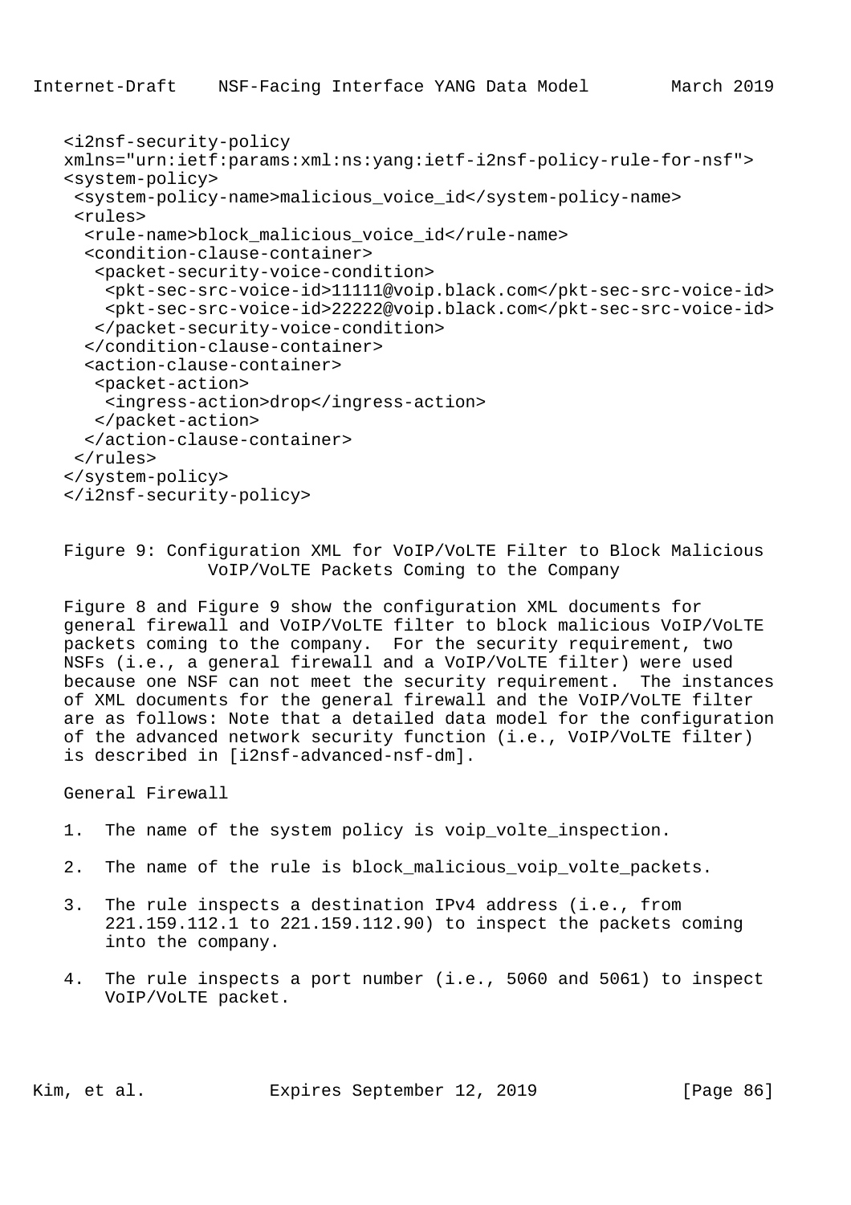```
<i2nsf-security-policy
xmlns="urn:ietf:params:xml:ns:yang:ietf-i2nsf-policy-rule-for-nsf">
<system-policy>
 <system-policy-name>malicious_voice_id</system-policy-name>
 <rules>
  <rule-name>block_malicious_voice_id</rule-name>
  <condition-clause-container>
   <packet-security-voice-condition>
    <pkt-sec-src-voice-id>11111@voip.black.com</pkt-sec-src-voice-id>
    <pkt-sec-src-voice-id>22222@voip.black.com</pkt-sec-src-voice-id>
   </packet-security-voice-condition>
  </condition-clause-container>
  <action-clause-container>
   <packet-action>
    <ingress-action>drop</ingress-action>
   </packet-action>
  </action-clause-container>
 </rules>
</system-policy>
</i2nsf-security-policy>
```

Figure 9: Configuration XML for VoIP/VoLTE Filter to Block Malicious VoIP/VoLTE Packets Coming to the Company

Figure 8 and Figure 9 show the configuration XML documents for general firewall and VoIP/VoLTE filter to block malicious VoIP/VoLTE packets coming to the company. For the security requirement, two NSFs (i.e., a general firewall and a VoIP/VoLTE filter) were used because one NSF can not meet the security requirement. The instances of XML documents for the general firewall and the VoIP/VoLTE filter are as follows: Note that a detailed data model for the configuration of the advanced network security function (i.e., VoIP/VoLTE filter) is described in [i2nsf-advanced-nsf-dm].

General Firewall

1. The name of the system policy is voip_volte_inspection.

2. The name of the rule is block_malicious_voip_volte_packets.

3. The rule inspects a destination IPv4 address (i.e., from 221.159.112.1 to 221.159.112.90) to inspect the packets coming into the company.

4. The rule inspects a port number (i.e., 5060 and 5061) to inspect VoIP/VoLTE packet.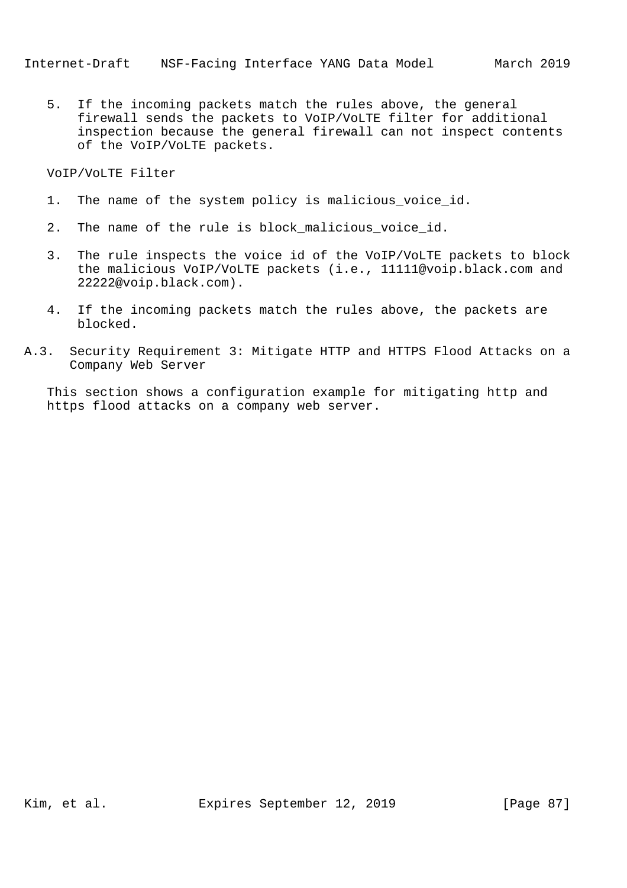5. If the incoming packets match the rules above, the general firewall sends the packets to VoIP/VoLTE filter for additional inspection because the general firewall can not inspect contents of the VoIP/VoLTE packets.

VoIP/VoLTE Filter

1. The name of the system policy is malicious_voice_id.

2. The name of the rule is block_malicious_voice_id.

3. The rule inspects the voice id of the VoIP/VoLTE packets to block the malicious VoIP/VoLTE packets (i.e., 11111@voip.black.com and 22222@voip.black.com).

4. If the incoming packets match the rules above, the packets are blocked.

## A.3. Security Requirement 3: Mitigate HTTP and HTTPS Flood Attacks on a Company Web Server

This section shows a configuration example for mitigating http and https flood attacks on a company web server.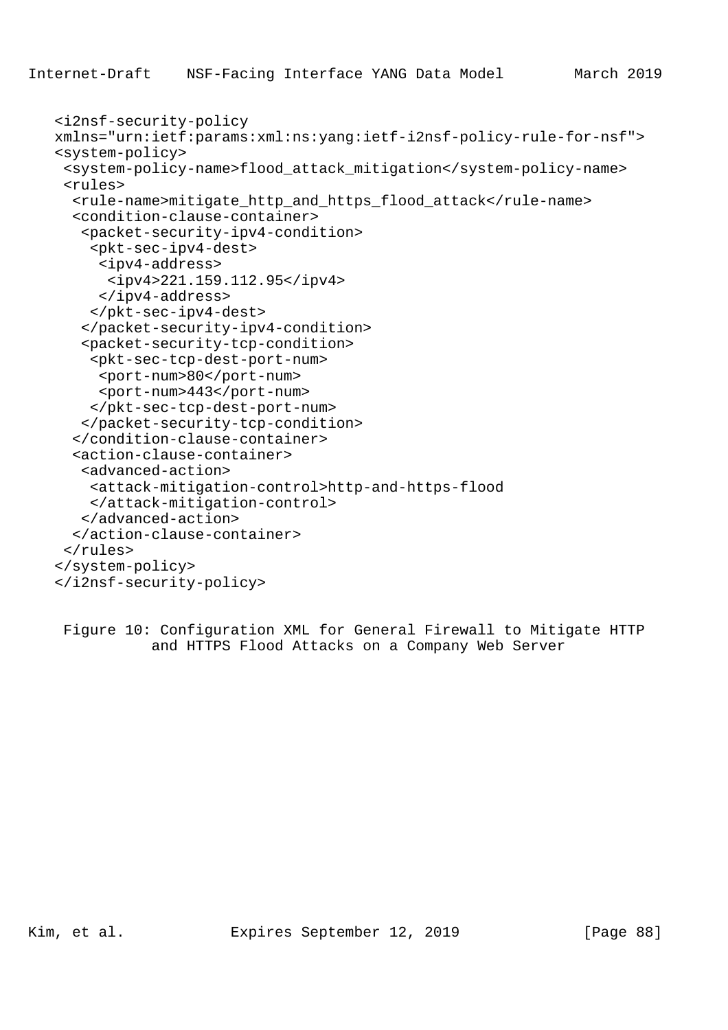```
<i2nsf-security-policy
xmlns="urn:ietf:params:xml:ns:yang:ietf-i2nsf-policy-rule-for-nsf">
<system-policy>
 <system-policy-name>flood_attack_mitigation</system-policy-name>
 <rules>
  <rule-name>mitigate_http_and_https_flood_attack</rule-name>
  <condition-clause-container>
   <packet-security-ipv4-condition>
    <pkt-sec-ipv4-dest>
     <ipv4-address>
      <ipv4>221.159.112.95</ipv4>
     </ipv4-address>
    </pkt-sec-ipv4-dest>
   </packet-security-ipv4-condition>
   <packet-security-tcp-condition>
    <pkt-sec-tcp-dest-port-num>
     <port-num>80</port-num>
     <port-num>443</port-num>
    </pkt-sec-tcp-dest-port-num>
   </packet-security-tcp-condition>
  </condition-clause-container>
  <action-clause-container>
   <advanced-action>
    <attack-mitigation-control>http-and-https-flood
    </attack-mitigation-control>
   </advanced-action>
  </action-clause-container>
 </rules>
</system-policy>
</i2nsf-security-policy>
```

Figure 10: Configuration XML for General Firewall to Mitigate HTTP and HTTPS Flood Attacks on a Company Web Server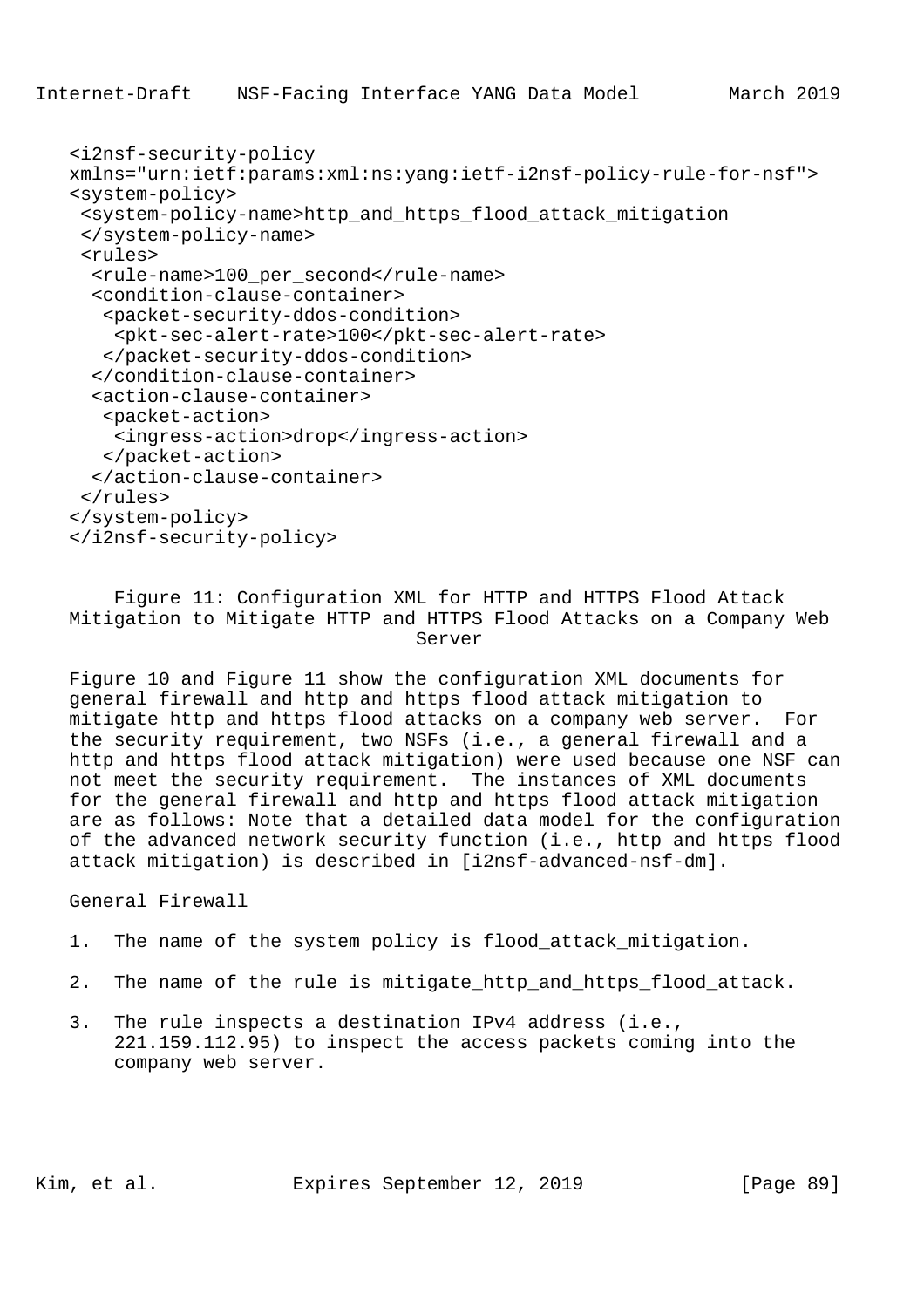```
<i2nsf-security-policy
xmlns="urn:ietf:params:xml:ns:yang:ietf-i2nsf-policy-rule-for-nsf">
<system-policy>
 <system-policy-name>http_and_https_flood_attack_mitigation
 </system-policy-name>
 <rules>
  <rule-name>100_per_second</rule-name>
  <condition-clause-container>
   <packet-security-ddos-condition>
    <pkt-sec-alert-rate>100</pkt-sec-alert-rate>
   </packet-security-ddos-condition>
  </condition-clause-container>
  <action-clause-container>
   <packet-action>
    <ingress-action>drop</ingress-action>
   </packet-action>
  </action-clause-container>
 </rules>
</system-policy>
</i2nsf-security-policy>
```

Figure 11: Configuration XML for HTTP and HTTPS Flood Attack Mitigation to Mitigate HTTP and HTTPS Flood Attacks on a Company Web Server

Figure 10 and Figure 11 show the configuration XML documents for general firewall and http and https flood attack mitigation to mitigate http and https flood attacks on a company web server. For the security requirement, two NSFs (i.e., a general firewall and a http and https flood attack mitigation) were used because one NSF can not meet the security requirement. The instances of XML documents for the general firewall and http and https flood attack mitigation are as follows: Note that a detailed data model for the configuration of the advanced network security function (i.e., http and https flood attack mitigation) is described in [i2nsf-advanced-nsf-dm].

General Firewall

1. The name of the system policy is flood_attack_mitigation.

2. The name of the rule is mitigate_http_and_https_flood_attack.

3. The rule inspects a destination IPv4 address (i.e., 221.159.112.95) to inspect the access packets coming into the company web server.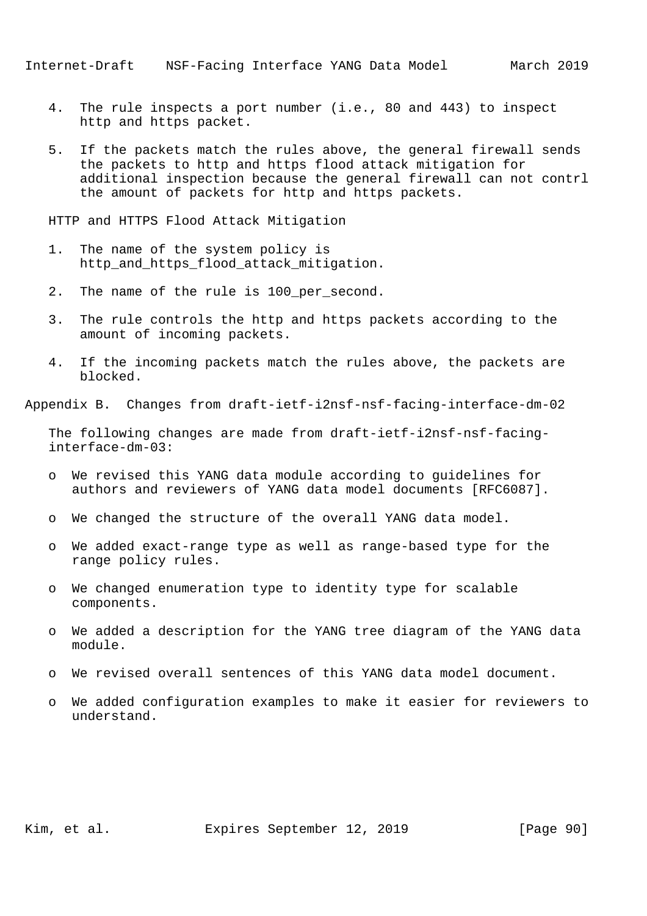4. The rule inspects a port number (i.e., 80 and 443) to inspect http and https packet.

5. If the packets match the rules above, the general firewall sends the packets to http and https flood attack mitigation for additional inspection because the general firewall can not contrl the amount of packets for http and https packets.

HTTP and HTTPS Flood Attack Mitigation

1. The name of the system policy is http_and_https_flood_attack_mitigation.

2. The name of the rule is 100_per_second.

3. The rule controls the http and https packets according to the amount of incoming packets.

4. If the incoming packets match the rules above, the packets are blocked.

## Appendix B. Changes from draft-ietf-i2nsf-nsf-facing-interface-dm-02

The following changes are made from draft-ietf-i2nsf-nsf-facing-interface-dm-03:

- We revised this YANG data module according to guidelines for authors and reviewers of YANG data model documents [RFC6087].
- We changed the structure of the overall YANG data model.
- We added exact-range type as well as range-based type for the range policy rules.
- We changed enumeration type to identity type for scalable components.
- We added a description for the YANG tree diagram of the YANG data module.
- We revised overall sentences of this YANG data model document.
- We added configuration examples to make it easier for reviewers to understand.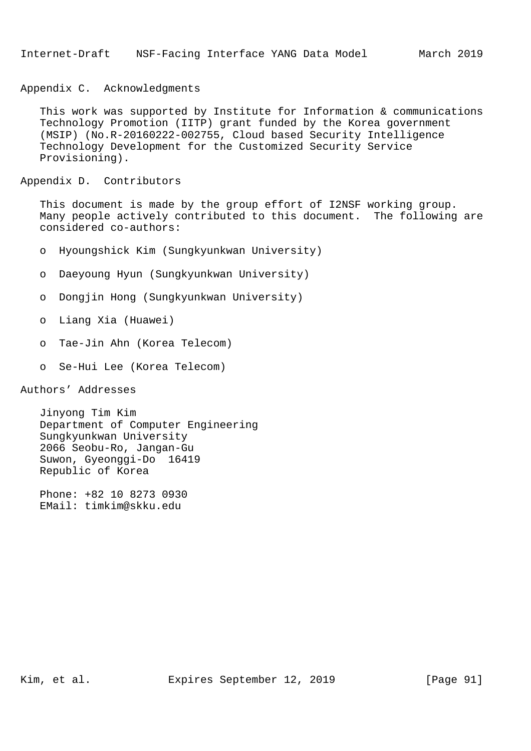## Appendix C. Acknowledgments

This work was supported by Institute for Information & communications Technology Promotion (IITP) grant funded by the Korea government (MSIP) (No.R-20160222-002755, Cloud based Security Intelligence Technology Development for the Customized Security Service Provisioning).

## Appendix D. Contributors

This document is made by the group effort of I2NSF working group. Many people actively contributed to this document. The following are considered co-authors:

- Hyoungshick Kim (Sungkyunkwan University)
- Daeyoung Hyun (Sungkyunkwan University)
- Dongjin Hong (Sungkyunkwan University)
- Liang Xia (Huawei)
- Tae-Jin Ahn (Korea Telecom)
- Se-Hui Lee (Korea Telecom)

## Authors' Addresses

Jinyong Tim Kim
Department of Computer Engineering
Sungkyunkwan University
2066 Seobu-Ro, Jangan-Gu
Suwon, Gyeonggi-Do  16419
Republic of Korea

Phone: +82 10 8273 0930
EMail: timkim@skku.edu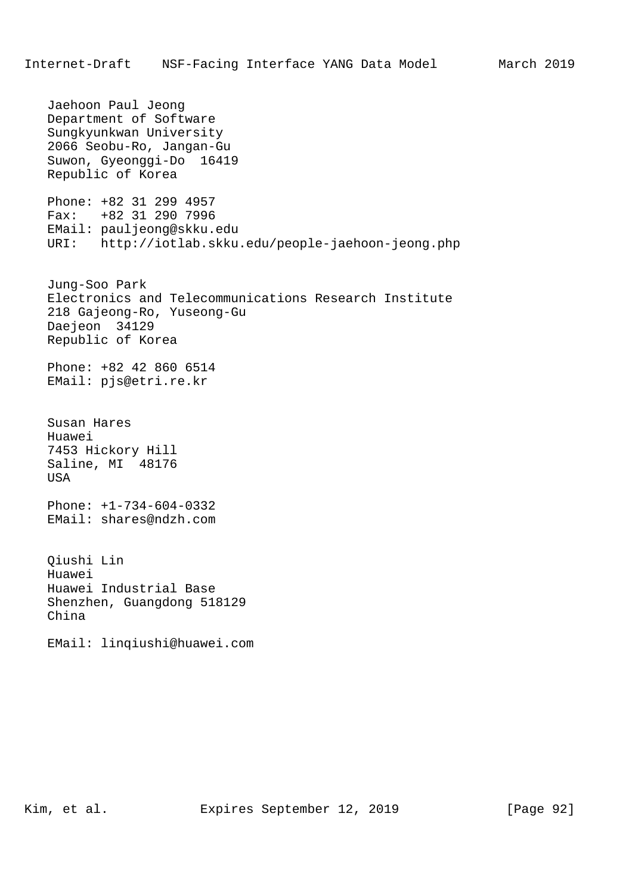Jaehoon Paul Jeong
Department of Software
Sungkyunkwan University
2066 Seobu-Ro, Jangan-Gu
Suwon, Gyeonggi-Do  16419
Republic of Korea

Phone: +82 31 299 4957
Fax:   +82 31 290 7996
EMail: pauljeong@skku.edu
URI:   http://iotlab.skku.edu/people-jaehoon-jeong.php

Jung-Soo Park
Electronics and Telecommunications Research Institute
218 Gajeong-Ro, Yuseong-Gu
Daejeon  34129
Republic of Korea

Phone: +82 42 860 6514
EMail: pjs@etri.re.kr

Susan Hares
Huawei
7453 Hickory Hill
Saline, MI  48176
USA

Phone: +1-734-604-0332
EMail: shares@ndzh.com

Qiushi Lin
Huawei
Huawei Industrial Base
Shenzhen, Guangdong 518129
China

EMail: linqiushi@huawei.com